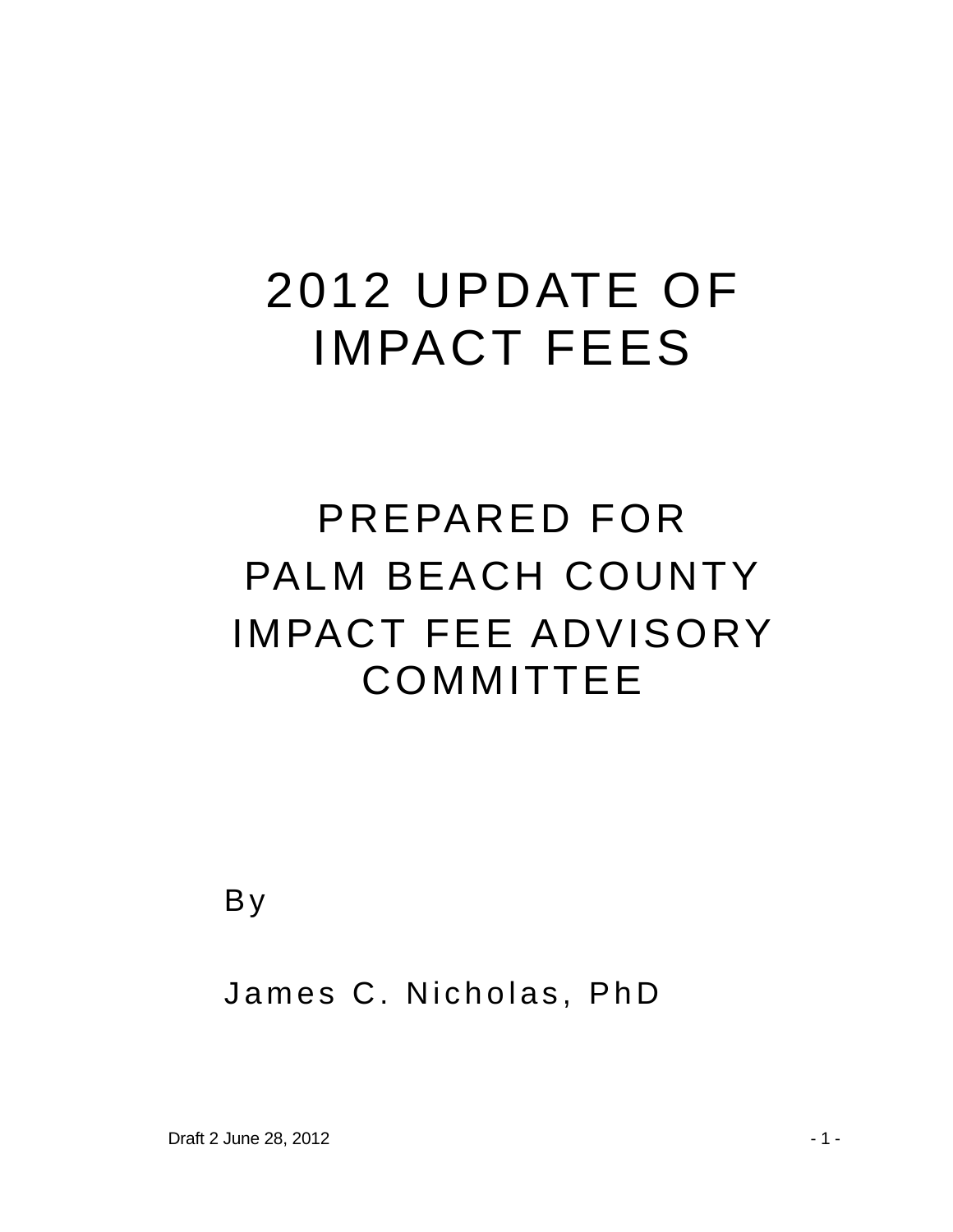# 2012 UPDATE OF IMPACT FEES

## PREPARED FOR PALM BEACH COUNTY IMPACT FEE ADVISORY COMMITTEE

By

James C. Nicholas, PhD

Draft 2 June 28, 2012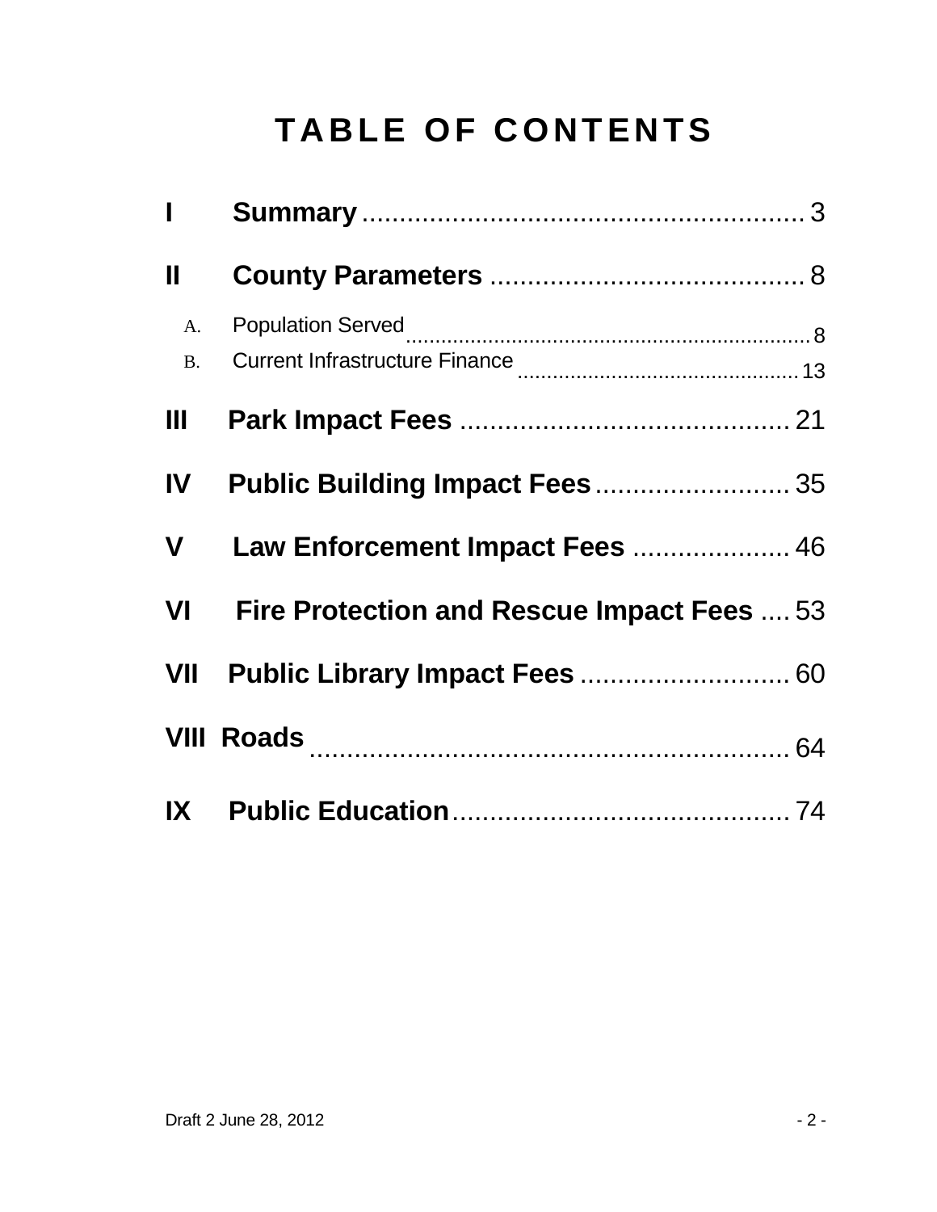# TABLE OF CONTENTS

**I Summary** ........................................................ 3

**II County Parameters** .......................................... 8

- A. Population Served ........................................................ 8
- B. Current Infrastructure Finance ............................................ 13

**III Park Impact Fees** ............................................ 21

**IV Public Building Impact Fees** .......................... 35

**V Law Enforcement Impact Fees** ..................... 46

**VI Fire Protection and Rescue Impact Fees** .... 53

**VII Public Library Impact Fees** ............................ 60

**VIII Roads** ................................................................ 64

**IX Public Education** ............................................. 74

Draft 2 June 28, 2012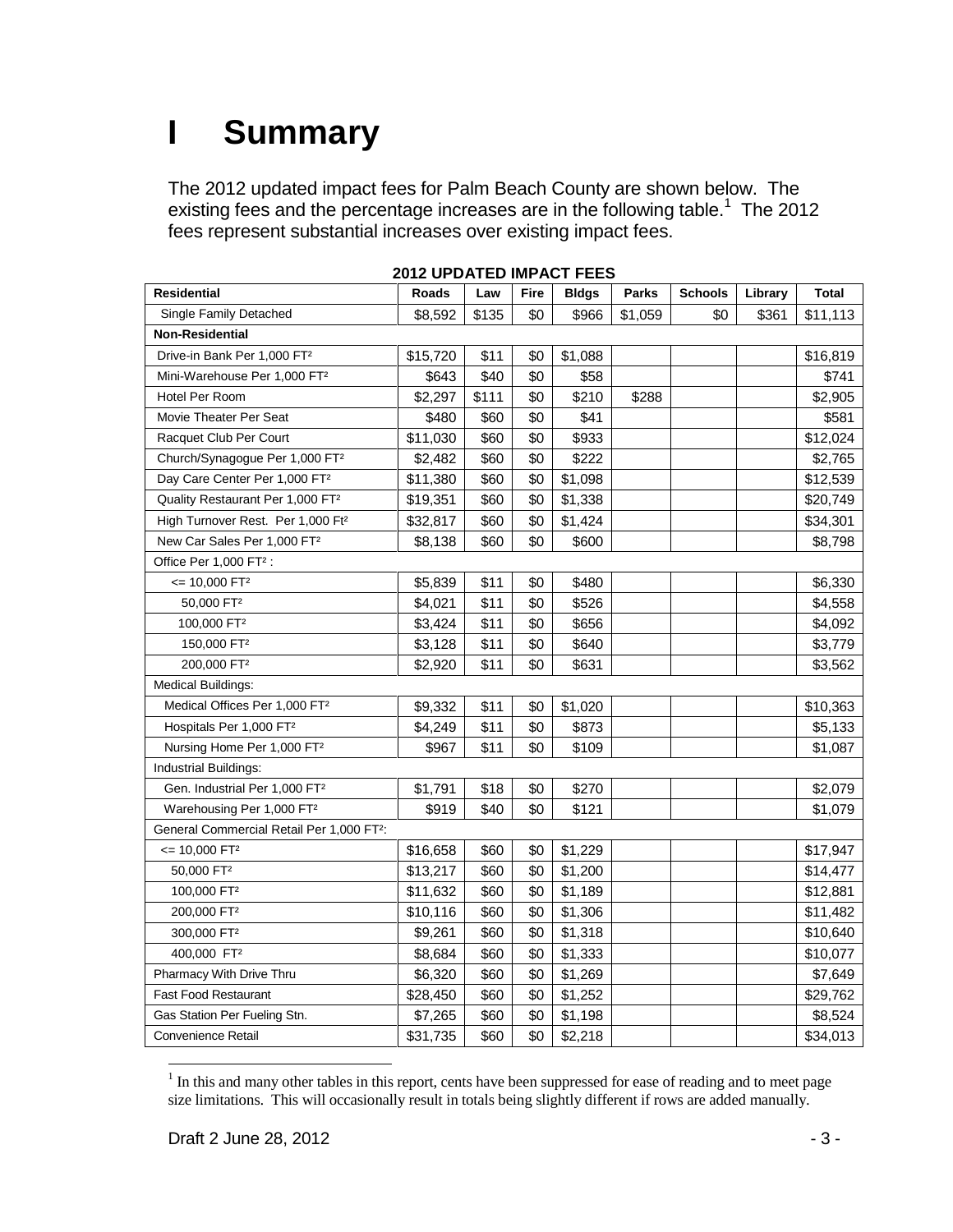# I Summary

The 2012 updated impact fees for Palm Beach County are shown below. The existing fees and the percentage increases are in the following table.[1] The 2012 fees represent substantial increases over existing impact fees.

**2012 UPDATED IMPACT FEES**

| Residential | Roads | Law | Fire | Bldgs | Parks | Schools | Library | Total |
|---|---|---|---|---|---|---|---|---|
| Single Family Detached | $8,592 | $135 | $0 | $966 | $1,059 | $0 | $361 | $11,113 |
| **Non-Residential** | | | | | | | | |
| Drive-in Bank Per 1,000 FT² | $15,720 | $11 | $0 | $1,088 | | | | $16,819 |
| Mini-Warehouse Per 1,000 FT² | $643 | $40 | $0 | $58 | | | | $741 |
| Hotel Per Room | $2,297 | $111 | $0 | $210 | $288 | | | $2,905 |
| Movie Theater Per Seat | $480 | $60 | $0 | $41 | | | | $581 |
| Racquet Club Per Court | $11,030 | $60 | $0 | $933 | | | | $12,024 |
| Church/Synagogue Per 1,000 FT² | $2,482 | $60 | $0 | $222 | | | | $2,765 |
| Day Care Center Per 1,000 FT² | $11,380 | $60 | $0 | $1,098 | | | | $12,539 |
| Quality Restaurant Per 1,000 FT² | $19,351 | $60 | $0 | $1,338 | | | | $20,749 |
| High Turnover Rest. Per 1,000 Ft² | $32,817 | $60 | $0 | $1,424 | | | | $34,301 |
| New Car Sales Per 1,000 FT² | $8,138 | $60 | $0 | $600 | | | | $8,798 |
| Office Per 1,000 FT² : | | | | | | | | |
| <= 10,000 FT² | $5,839 | $11 | $0 | $480 | | | | $6,330 |
| 50,000 FT² | $4,021 | $11 | $0 | $526 | | | | $4,558 |
| 100,000 FT² | $3,424 | $11 | $0 | $656 | | | | $4,092 |
| 150,000 FT² | $3,128 | $11 | $0 | $640 | | | | $3,779 |
| 200,000 FT² | $2,920 | $11 | $0 | $631 | | | | $3,562 |
| Medical Buildings: | | | | | | | | |
| Medical Offices Per 1,000 FT² | $9,332 | $11 | $0 | $1,020 | | | | $10,363 |
| Hospitals Per 1,000 FT² | $4,249 | $11 | $0 | $873 | | | | $5,133 |
| Nursing Home Per 1,000 FT² | $967 | $11 | $0 | $109 | | | | $1,087 |
| Industrial Buildings: | | | | | | | | |
| Gen. Industrial Per 1,000 FT² | $1,791 | $18 | $0 | $270 | | | | $2,079 |
| Warehousing Per 1,000 FT² | $919 | $40 | $0 | $121 | | | | $1,079 |
| General Commercial Retail Per 1,000 FT²: | | | | | | | | |
| <= 10,000 FT² | $16,658 | $60 | $0 | $1,229 | | | | $17,947 |
| 50,000 FT² | $13,217 | $60 | $0 | $1,200 | | | | $14,477 |
| 100,000 FT² | $11,632 | $60 | $0 | $1,189 | | | | $12,881 |
| 200,000 FT² | $10,116 | $60 | $0 | $1,306 | | | | $11,482 |
| 300,000 FT² | $9,261 | $60 | $0 | $1,318 | | | | $10,640 |
| 400,000 FT² | $8,684 | $60 | $0 | $1,333 | | | | $10,077 |
| Pharmacy With Drive Thru | $6,320 | $60 | $0 | $1,269 | | | | $7,649 |
| Fast Food Restaurant | $28,450 | $60 | $0 | $1,252 | | | | $29,762 |
| Gas Station Per Fueling Stn. | $7,265 | $60 | $0 | $1,198 | | | | $8,524 |
| Convenience Retail | $31,735 | $60 | $0 | $2,218 | | | | $34,013 |

[1] In this and many other tables in this report, cents have been suppressed for ease of reading and to meet page size limitations. This will occasionally result in totals being slightly different if rows are added manually.

Draft 2 June 28, 2012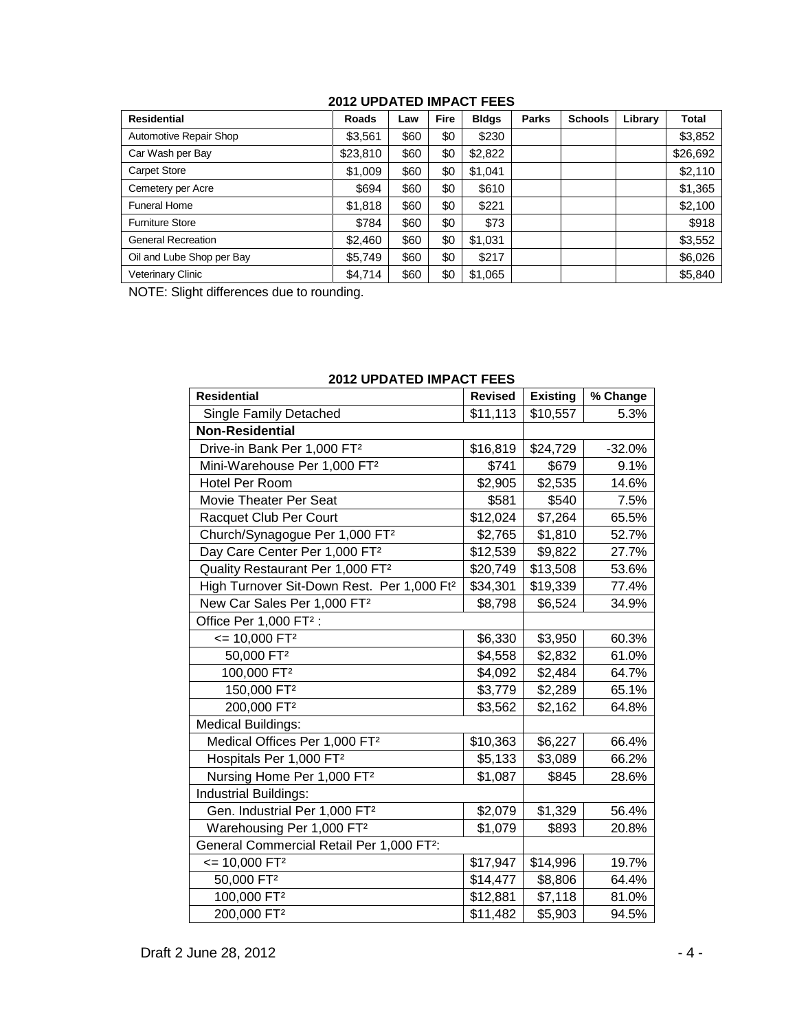**2012 UPDATED IMPACT FEES**

| Residential | Roads | Law | Fire | Bldgs | Parks | Schools | Library | Total |
|---|---|---|---|---|---|---|---|---|
| Automotive Repair Shop | \$3,561 | \$60 | \$0 | \$230 | | | | \$3,852 |
| Car Wash per Bay | \$23,810 | \$60 | \$0 | \$2,822 | | | | \$26,692 |
| Carpet Store | \$1,009 | \$60 | \$0 | \$1,041 | | | | \$2,110 |
| Cemetery per Acre | \$694 | \$60 | \$0 | \$610 | | | | \$1,365 |
| Funeral Home | \$1,818 | \$60 | \$0 | \$221 | | | | \$2,100 |
| Furniture Store | \$784 | \$60 | \$0 | \$73 | | | | \$918 |
| General Recreation | \$2,460 | \$60 | \$0 | \$1,031 | | | | \$3,552 |
| Oil and Lube Shop per Bay | \$5,749 | \$60 | \$0 | \$217 | | | | \$6,026 |
| Veterinary Clinic | \$4,714 | \$60 | \$0 | \$1,065 | | | | \$5,840 |

NOTE: Slight differences due to rounding.

**2012 UPDATED IMPACT FEES**

| Residential | Revised | Existing | % Change |
|---|---|---|---|
| Single Family Detached | \$11,113 | \$10,557 | 5.3% |
| **Non-Residential** | | | |
| Drive-in Bank Per 1,000 FT² | \$16,819 | \$24,729 | -32.0% |
| Mini-Warehouse Per 1,000 FT² | \$741 | \$679 | 9.1% |
| Hotel Per Room | \$2,905 | \$2,535 | 14.6% |
| Movie Theater Per Seat | \$581 | \$540 | 7.5% |
| Racquet Club Per Court | \$12,024 | \$7,264 | 65.5% |
| Church/Synagogue Per 1,000 FT² | \$2,765 | \$1,810 | 52.7% |
| Day Care Center Per 1,000 FT² | \$12,539 | \$9,822 | 27.7% |
| Quality Restaurant Per 1,000 FT² | \$20,749 | \$13,508 | 53.6% |
| High Turnover Sit-Down Rest. Per 1,000 Ft² | \$34,301 | \$19,339 | 77.4% |
| New Car Sales Per 1,000 FT² | \$8,798 | \$6,524 | 34.9% |
| Office Per 1,000 FT² : | | | |
| <= 10,000 FT² | \$6,330 | \$3,950 | 60.3% |
| 50,000 FT² | \$4,558 | \$2,832 | 61.0% |
| 100,000 FT² | \$4,092 | \$2,484 | 64.7% |
| 150,000 FT² | \$3,779 | \$2,289 | 65.1% |
| 200,000 FT² | \$3,562 | \$2,162 | 64.8% |
| Medical Buildings: | | | |
| Medical Offices Per 1,000 FT² | \$10,363 | \$6,227 | 66.4% |
| Hospitals Per 1,000 FT² | \$5,133 | \$3,089 | 66.2% |
| Nursing Home Per 1,000 FT² | \$1,087 | \$845 | 28.6% |
| Industrial Buildings: | | | |
| Gen. Industrial Per 1,000 FT² | \$2,079 | \$1,329 | 56.4% |
| Warehousing Per 1,000 FT² | \$1,079 | \$893 | 20.8% |
| General Commercial Retail Per 1,000 FT²: | | | |
| <= 10,000 FT² | \$17,947 | \$14,996 | 19.7% |
| 50,000 FT² | \$14,477 | \$8,806 | 64.4% |
| 100,000 FT² | \$12,881 | \$7,118 | 81.0% |
| 200,000 FT² | \$11,482 | \$5,903 | 94.5% |

Draft 2 June 28, 2012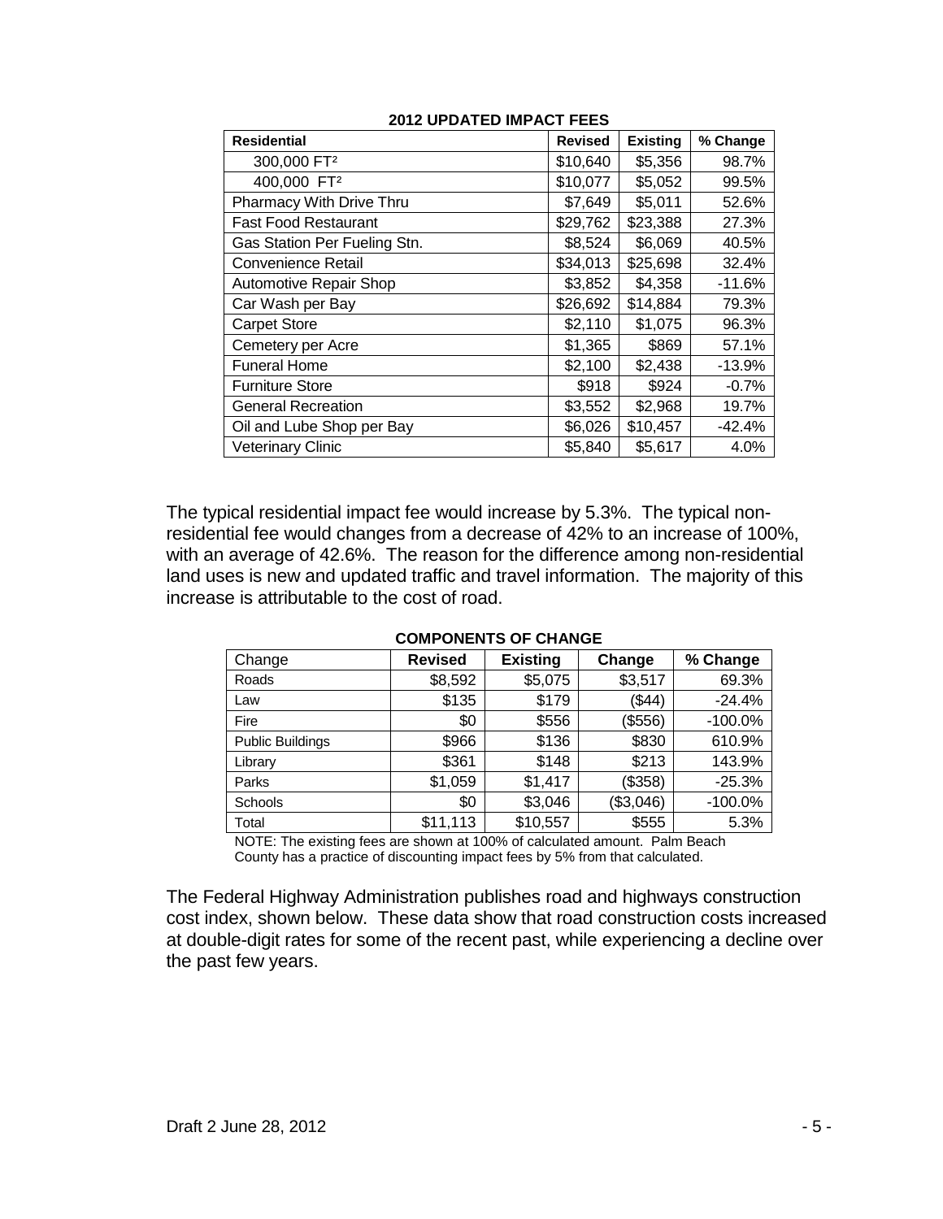**2012 UPDATED IMPACT FEES**

| Residential | Revised | Existing | % Change |
|---|---|---|---|
| 300,000 FT² | $10,640 | $5,356 | 98.7% |
| 400,000 FT² | $10,077 | $5,052 | 99.5% |
| Pharmacy With Drive Thru | $7,649 | $5,011 | 52.6% |
| Fast Food Restaurant | $29,762 | $23,388 | 27.3% |
| Gas Station Per Fueling Stn. | $8,524 | $6,069 | 40.5% |
| Convenience Retail | $34,013 | $25,698 | 32.4% |
| Automotive Repair Shop | $3,852 | $4,358 | -11.6% |
| Car Wash per Bay | $26,692 | $14,884 | 79.3% |
| Carpet Store | $2,110 | $1,075 | 96.3% |
| Cemetery per Acre | $1,365 | $869 | 57.1% |
| Funeral Home | $2,100 | $2,438 | -13.9% |
| Furniture Store | $918 | $924 | -0.7% |
| General Recreation | $3,552 | $2,968 | 19.7% |
| Oil and Lube Shop per Bay | $6,026 | $10,457 | -42.4% |
| Veterinary Clinic | $5,840 | $5,617 | 4.0% |

The typical residential impact fee would increase by 5.3%. The typical non-residential fee would changes from a decrease of 42% to an increase of 100%, with an average of 42.6%. The reason for the difference among non-residential land uses is new and updated traffic and travel information. The majority of this increase is attributable to the cost of road.

**COMPONENTS OF CHANGE**

| Change | Revised | Existing | Change | % Change |
|---|---|---|---|---|
| Roads | $8,592 | $5,075 | $3,517 | 69.3% |
| Law | $135 | $179 | ($44) | -24.4% |
| Fire | $0 | $556 | ($556) | -100.0% |
| Public Buildings | $966 | $136 | $830 | 610.9% |
| Library | $361 | $148 | $213 | 143.9% |
| Parks | $1,059 | $1,417 | ($358) | -25.3% |
| Schools | $0 | $3,046 | ($3,046) | -100.0% |
| Total | $11,113 | $10,557 | $555 | 5.3% |

NOTE: The existing fees are shown at 100% of calculated amount. Palm Beach County has a practice of discounting impact fees by 5% from that calculated.

The Federal Highway Administration publishes road and highways construction cost index, shown below. These data show that road construction costs increased at double-digit rates for some of the recent past, while experiencing a decline over the past few years.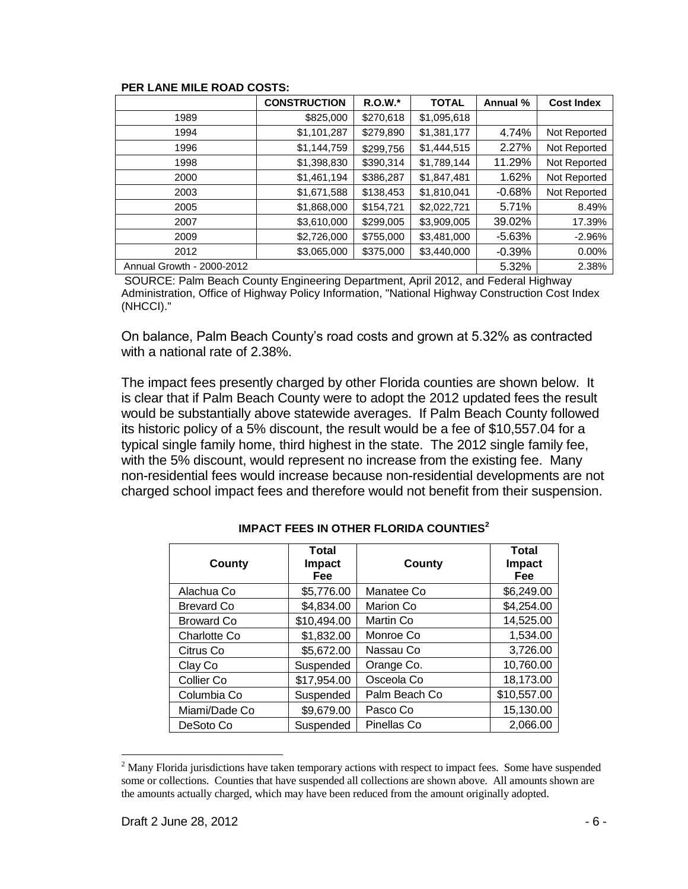**PER LANE MILE ROAD COSTS:**

| | CONSTRUCTION | R.O.W.* | TOTAL | Annual % | Cost Index |
|---|---|---|---|---|---|
| 1989 | $825,000 | $270,618 | $1,095,618 | | |
| 1994 | $1,101,287 | $279,890 | $1,381,177 | 4.74% | Not Reported |
| 1996 | $1,144,759 | $299,756 | $1,444,515 | 2.27% | Not Reported |
| 1998 | $1,398,830 | $390,314 | $1,789,144 | 11.29% | Not Reported |
| 2000 | $1,461,194 | $386,287 | $1,847,481 | 1.62% | Not Reported |
| 2003 | $1,671,588 | $138,453 | $1,810,041 | -0.68% | Not Reported |
| 2005 | $1,868,000 | $154,721 | $2,022,721 | 5.71% | 8.49% |
| 2007 | $3,610,000 | $299,005 | $3,909,005 | 39.02% | 17.39% |
| 2009 | $2,726,000 | $755,000 | $3,481,000 | -5.63% | -2.96% |
| 2012 | $3,065,000 | $375,000 | $3,440,000 | -0.39% | 0.00% |
| Annual Growth - 2000-2012 | | | | 5.32% | 2.38% |

SOURCE: Palm Beach County Engineering Department, April 2012, and Federal Highway Administration, Office of Highway Policy Information, "National Highway Construction Cost Index (NHCCI)."

On balance, Palm Beach County's road costs and grown at 5.32% as contracted with a national rate of 2.38%.

The impact fees presently charged by other Florida counties are shown below. It is clear that if Palm Beach County were to adopt the 2012 updated fees the result would be substantially above statewide averages. If Palm Beach County followed its historic policy of a 5% discount, the result would be a fee of $10,557.04 for a typical single family home, third highest in the state. The 2012 single family fee, with the 5% discount, would represent no increase from the existing fee. Many non-residential fees would increase because non-residential developments are not charged school impact fees and therefore would not benefit from their suspension.

**IMPACT FEES IN OTHER FLORIDA COUNTIES[2]**

| County | Total Impact Fee | County | Total Impact Fee |
|---|---|---|---|
| Alachua Co | $5,776.00 | Manatee Co | $6,249.00 |
| Brevard Co | $4,834.00 | Marion Co | $4,254.00 |
| Broward Co | $10,494.00 | Martin Co | 14,525.00 |
| Charlotte Co | $1,832.00 | Monroe Co | 1,534.00 |
| Citrus Co | $5,672.00 | Nassau Co | 3,726.00 |
| Clay Co | Suspended | Orange Co. | 10,760.00 |
| Collier Co | $17,954.00 | Osceola Co | 18,173.00 |
| Columbia Co | Suspended | Palm Beach Co | $10,557.00 |
| Miami/Dade Co | $9,679.00 | Pasco Co | 15,130.00 |
| DeSoto Co | Suspended | Pinellas Co | 2,066.00 |

[2] Many Florida jurisdictions have taken temporary actions with respect to impact fees. Some have suspended some or collections. Counties that have suspended all collections are shown above. All amounts shown are the amounts actually charged, which may have been reduced from the amount originally adopted.

Draft 2 June 28, 2012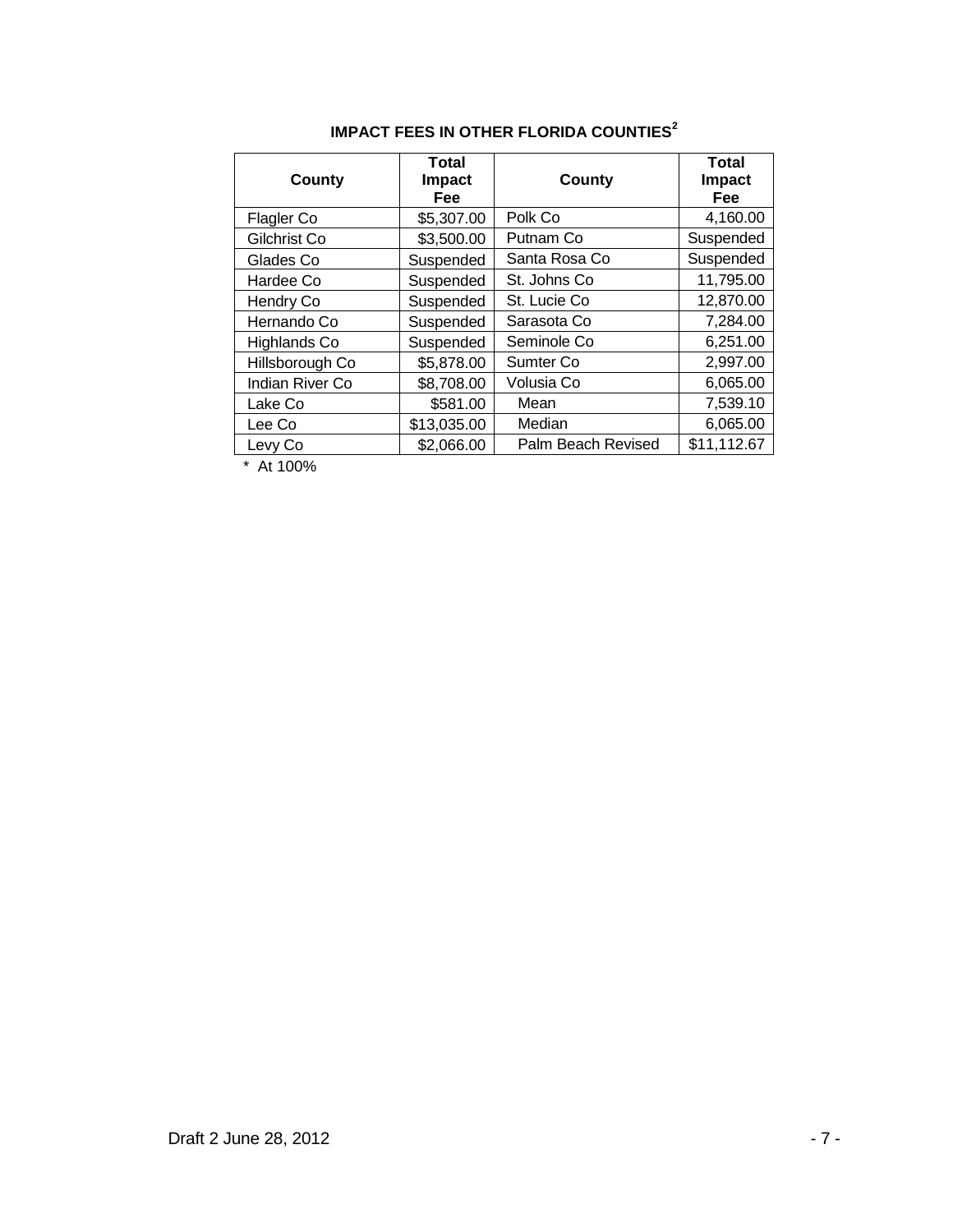**IMPACT FEES IN OTHER FLORIDA COUNTIES[2]**

| County | Total Impact Fee | County | Total Impact Fee |
|---|---|---|---|
| Flagler Co | $5,307.00 | Polk Co | 4,160.00 |
| Gilchrist Co | $3,500.00 | Putnam Co | Suspended |
| Glades Co | Suspended | Santa Rosa Co | Suspended |
| Hardee Co | Suspended | St. Johns Co | 11,795.00 |
| Hendry Co | Suspended | St. Lucie Co | 12,870.00 |
| Hernando Co | Suspended | Sarasota Co | 7,284.00 |
| Highlands Co | Suspended | Seminole Co | 6,251.00 |
| Hillsborough Co | $5,878.00 | Sumter Co | 2,997.00 |
| Indian River Co | $8,708.00 | Volusia Co | 6,065.00 |
| Lake Co | $581.00 | Mean | 7,539.10 |
| Lee Co | $13,035.00 | Median | 6,065.00 |
| Levy Co | $2,066.00 | Palm Beach Revised | $11,112.67 |

\* At 100%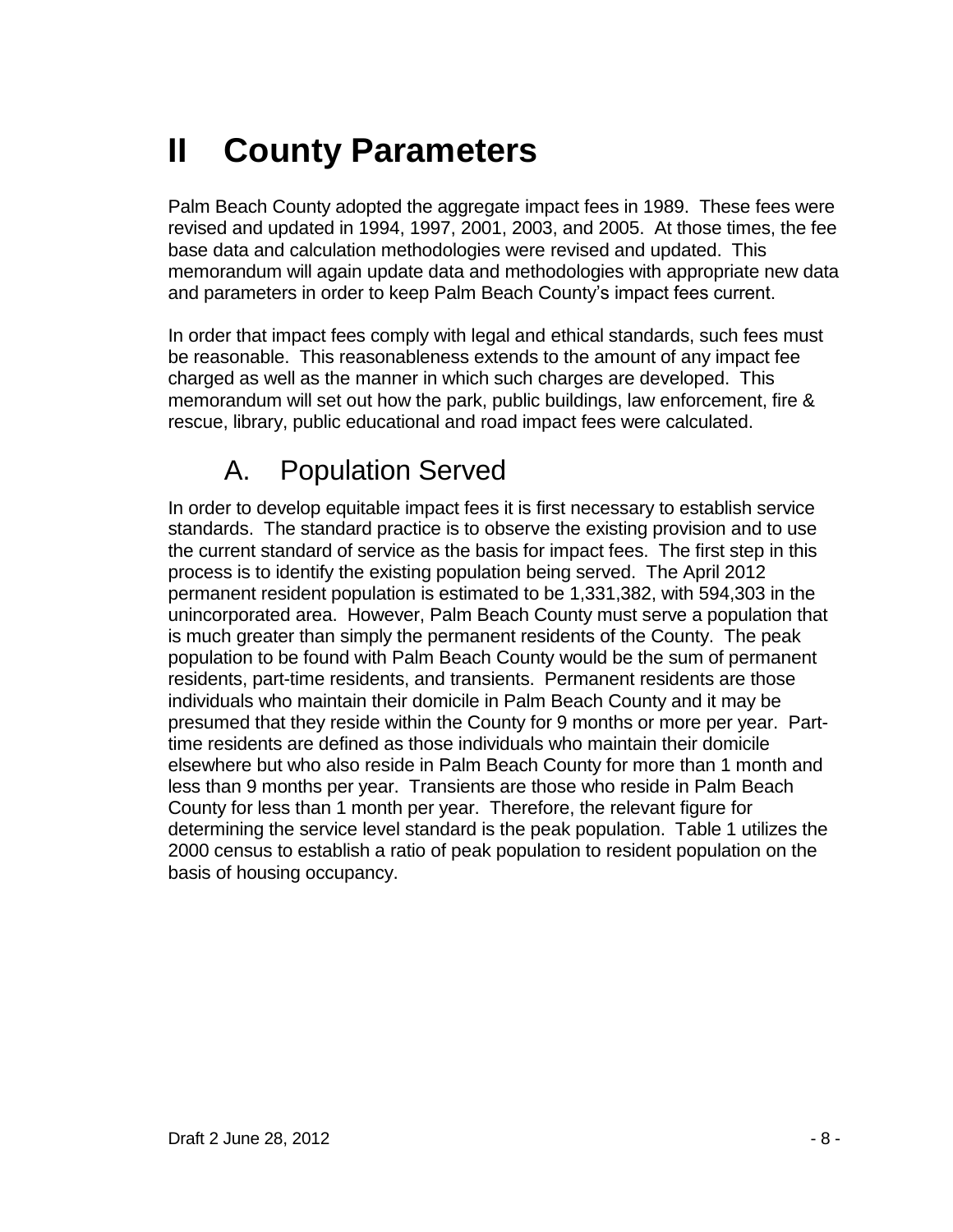# II County Parameters

Palm Beach County adopted the aggregate impact fees in 1989. These fees were revised and updated in 1994, 1997, 2001, 2003, and 2005. At those times, the fee base data and calculation methodologies were revised and updated. This memorandum will again update data and methodologies with appropriate new data and parameters in order to keep Palm Beach County's impact fees current.

In order that impact fees comply with legal and ethical standards, such fees must be reasonable. This reasonableness extends to the amount of any impact fee charged as well as the manner in which such charges are developed. This memorandum will set out how the park, public buildings, law enforcement, fire & rescue, library, public educational and road impact fees were calculated.

## A. Population Served

In order to develop equitable impact fees it is first necessary to establish service standards. The standard practice is to observe the existing provision and to use the current standard of service as the basis for impact fees. The first step in this process is to identify the existing population being served. The April 2012 permanent resident population is estimated to be 1,331,382, with 594,303 in the unincorporated area. However, Palm Beach County must serve a population that is much greater than simply the permanent residents of the County. The peak population to be found with Palm Beach County would be the sum of permanent residents, part-time residents, and transients. Permanent residents are those individuals who maintain their domicile in Palm Beach County and it may be presumed that they reside within the County for 9 months or more per year. Part-time residents are defined as those individuals who maintain their domicile elsewhere but who also reside in Palm Beach County for more than 1 month and less than 9 months per year. Transients are those who reside in Palm Beach County for less than 1 month per year. Therefore, the relevant figure for determining the service level standard is the peak population. Table 1 utilizes the 2000 census to establish a ratio of peak population to resident population on the basis of housing occupancy.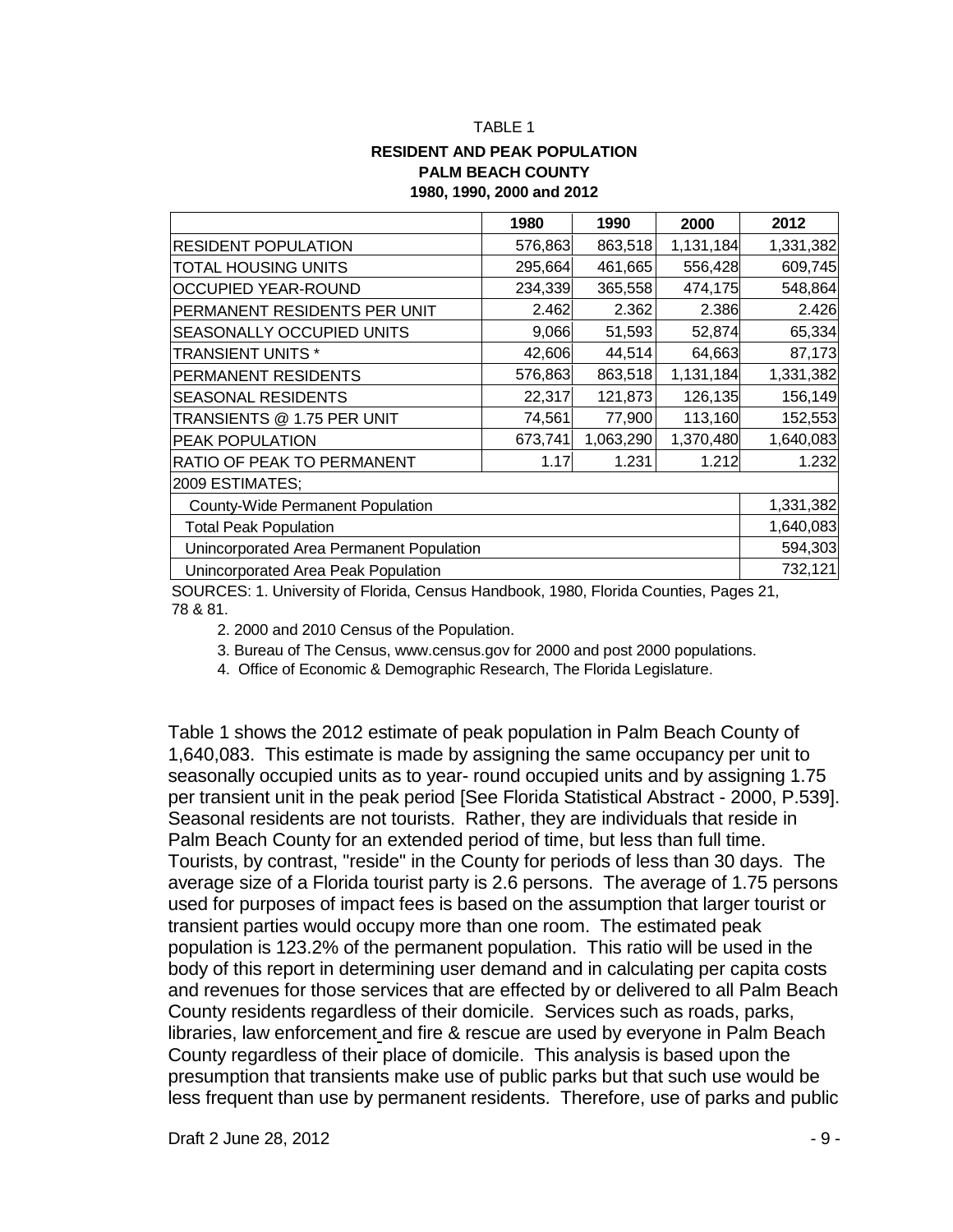TABLE 1

**RESIDENT AND PEAK POPULATION**
**PALM BEACH COUNTY**
**1980, 1990, 2000 and 2012**

| | 1980 | 1990 | 2000 | 2012 |
|---|---|---|---|---|
| RESIDENT POPULATION | 576,863 | 863,518 | 1,131,184 | 1,331,382 |
| TOTAL HOUSING UNITS | 295,664 | 461,665 | 556,428 | 609,745 |
| OCCUPIED YEAR-ROUND | 234,339 | 365,558 | 474,175 | 548,864 |
| PERMANENT RESIDENTS PER UNIT | 2.462 | 2.362 | 2.386 | 2.426 |
| SEASONALLY OCCUPIED UNITS | 9,066 | 51,593 | 52,874 | 65,334 |
| TRANSIENT UNITS * | 42,606 | 44,514 | 64,663 | 87,173 |
| PERMANENT RESIDENTS | 576,863 | 863,518 | 1,131,184 | 1,331,382 |
| SEASONAL RESIDENTS | 22,317 | 121,873 | 126,135 | 156,149 |
| TRANSIENTS @ 1.75 PER UNIT | 74,561 | 77,900 | 113,160 | 152,553 |
| PEAK POPULATION | 673,741 | 1,063,290 | 1,370,480 | 1,640,083 |
| RATIO OF PEAK TO PERMANENT | 1.17 | 1.231 | 1.212 | 1.232 |
| 2009 ESTIMATES; | | | | |
| County-Wide Permanent Population | | | | 1,331,382 |
| Total Peak Population | | | | 1,640,083 |
| Unincorporated Area Permanent Population | | | | 594,303 |
| Unincorporated Area Peak Population | | | | 732,121 |

SOURCES: 1. University of Florida, Census Handbook, 1980, Florida Counties, Pages 21, 78 & 81.

2. 2000 and 2010 Census of the Population.

3. Bureau of The Census, www.census.gov for 2000 and post 2000 populations.

4. Office of Economic & Demographic Research, The Florida Legislature.

Table 1 shows the 2012 estimate of peak population in Palm Beach County of 1,640,083. This estimate is made by assigning the same occupancy per unit to seasonally occupied units as to year- round occupied units and by assigning 1.75 per transient unit in the peak period [See Florida Statistical Abstract - 2000, P.539]. Seasonal residents are not tourists. Rather, they are individuals that reside in Palm Beach County for an extended period of time, but less than full time. Tourists, by contrast, "reside" in the County for periods of less than 30 days. The average size of a Florida tourist party is 2.6 persons. The average of 1.75 persons used for purposes of impact fees is based on the assumption that larger tourist or transient parties would occupy more than one room. The estimated peak population is 123.2% of the permanent population. This ratio will be used in the body of this report in determining user demand and in calculating per capita costs and revenues for those services that are effected by or delivered to all Palm Beach County residents regardless of their domicile. Services such as roads, parks, libraries, law enforcement and fire & rescue are used by everyone in Palm Beach County regardless of their place of domicile. This analysis is based upon the presumption that transients make use of public parks but that such use would be less frequent than use by permanent residents. Therefore, use of parks and public

Draft 2 June 28, 2012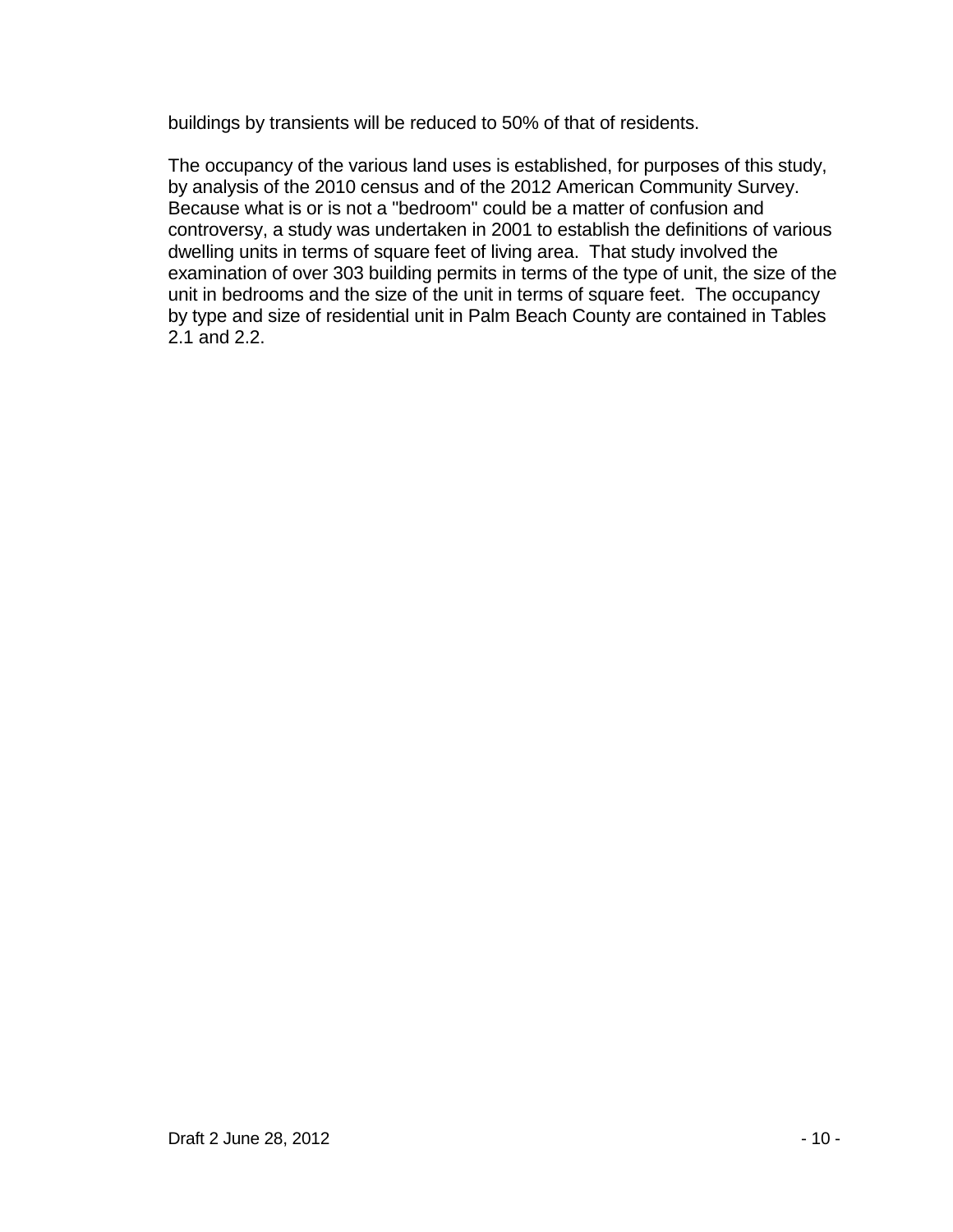buildings by transients will be reduced to 50% of that of residents.

The occupancy of the various land uses is established, for purposes of this study, by analysis of the 2010 census and of the 2012 American Community Survey. Because what is or is not a "bedroom" could be a matter of confusion and controversy, a study was undertaken in 2001 to establish the definitions of various dwelling units in terms of square feet of living area. That study involved the examination of over 303 building permits in terms of the type of unit, the size of the unit in bedrooms and the size of the unit in terms of square feet. The occupancy by type and size of residential unit in Palm Beach County are contained in Tables 2.1 and 2.2.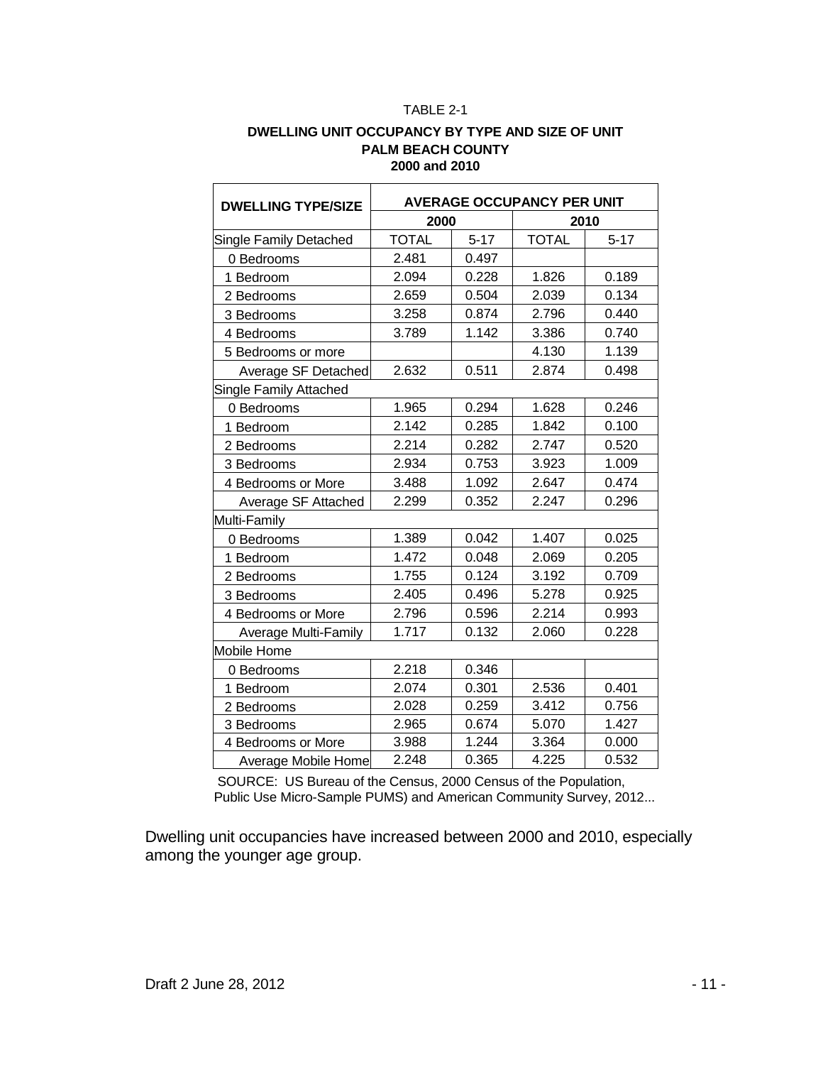TABLE 2-1

**DWELLING UNIT OCCUPANCY BY TYPE AND SIZE OF UNIT**
**PALM BEACH COUNTY**
**2000 and 2010**

| DWELLING TYPE/SIZE | AVERAGE OCCUPANCY PER UNIT | | | |
|---|---|---|---|---|
| | 2000 | | 2010 | |
| Single Family Detached | TOTAL | 5-17 | TOTAL | 5-17 |
| 0 Bedrooms | 2.481 | 0.497 | | |
| 1 Bedroom | 2.094 | 0.228 | 1.826 | 0.189 |
| 2 Bedrooms | 2.659 | 0.504 | 2.039 | 0.134 |
| 3 Bedrooms | 3.258 | 0.874 | 2.796 | 0.440 |
| 4 Bedrooms | 3.789 | 1.142 | 3.386 | 0.740 |
| 5 Bedrooms or more | | | 4.130 | 1.139 |
| Average SF Detached | 2.632 | 0.511 | 2.874 | 0.498 |
| Single Family Attached | | | | |
| 0 Bedrooms | 1.965 | 0.294 | 1.628 | 0.246 |
| 1 Bedroom | 2.142 | 0.285 | 1.842 | 0.100 |
| 2 Bedrooms | 2.214 | 0.282 | 2.747 | 0.520 |
| 3 Bedrooms | 2.934 | 0.753 | 3.923 | 1.009 |
| 4 Bedrooms or More | 3.488 | 1.092 | 2.647 | 0.474 |
| Average SF Attached | 2.299 | 0.352 | 2.247 | 0.296 |
| Multi-Family | | | | |
| 0 Bedrooms | 1.389 | 0.042 | 1.407 | 0.025 |
| 1 Bedroom | 1.472 | 0.048 | 2.069 | 0.205 |
| 2 Bedrooms | 1.755 | 0.124 | 3.192 | 0.709 |
| 3 Bedrooms | 2.405 | 0.496 | 5.278 | 0.925 |
| 4 Bedrooms or More | 2.796 | 0.596 | 2.214 | 0.993 |
| Average Multi-Family | 1.717 | 0.132 | 2.060 | 0.228 |
| Mobile Home | | | | |
| 0 Bedrooms | 2.218 | 0.346 | | |
| 1 Bedroom | 2.074 | 0.301 | 2.536 | 0.401 |
| 2 Bedrooms | 2.028 | 0.259 | 3.412 | 0.756 |
| 3 Bedrooms | 2.965 | 0.674 | 5.070 | 1.427 |
| 4 Bedrooms or More | 3.988 | 1.244 | 3.364 | 0.000 |
| Average Mobile Home | 2.248 | 0.365 | 4.225 | 0.532 |

SOURCE: US Bureau of the Census, 2000 Census of the Population, Public Use Micro-Sample PUMS) and American Community Survey, 2012...

Dwelling unit occupancies have increased between 2000 and 2010, especially among the younger age group.

Draft 2 June 28, 2012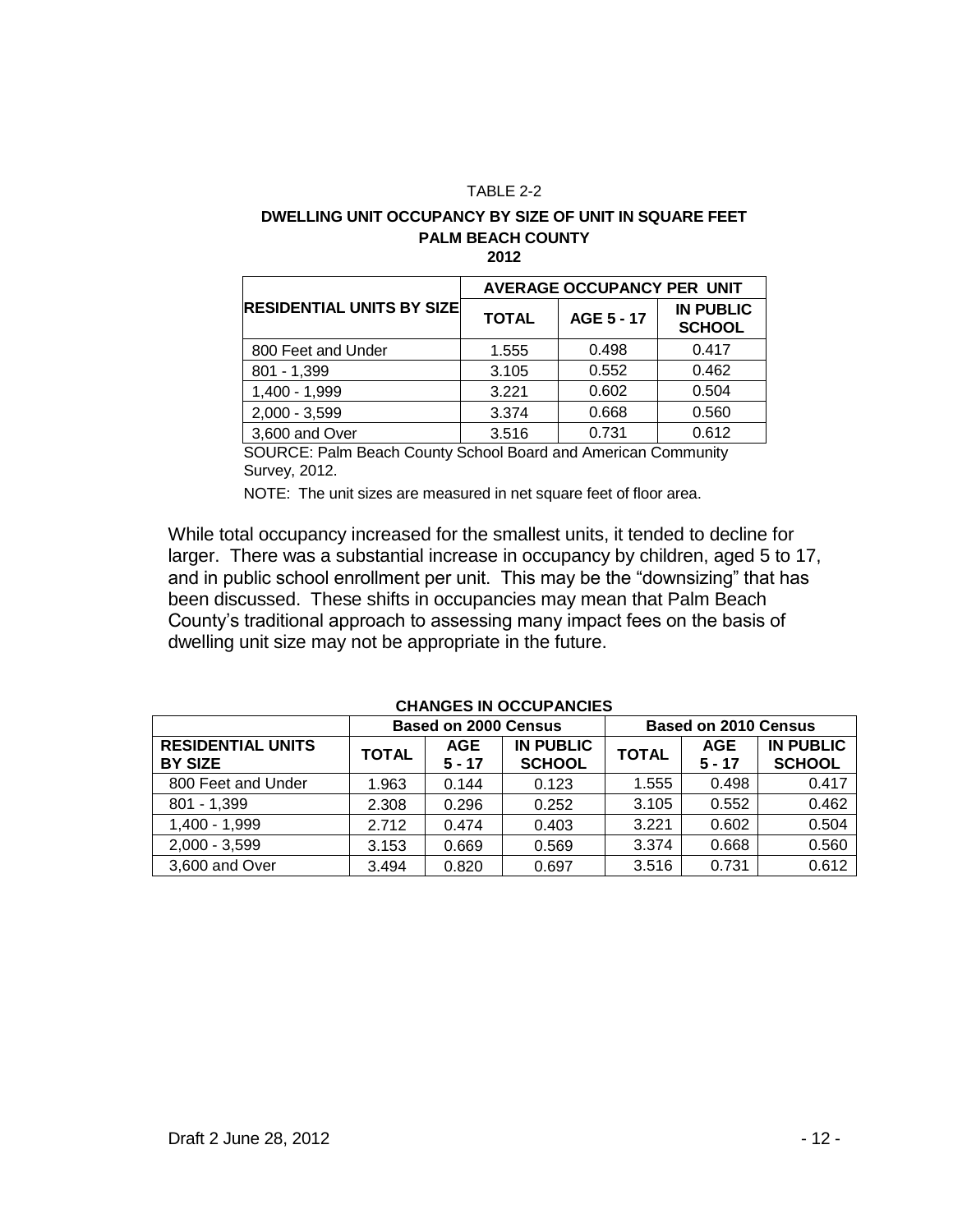TABLE 2-2

**DWELLING UNIT OCCUPANCY BY SIZE OF UNIT IN SQUARE FEET**
**PALM BEACH COUNTY**
**2012**

| RESIDENTIAL UNITS BY SIZE | AVERAGE OCCUPANCY PER UNIT | | |
|---|---|---|---|
| | TOTAL | AGE 5 - 17 | IN PUBLIC SCHOOL |
| 800 Feet and Under | 1.555 | 0.498 | 0.417 |
| 801 - 1,399 | 3.105 | 0.552 | 0.462 |
| 1,400 - 1,999 | 3.221 | 0.602 | 0.504 |
| 2,000 - 3,599 | 3.374 | 0.668 | 0.560 |
| 3,600 and Over | 3.516 | 0.731 | 0.612 |

SOURCE: Palm Beach County School Board and American Community Survey, 2012.

NOTE: The unit sizes are measured in net square feet of floor area.

While total occupancy increased for the smallest units, it tended to decline for larger. There was a substantial increase in occupancy by children, aged 5 to 17, and in public school enrollment per unit. This may be the "downsizing" that has been discussed. These shifts in occupancies may mean that Palm Beach County's traditional approach to assessing many impact fees on the basis of dwelling unit size may not be appropriate in the future.

**CHANGES IN OCCUPANCIES**

| | Based on 2000 Census | | | Based on 2010 Census | | |
|---|---|---|---|---|---|---|
| RESIDENTIAL UNITS BY SIZE | TOTAL | AGE 5 - 17 | IN PUBLIC SCHOOL | TOTAL | AGE 5 - 17 | IN PUBLIC SCHOOL |
| 800 Feet and Under | 1.963 | 0.144 | 0.123 | 1.555 | 0.498 | 0.417 |
| 801 - 1,399 | 2.308 | 0.296 | 0.252 | 3.105 | 0.552 | 0.462 |
| 1,400 - 1,999 | 2.712 | 0.474 | 0.403 | 3.221 | 0.602 | 0.504 |
| 2,000 - 3,599 | 3.153 | 0.669 | 0.569 | 3.374 | 0.668 | 0.560 |
| 3,600 and Over | 3.494 | 0.820 | 0.697 | 3.516 | 0.731 | 0.612 |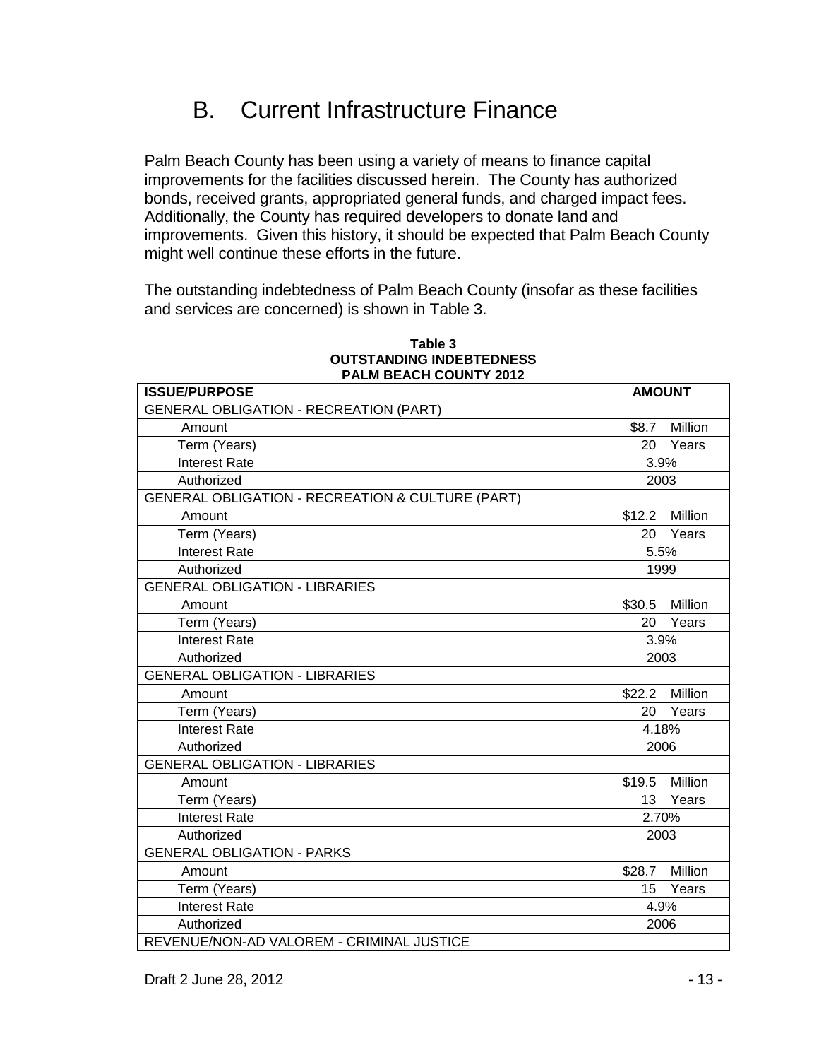## B. Current Infrastructure Finance

Palm Beach County has been using a variety of means to finance capital improvements for the facilities discussed herein. The County has authorized bonds, received grants, appropriated general funds, and charged impact fees. Additionally, the County has required developers to donate land and improvements. Given this history, it should be expected that Palm Beach County might well continue these efforts in the future.

The outstanding indebtedness of Palm Beach County (insofar as these facilities and services are concerned) is shown in Table 3.

**Table 3**
**OUTSTANDING INDEBTEDNESS**
**PALM BEACH COUNTY 2012**

| ISSUE/PURPOSE | AMOUNT |
|---|---|
| GENERAL OBLIGATION - RECREATION (PART) | |
| Amount | $8.7 Million |
| Term (Years) | 20 Years |
| Interest Rate | 3.9% |
| Authorized | 2003 |
| GENERAL OBLIGATION - RECREATION & CULTURE (PART) | |
| Amount | $12.2 Million |
| Term (Years) | 20 Years |
| Interest Rate | 5.5% |
| Authorized | 1999 |
| GENERAL OBLIGATION - LIBRARIES | |
| Amount | $30.5 Million |
| Term (Years) | 20 Years |
| Interest Rate | 3.9% |
| Authorized | 2003 |
| GENERAL OBLIGATION - LIBRARIES | |
| Amount | $22.2 Million |
| Term (Years) | 20 Years |
| Interest Rate | 4.18% |
| Authorized | 2006 |
| GENERAL OBLIGATION - LIBRARIES | |
| Amount | $19.5 Million |
| Term (Years) | 13 Years |
| Interest Rate | 2.70% |
| Authorized | 2003 |
| GENERAL OBLIGATION - PARKS | |
| Amount | $28.7 Million |
| Term (Years) | 15 Years |
| Interest Rate | 4.9% |
| Authorized | 2006 |
| REVENUE/NON-AD VALOREM - CRIMINAL JUSTICE | |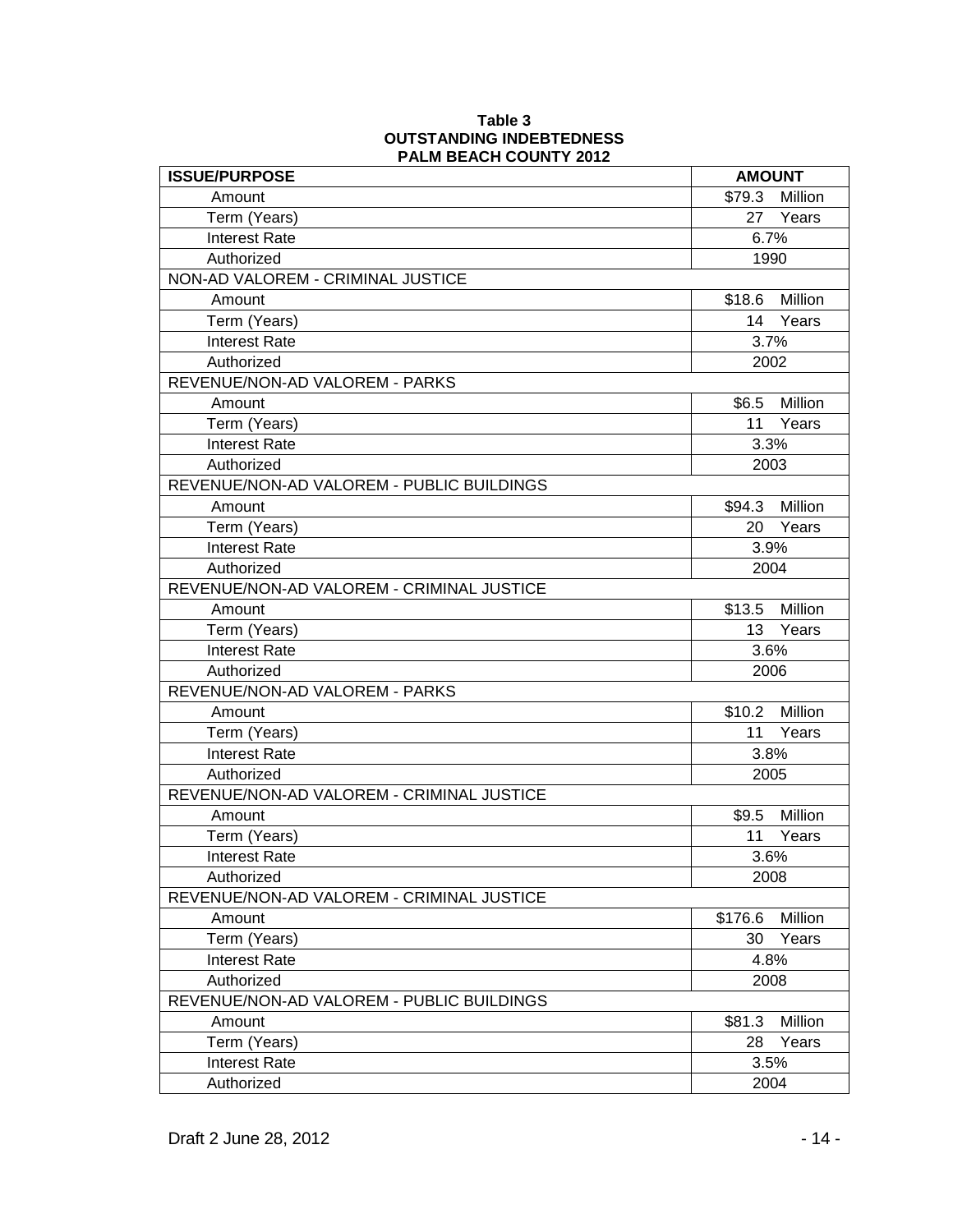**Table 3**
**OUTSTANDING INDEBTEDNESS**
**PALM BEACH COUNTY 2012**

| ISSUE/PURPOSE | AMOUNT |
|---|---|
| Amount | $79.3 Million |
| Term (Years) | 27 Years |
| Interest Rate | 6.7% |
| Authorized | 1990 |
| NON-AD VALOREM - CRIMINAL JUSTICE | |
| Amount | $18.6 Million |
| Term (Years) | 14 Years |
| Interest Rate | 3.7% |
| Authorized | 2002 |
| REVENUE/NON-AD VALOREM - PARKS | |
| Amount | $6.5 Million |
| Term (Years) | 11 Years |
| Interest Rate | 3.3% |
| Authorized | 2003 |
| REVENUE/NON-AD VALOREM - PUBLIC BUILDINGS | |
| Amount | $94.3 Million |
| Term (Years) | 20 Years |
| Interest Rate | 3.9% |
| Authorized | 2004 |
| REVENUE/NON-AD VALOREM - CRIMINAL JUSTICE | |
| Amount | $13.5 Million |
| Term (Years) | 13 Years |
| Interest Rate | 3.6% |
| Authorized | 2006 |
| REVENUE/NON-AD VALOREM - PARKS | |
| Amount | $10.2 Million |
| Term (Years) | 11 Years |
| Interest Rate | 3.8% |
| Authorized | 2005 |
| REVENUE/NON-AD VALOREM - CRIMINAL JUSTICE | |
| Amount | $9.5 Million |
| Term (Years) | 11 Years |
| Interest Rate | 3.6% |
| Authorized | 2008 |
| REVENUE/NON-AD VALOREM - CRIMINAL JUSTICE | |
| Amount | $176.6 Million |
| Term (Years) | 30 Years |
| Interest Rate | 4.8% |
| Authorized | 2008 |
| REVENUE/NON-AD VALOREM - PUBLIC BUILDINGS | |
| Amount | $81.3 Million |
| Term (Years) | 28 Years |
| Interest Rate | 3.5% |
| Authorized | 2004 |

Draft 2 June 28, 2012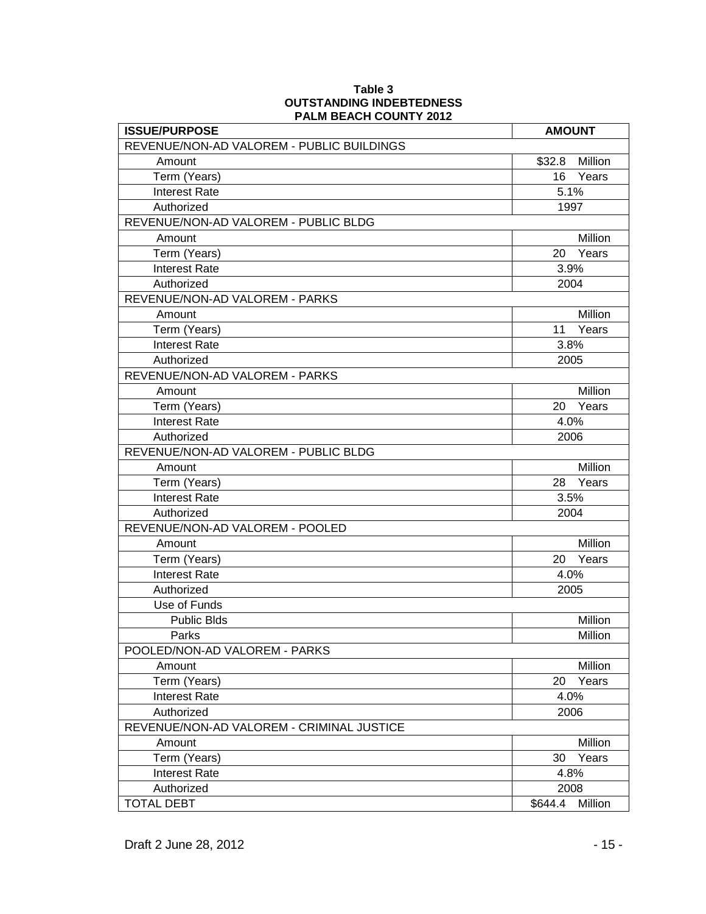**Table 3**
**OUTSTANDING INDEBTEDNESS**
**PALM BEACH COUNTY 2012**

| ISSUE/PURPOSE | AMOUNT |
|---|---|
| REVENUE/NON-AD VALOREM - PUBLIC BUILDINGS | |
| Amount | $32.8 Million |
| Term (Years) | 16 Years |
| Interest Rate | 5.1% |
| Authorized | 1997 |
| REVENUE/NON-AD VALOREM - PUBLIC BLDG | |
| Amount | Million |
| Term (Years) | 20 Years |
| Interest Rate | 3.9% |
| Authorized | 2004 |
| REVENUE/NON-AD VALOREM - PARKS | |
| Amount | Million |
| Term (Years) | 11 Years |
| Interest Rate | 3.8% |
| Authorized | 2005 |
| REVENUE/NON-AD VALOREM - PARKS | |
| Amount | Million |
| Term (Years) | 20 Years |
| Interest Rate | 4.0% |
| Authorized | 2006 |
| REVENUE/NON-AD VALOREM - PUBLIC BLDG | |
| Amount | Million |
| Term (Years) | 28 Years |
| Interest Rate | 3.5% |
| Authorized | 2004 |
| REVENUE/NON-AD VALOREM - POOLED | |
| Amount | Million |
| Term (Years) | 20 Years |
| Interest Rate | 4.0% |
| Authorized | 2005 |
| Use of Funds | |
| Public Blds | Million |
| Parks | Million |
| POOLED/NON-AD VALOREM - PARKS | |
| Amount | Million |
| Term (Years) | 20 Years |
| Interest Rate | 4.0% |
| Authorized | 2006 |
| REVENUE/NON-AD VALOREM - CRIMINAL JUSTICE | |
| Amount | Million |
| Term (Years) | 30 Years |
| Interest Rate | 4.8% |
| Authorized | 2008 |
| TOTAL DEBT | $644.4 Million |

Draft 2 June 28, 2012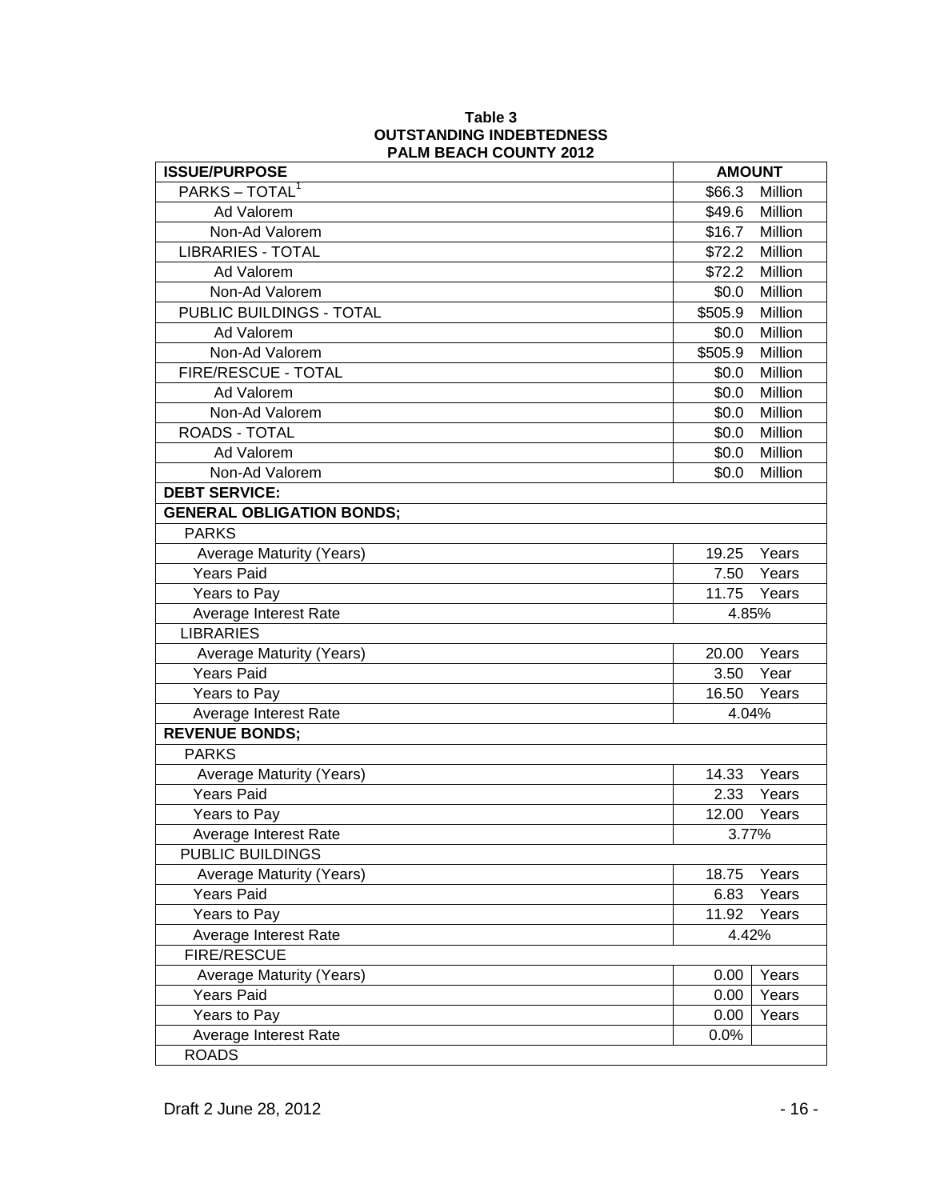**Table 3**
**OUTSTANDING INDEBTEDNESS**
**PALM BEACH COUNTY 2012**

| ISSUE/PURPOSE | AMOUNT |
|---|---|
| PARKS – TOTAL[1] | $66.3 Million |
| Ad Valorem | $49.6 Million |
| Non-Ad Valorem | $16.7 Million |
| LIBRARIES - TOTAL | $72.2 Million |
| Ad Valorem | $72.2 Million |
| Non-Ad Valorem | $0.0 Million |
| PUBLIC BUILDINGS - TOTAL | $505.9 Million |
| Ad Valorem | $0.0 Million |
| Non-Ad Valorem | $505.9 Million |
| FIRE/RESCUE - TOTAL | $0.0 Million |
| Ad Valorem | $0.0 Million |
| Non-Ad Valorem | $0.0 Million |
| ROADS - TOTAL | $0.0 Million |
| Ad Valorem | $0.0 Million |
| Non-Ad Valorem | $0.0 Million |
| **DEBT SERVICE:** | |
| **GENERAL OBLIGATION BONDS;** | |
| PARKS | |
| Average Maturity (Years) | 19.25 Years |
| Years Paid | 7.50 Years |
| Years to Pay | 11.75 Years |
| Average Interest Rate | 4.85% |
| LIBRARIES | |
| Average Maturity (Years) | 20.00 Years |
| Years Paid | 3.50 Year |
| Years to Pay | 16.50 Years |
| Average Interest Rate | 4.04% |
| **REVENUE BONDS;** | |
| PARKS | |
| Average Maturity (Years) | 14.33 Years |
| Years Paid | 2.33 Years |
| Years to Pay | 12.00 Years |
| Average Interest Rate | 3.77% |
| PUBLIC BUILDINGS | |
| Average Maturity (Years) | 18.75 Years |
| Years Paid | 6.83 Years |
| Years to Pay | 11.92 Years |
| Average Interest Rate | 4.42% |
| FIRE/RESCUE | |
| Average Maturity (Years) | 0.00 Years |
| Years Paid | 0.00 Years |
| Years to Pay | 0.00 Years |
| Average Interest Rate | 0.0% |
| ROADS | |

Draft 2 June 28, 2012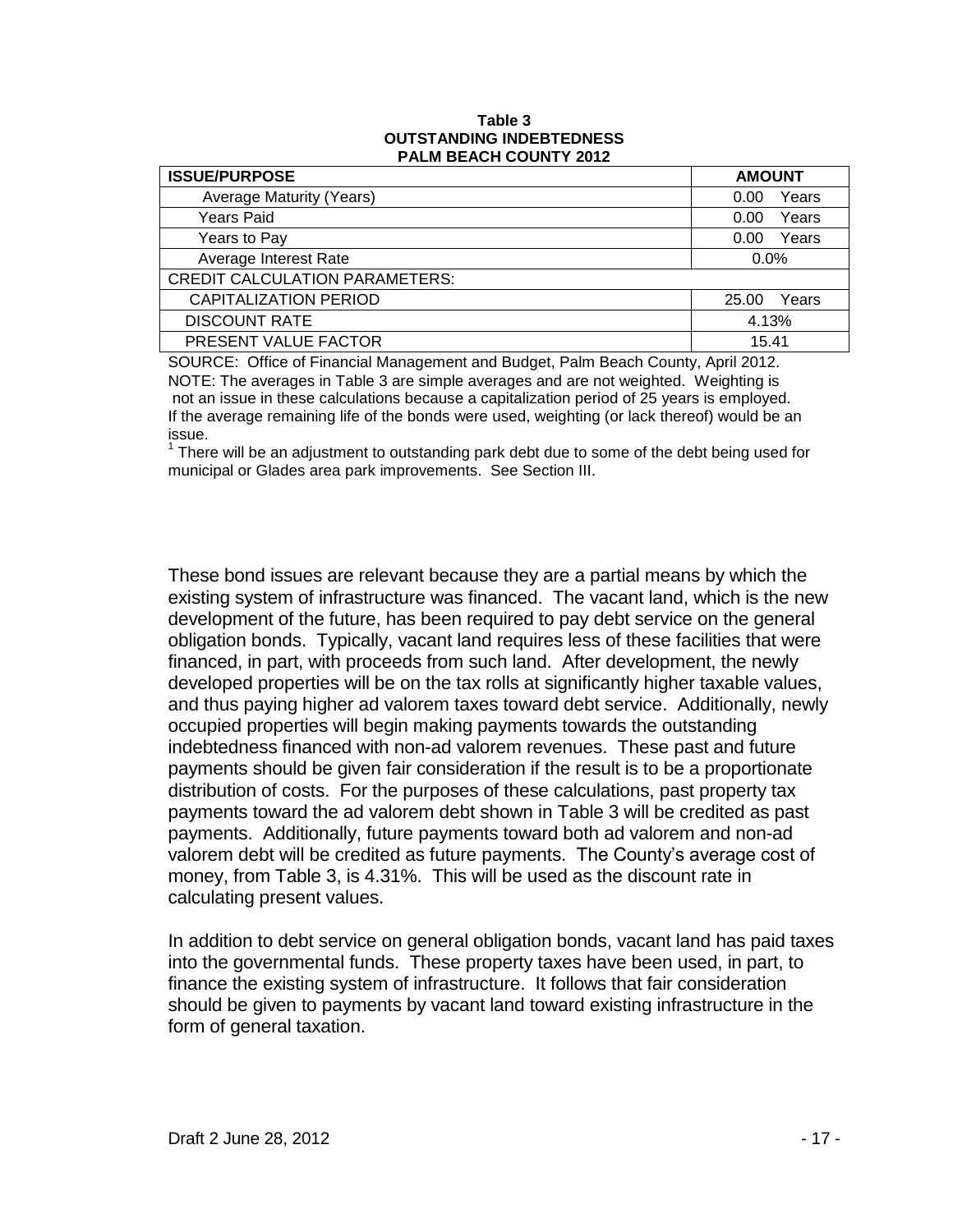**Table 3**
**OUTSTANDING INDEBTEDNESS**
**PALM BEACH COUNTY 2012**

| ISSUE/PURPOSE | AMOUNT |
|---|---|
| Average Maturity (Years) | 0.00 Years |
| Years Paid | 0.00 Years |
| Years to Pay | 0.00 Years |
| Average Interest Rate | 0.0% |
| CREDIT CALCULATION PARAMETERS: | |
| CAPITALIZATION PERIOD | 25.00 Years |
| DISCOUNT RATE | 4.13% |
| PRESENT VALUE FACTOR | 15.41 |

SOURCE: Office of Financial Management and Budget, Palm Beach County, April 2012.
NOTE: The averages in Table 3 are simple averages and are not weighted. Weighting is not an issue in these calculations because a capitalization period of 25 years is employed. If the average remaining life of the bonds were used, weighting (or lack thereof) would be an issue.
[1] There will be an adjustment to outstanding park debt due to some of the debt being used for municipal or Glades area park improvements. See Section III.

These bond issues are relevant because they are a partial means by which the existing system of infrastructure was financed. The vacant land, which is the new development of the future, has been required to pay debt service on the general obligation bonds. Typically, vacant land requires less of these facilities that were financed, in part, with proceeds from such land. After development, the newly developed properties will be on the tax rolls at significantly higher taxable values, and thus paying higher ad valorem taxes toward debt service. Additionally, newly occupied properties will begin making payments towards the outstanding indebtedness financed with non-ad valorem revenues. These past and future payments should be given fair consideration if the result is to be a proportionate distribution of costs. For the purposes of these calculations, past property tax payments toward the ad valorem debt shown in Table 3 will be credited as past payments. Additionally, future payments toward both ad valorem and non-ad valorem debt will be credited as future payments. The County's average cost of money, from Table 3, is 4.31%. This will be used as the discount rate in calculating present values.

In addition to debt service on general obligation bonds, vacant land has paid taxes into the governmental funds. These property taxes have been used, in part, to finance the existing system of infrastructure. It follows that fair consideration should be given to payments by vacant land toward existing infrastructure in the form of general taxation.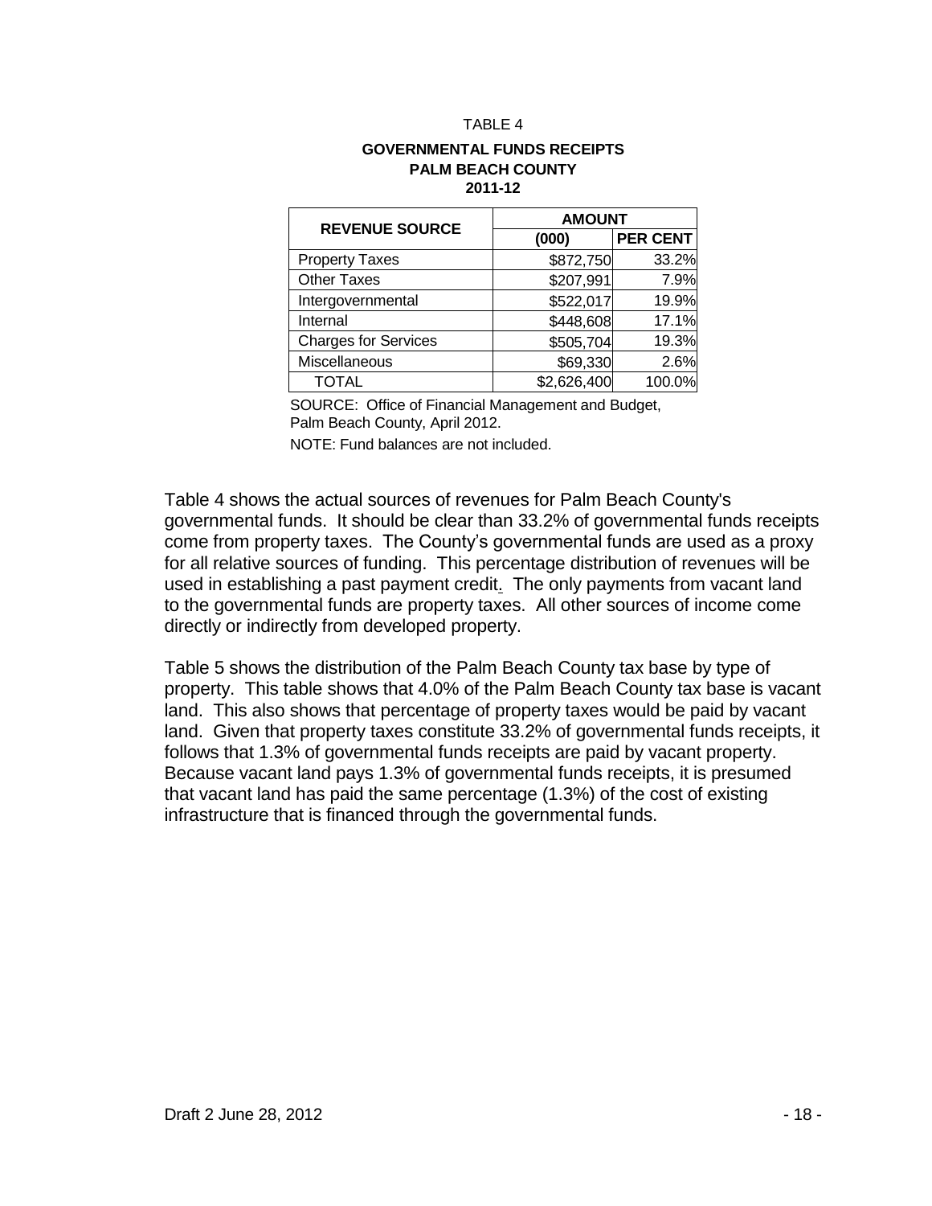TABLE 4

**GOVERNMENTAL FUNDS RECEIPTS**
**PALM BEACH COUNTY**
**2011-12**

| REVENUE SOURCE | AMOUNT | |
|---|---|---|
| | (000) | PER CENT |
| Property Taxes | $872,750 | 33.2% |
| Other Taxes | $207,991 | 7.9% |
| Intergovernmental | $522,017 | 19.9% |
| Internal | $448,608 | 17.1% |
| Charges for Services | $505,704 | 19.3% |
| Miscellaneous | $69,330 | 2.6% |
| TOTAL | $2,626,400 | 100.0% |

SOURCE: Office of Financial Management and Budget, Palm Beach County, April 2012.

NOTE: Fund balances are not included.

Table 4 shows the actual sources of revenues for Palm Beach County's governmental funds. It should be clear than 33.2% of governmental funds receipts come from property taxes. The County's governmental funds are used as a proxy for all relative sources of funding. This percentage distribution of revenues will be used in establishing a past payment credit. The only payments from vacant land to the governmental funds are property taxes. All other sources of income come directly or indirectly from developed property.

Table 5 shows the distribution of the Palm Beach County tax base by type of property. This table shows that 4.0% of the Palm Beach County tax base is vacant land. This also shows that percentage of property taxes would be paid by vacant land. Given that property taxes constitute 33.2% of governmental funds receipts, it follows that 1.3% of governmental funds receipts are paid by vacant property. Because vacant land pays 1.3% of governmental funds receipts, it is presumed that vacant land has paid the same percentage (1.3%) of the cost of existing infrastructure that is financed through the governmental funds.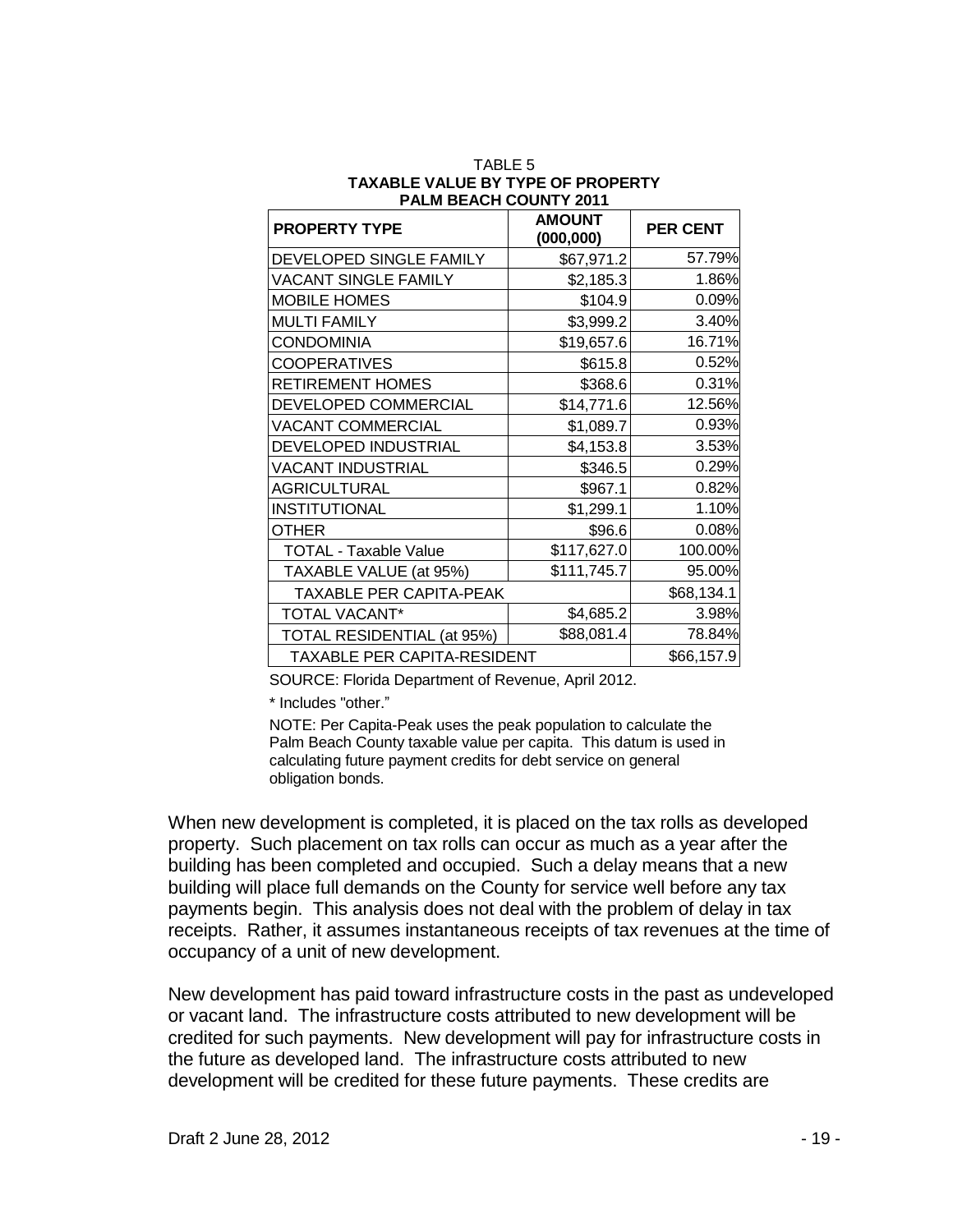TABLE 5
**TAXABLE VALUE BY TYPE OF PROPERTY**
**PALM BEACH COUNTY 2011**

| PROPERTY TYPE | AMOUNT (000,000) | PER CENT |
|---|---|---|
| DEVELOPED SINGLE FAMILY | $67,971.2 | 57.79% |
| VACANT SINGLE FAMILY | $2,185.3 | 1.86% |
| MOBILE HOMES | $104.9 | 0.09% |
| MULTI FAMILY | $3,999.2 | 3.40% |
| CONDOMINIA | $19,657.6 | 16.71% |
| COOPERATIVES | $615.8 | 0.52% |
| RETIREMENT HOMES | $368.6 | 0.31% |
| DEVELOPED COMMERCIAL | $14,771.6 | 12.56% |
| VACANT COMMERCIAL | $1,089.7 | 0.93% |
| DEVELOPED INDUSTRIAL | $4,153.8 | 3.53% |
| VACANT INDUSTRIAL | $346.5 | 0.29% |
| AGRICULTURAL | $967.1 | 0.82% |
| INSTITUTIONAL | $1,299.1 | 1.10% |
| OTHER | $96.6 | 0.08% |
| TOTAL - Taxable Value | $117,627.0 | 100.00% |
| TAXABLE VALUE (at 95%) | $111,745.7 | 95.00% |
| TAXABLE PER CAPITA-PEAK | | $68,134.1 |
| TOTAL VACANT* | $4,685.2 | 3.98% |
| TOTAL RESIDENTIAL (at 95%) | $88,081.4 | 78.84% |
| TAXABLE PER CAPITA-RESIDENT | | $66,157.9 |

SOURCE: Florida Department of Revenue, April 2012.

* Includes "other."

NOTE: Per Capita-Peak uses the peak population to calculate the Palm Beach County taxable value per capita. This datum is used in calculating future payment credits for debt service on general obligation bonds.

When new development is completed, it is placed on the tax rolls as developed property. Such placement on tax rolls can occur as much as a year after the building has been completed and occupied. Such a delay means that a new building will place full demands on the County for service well before any tax payments begin. This analysis does not deal with the problem of delay in tax receipts. Rather, it assumes instantaneous receipts of tax revenues at the time of occupancy of a unit of new development.

New development has paid toward infrastructure costs in the past as undeveloped or vacant land. The infrastructure costs attributed to new development will be credited for such payments. New development will pay for infrastructure costs in the future as developed land. The infrastructure costs attributed to new development will be credited for these future payments. These credits are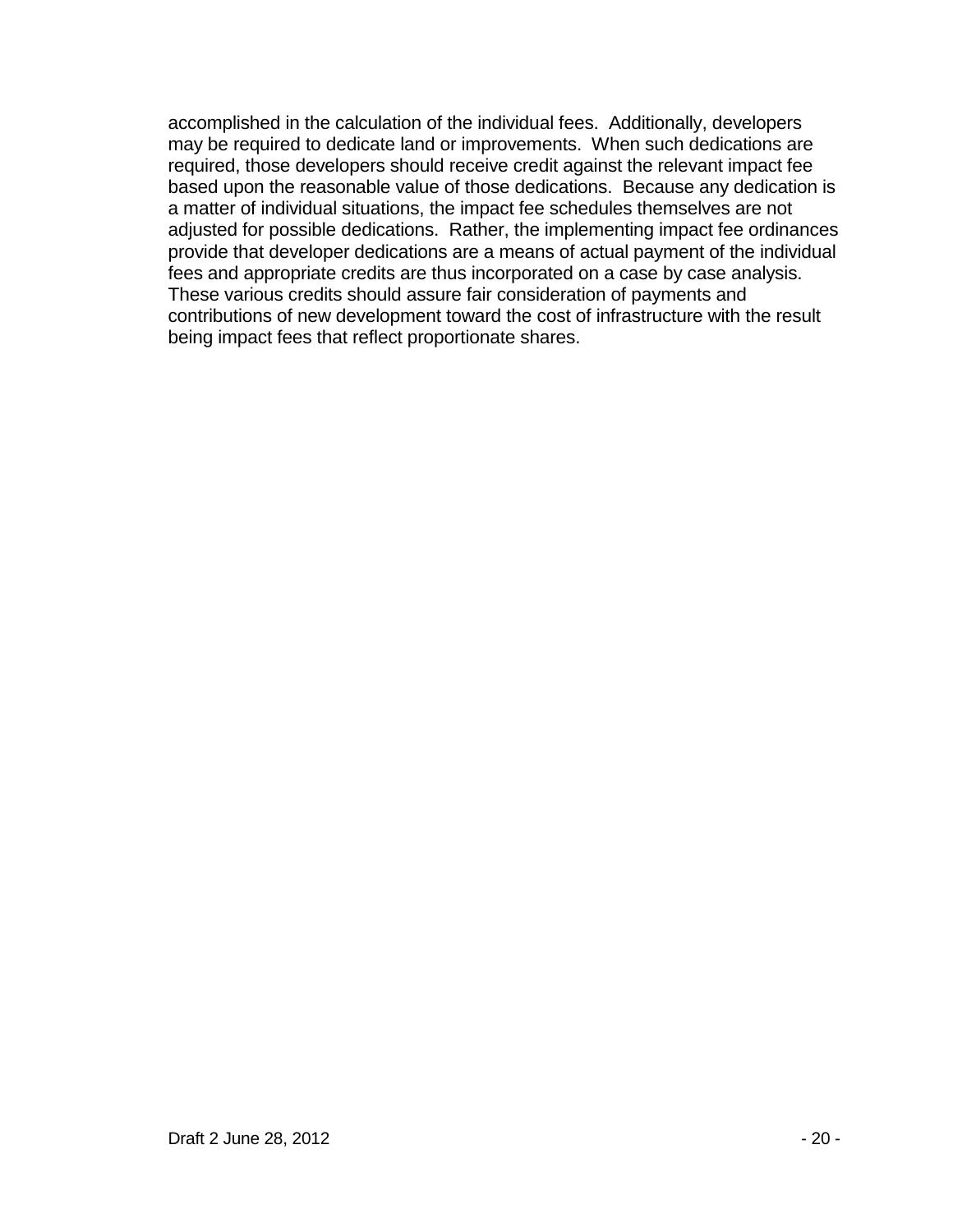accomplished in the calculation of the individual fees. Additionally, developers may be required to dedicate land or improvements. When such dedications are required, those developers should receive credit against the relevant impact fee based upon the reasonable value of those dedications. Because any dedication is a matter of individual situations, the impact fee schedules themselves are not adjusted for possible dedications. Rather, the implementing impact fee ordinances provide that developer dedications are a means of actual payment of the individual fees and appropriate credits are thus incorporated on a case by case analysis. These various credits should assure fair consideration of payments and contributions of new development toward the cost of infrastructure with the result being impact fees that reflect proportionate shares.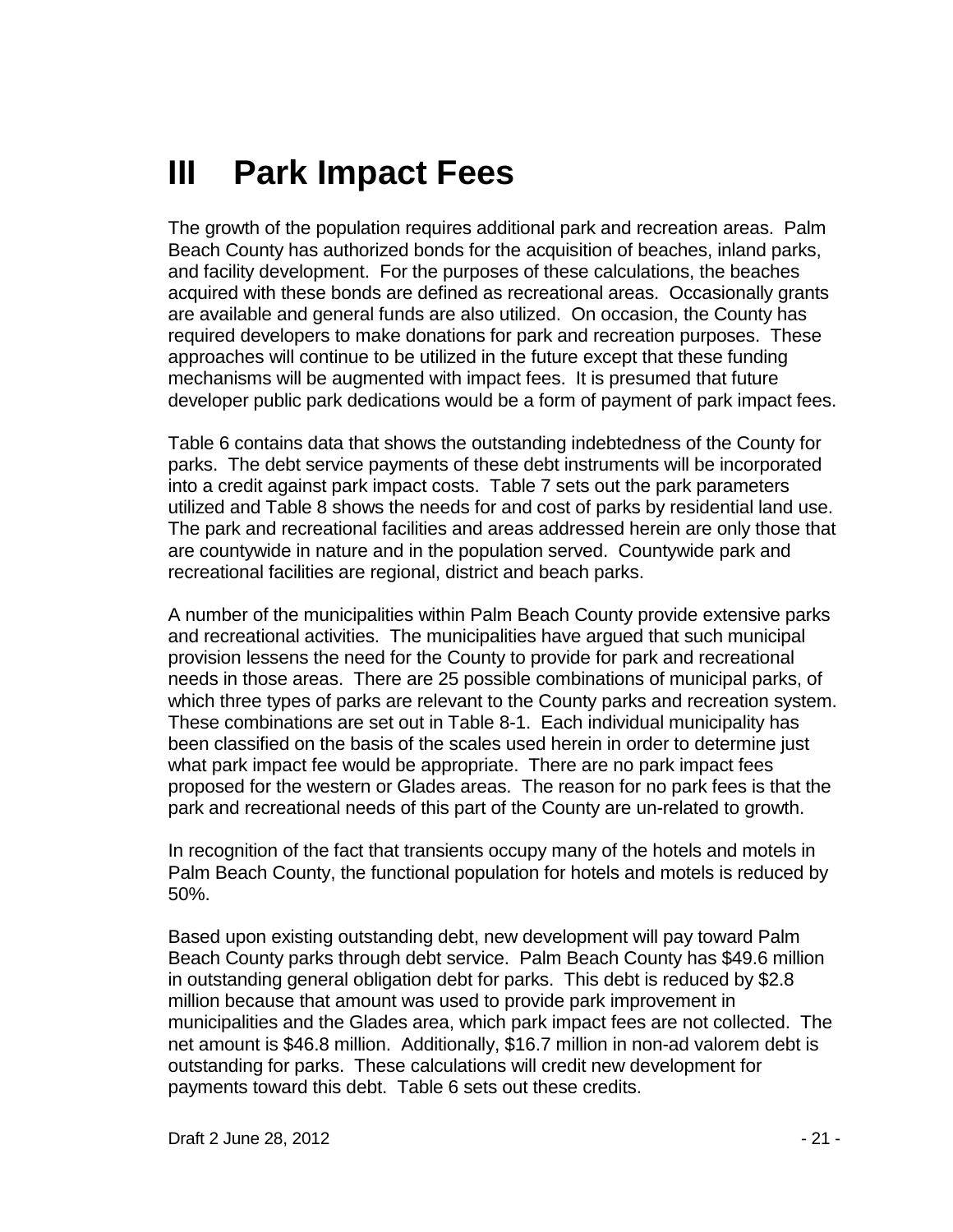# III Park Impact Fees

The growth of the population requires additional park and recreation areas. Palm Beach County has authorized bonds for the acquisition of beaches, inland parks, and facility development. For the purposes of these calculations, the beaches acquired with these bonds are defined as recreational areas. Occasionally grants are available and general funds are also utilized. On occasion, the County has required developers to make donations for park and recreation purposes. These approaches will continue to be utilized in the future except that these funding mechanisms will be augmented with impact fees. It is presumed that future developer public park dedications would be a form of payment of park impact fees.

Table 6 contains data that shows the outstanding indebtedness of the County for parks. The debt service payments of these debt instruments will be incorporated into a credit against park impact costs. Table 7 sets out the park parameters utilized and Table 8 shows the needs for and cost of parks by residential land use. The park and recreational facilities and areas addressed herein are only those that are countywide in nature and in the population served. Countywide park and recreational facilities are regional, district and beach parks.

A number of the municipalities within Palm Beach County provide extensive parks and recreational activities. The municipalities have argued that such municipal provision lessens the need for the County to provide for park and recreational needs in those areas. There are 25 possible combinations of municipal parks, of which three types of parks are relevant to the County parks and recreation system. These combinations are set out in Table 8-1. Each individual municipality has been classified on the basis of the scales used herein in order to determine just what park impact fee would be appropriate. There are no park impact fees proposed for the western or Glades areas. The reason for no park fees is that the park and recreational needs of this part of the County are un-related to growth.

In recognition of the fact that transients occupy many of the hotels and motels in Palm Beach County, the functional population for hotels and motels is reduced by 50%.

Based upon existing outstanding debt, new development will pay toward Palm Beach County parks through debt service. Palm Beach County has $49.6 million in outstanding general obligation debt for parks. This debt is reduced by $2.8 million because that amount was used to provide park improvement in municipalities and the Glades area, which park impact fees are not collected. The net amount is $46.8 million. Additionally, $16.7 million in non-ad valorem debt is outstanding for parks. These calculations will credit new development for payments toward this debt. Table 6 sets out these credits.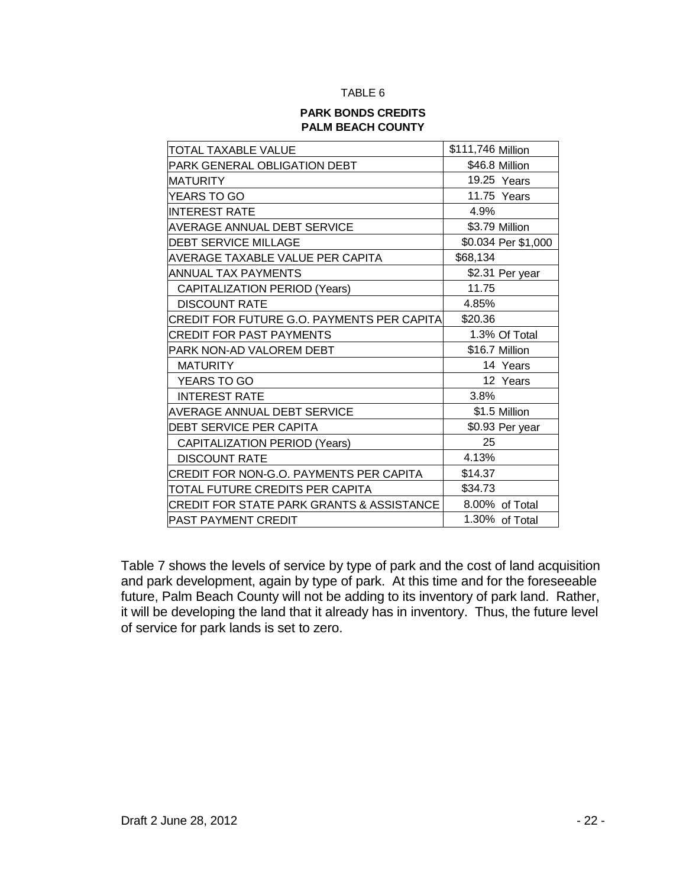TABLE 6

**PARK BONDS CREDITS**
**PALM BEACH COUNTY**

| | |
|---|---|
| TOTAL TAXABLE VALUE | $111,746 Million |
| PARK GENERAL OBLIGATION DEBT | $46.8 Million |
| MATURITY | 19.25 Years |
| YEARS TO GO | 11.75 Years |
| INTEREST RATE | 4.9% |
| AVERAGE ANNUAL DEBT SERVICE | $3.79 Million |
| DEBT SERVICE MILLAGE | $0.034 Per $1,000 |
| AVERAGE TAXABLE VALUE PER CAPITA | $68,134 |
| ANNUAL TAX PAYMENTS | $2.31 Per year |
| CAPITALIZATION PERIOD (Years) | 11.75 |
| DISCOUNT RATE | 4.85% |
| CREDIT FOR FUTURE G.O. PAYMENTS PER CAPITA | $20.36 |
| CREDIT FOR PAST PAYMENTS | 1.3% Of Total |
| PARK NON-AD VALOREM DEBT | $16.7 Million |
| MATURITY | 14 Years |
| YEARS TO GO | 12 Years |
| INTEREST RATE | 3.8% |
| AVERAGE ANNUAL DEBT SERVICE | $1.5 Million |
| DEBT SERVICE PER CAPITA | $0.93 Per year |
| CAPITALIZATION PERIOD (Years) | 25 |
| DISCOUNT RATE | 4.13% |
| CREDIT FOR NON-G.O. PAYMENTS PER CAPITA | $14.37 |
| TOTAL FUTURE CREDITS PER CAPITA | $34.73 |
| CREDIT FOR STATE PARK GRANTS & ASSISTANCE | 8.00% of Total |
| PAST PAYMENT CREDIT | 1.30% of Total |

Table 7 shows the levels of service by type of park and the cost of land acquisition and park development, again by type of park. At this time and for the foreseeable future, Palm Beach County will not be adding to its inventory of park land. Rather, it will be developing the land that it already has in inventory. Thus, the future level of service for park lands is set to zero.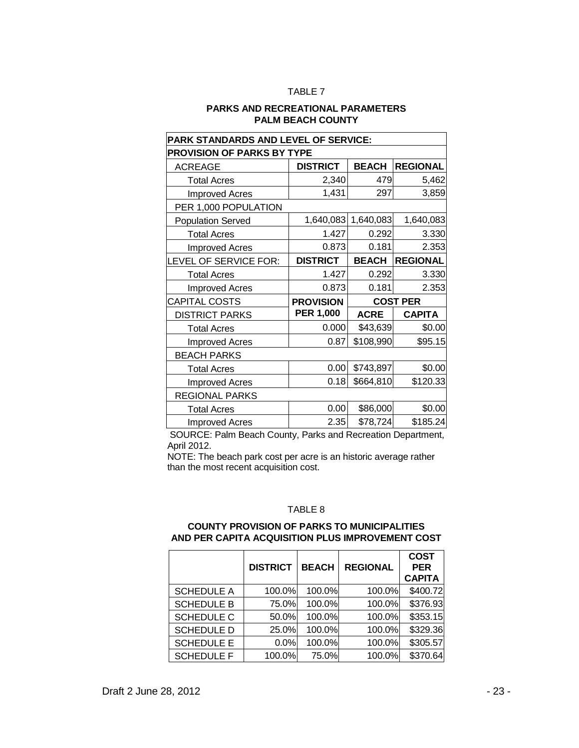TABLE 7

**PARKS AND RECREATIONAL PARAMETERS**
**PALM BEACH COUNTY**

| **PARK STANDARDS AND LEVEL OF SERVICE:** | | | |
|---|---|---|---|
| **PROVISION OF PARKS BY TYPE** | | | |
| ACREAGE | **DISTRICT** | **BEACH** | **REGIONAL** |
| Total Acres | 2,340 | 479 | 5,462 |
| Improved Acres | 1,431 | 297 | 3,859 |
| PER 1,000 POPULATION | | | |
| Population Served | 1,640,083 | 1,640,083 | 1,640,083 |
| Total Acres | 1.427 | 0.292 | 3.330 |
| Improved Acres | 0.873 | 0.181 | 2.353 |
| LEVEL OF SERVICE FOR: | **DISTRICT** | **BEACH** | **REGIONAL** |
| Total Acres | 1.427 | 0.292 | 3.330 |
| Improved Acres | 0.873 | 0.181 | 2.353 |
| CAPITAL COSTS | **PROVISION** | **COST PER** | |
| DISTRICT PARKS | **PER 1,000** | **ACRE** | **CAPITA** |
| Total Acres | 0.000 | $43,639 | $0.00 |
| Improved Acres | 0.87 | $108,990 | $95.15 |
| BEACH PARKS | | | |
| Total Acres | 0.00 | $743,897 | $0.00 |
| Improved Acres | 0.18 | $664,810 | $120.33 |
| REGIONAL PARKS | | | |
| Total Acres | 0.00 | $86,000 | $0.00 |
| Improved Acres | 2.35 | $78,724 | $185.24 |

SOURCE: Palm Beach County, Parks and Recreation Department, April 2012.

NOTE: The beach park cost per acre is an historic average rather than the most recent acquisition cost.

TABLE 8

**COUNTY PROVISION OF PARKS TO MUNICIPALITIES**
**AND PER CAPITA ACQUISITION PLUS IMPROVEMENT COST**

| | **DISTRICT** | **BEACH** | **REGIONAL** | **COST PER CAPITA** |
|---|---|---|---|---|
| SCHEDULE A | 100.0% | 100.0% | 100.0% | $400.72 |
| SCHEDULE B | 75.0% | 100.0% | 100.0% | $376.93 |
| SCHEDULE C | 50.0% | 100.0% | 100.0% | $353.15 |
| SCHEDULE D | 25.0% | 100.0% | 100.0% | $329.36 |
| SCHEDULE E | 0.0% | 100.0% | 100.0% | $305.57 |
| SCHEDULE F | 100.0% | 75.0% | 100.0% | $370.64 |

Draft 2 June 28, 2012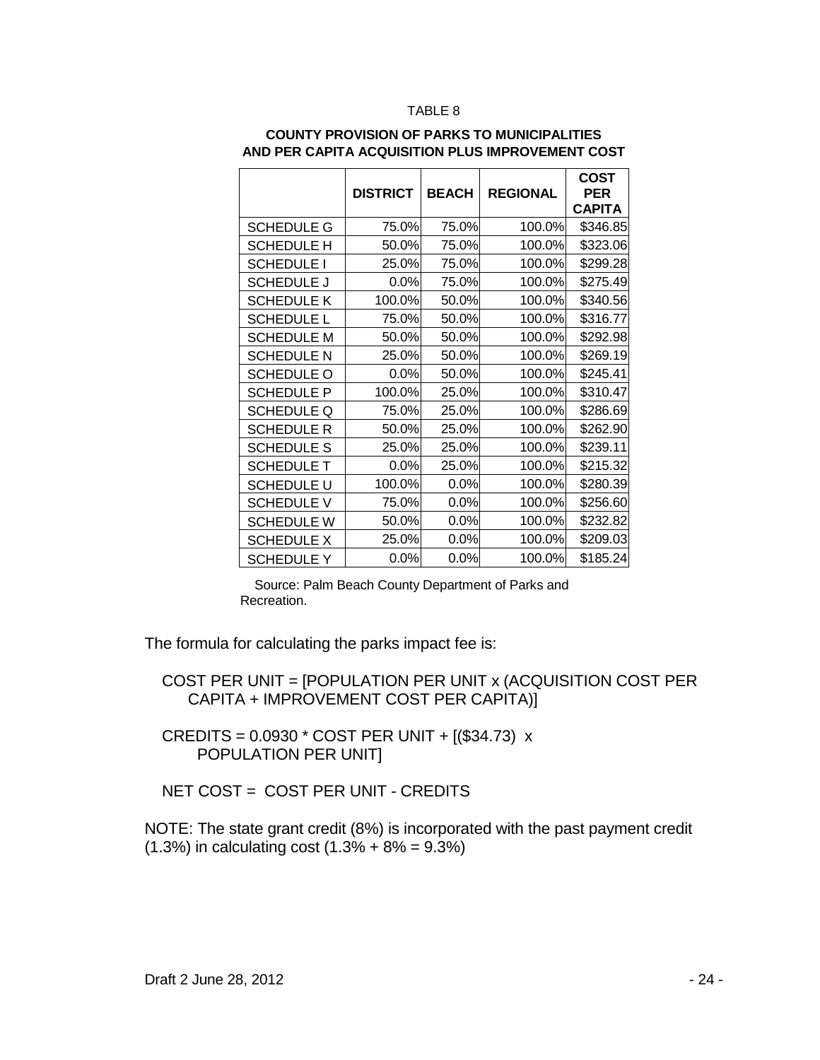TABLE 8

**COUNTY PROVISION OF PARKS TO MUNICIPALITIES AND PER CAPITA ACQUISITION PLUS IMPROVEMENT COST**

| | DISTRICT | BEACH | REGIONAL | COST PER CAPITA |
|---|---|---|---|---|
| SCHEDULE G | 75.0% | 75.0% | 100.0% | $346.85 |
| SCHEDULE H | 50.0% | 75.0% | 100.0% | $323.06 |
| SCHEDULE I | 25.0% | 75.0% | 100.0% | $299.28 |
| SCHEDULE J | 0.0% | 75.0% | 100.0% | $275.49 |
| SCHEDULE K | 100.0% | 50.0% | 100.0% | $340.56 |
| SCHEDULE L | 75.0% | 50.0% | 100.0% | $316.77 |
| SCHEDULE M | 50.0% | 50.0% | 100.0% | $292.98 |
| SCHEDULE N | 25.0% | 50.0% | 100.0% | $269.19 |
| SCHEDULE O | 0.0% | 50.0% | 100.0% | $245.41 |
| SCHEDULE P | 100.0% | 25.0% | 100.0% | $310.47 |
| SCHEDULE Q | 75.0% | 25.0% | 100.0% | $286.69 |
| SCHEDULE R | 50.0% | 25.0% | 100.0% | $262.90 |
| SCHEDULE S | 25.0% | 25.0% | 100.0% | $239.11 |
| SCHEDULE T | 0.0% | 25.0% | 100.0% | $215.32 |
| SCHEDULE U | 100.0% | 0.0% | 100.0% | $280.39 |
| SCHEDULE V | 75.0% | 0.0% | 100.0% | $256.60 |
| SCHEDULE W | 50.0% | 0.0% | 100.0% | $232.82 |
| SCHEDULE X | 25.0% | 0.0% | 100.0% | $209.03 |
| SCHEDULE Y | 0.0% | 0.0% | 100.0% | $185.24 |

Source: Palm Beach County Department of Parks and Recreation.

The formula for calculating the parks impact fee is:

COST PER UNIT = [POPULATION PER UNIT x (ACQUISITION COST PER CAPITA + IMPROVEMENT COST PER CAPITA)]

CREDITS = 0.0930 * COST PER UNIT + [($34.73) x POPULATION PER UNIT]

NET COST = COST PER UNIT - CREDITS

NOTE: The state grant credit (8%) is incorporated with the past payment credit (1.3%) in calculating cost (1.3% + 8% = 9.3%)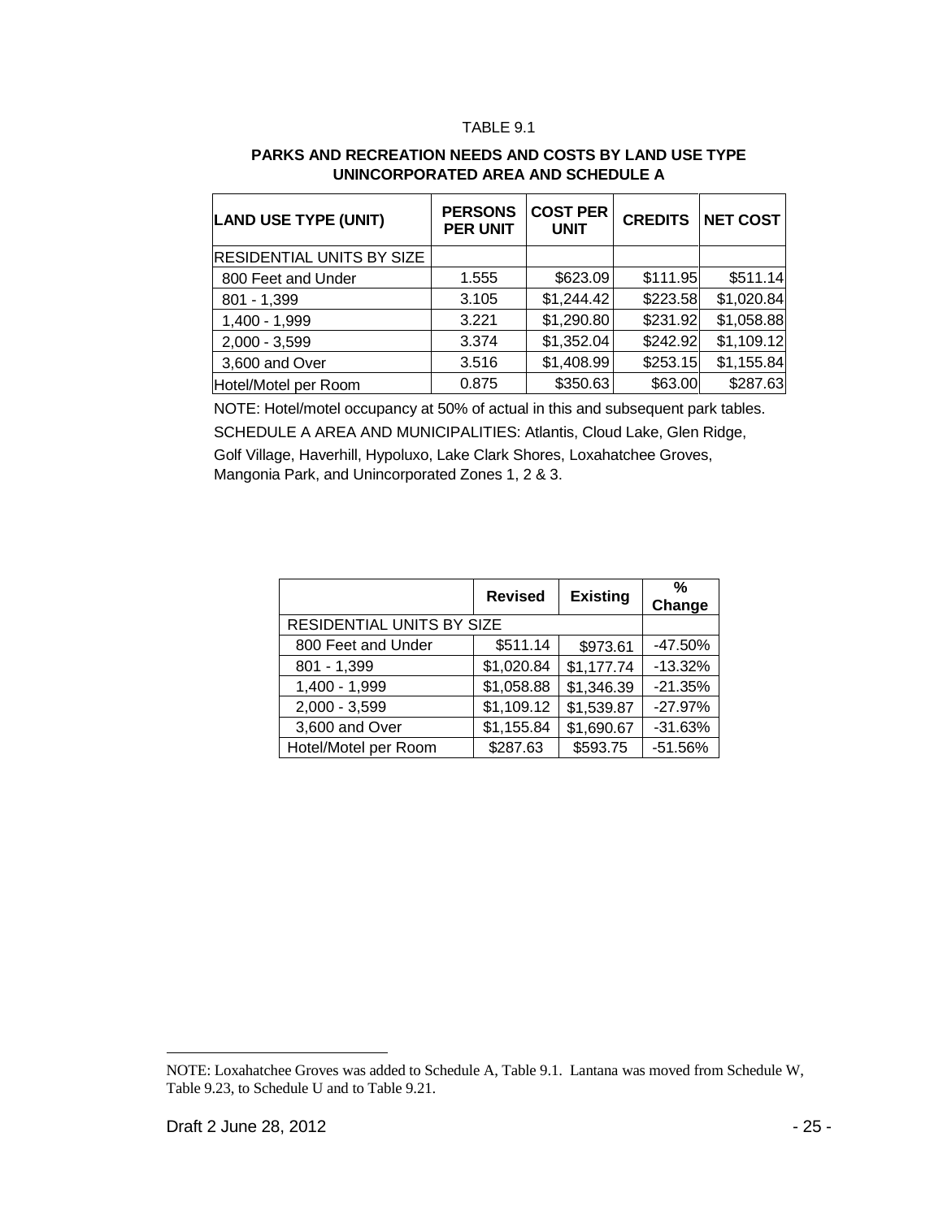TABLE 9.1

**PARKS AND RECREATION NEEDS AND COSTS BY LAND USE TYPE**
**UNINCORPORATED AREA AND SCHEDULE A**

| LAND USE TYPE (UNIT) | PERSONS PER UNIT | COST PER UNIT | CREDITS | NET COST |
|---|---|---|---|---|
| RESIDENTIAL UNITS BY SIZE | | | | |
| 800 Feet and Under | 1.555 | $623.09 | $111.95 | $511.14 |
| 801 - 1,399 | 3.105 | $1,244.42 | $223.58 | $1,020.84 |
| 1,400 - 1,999 | 3.221 | $1,290.80 | $231.92 | $1,058.88 |
| 2,000 - 3,599 | 3.374 | $1,352.04 | $242.92 | $1,109.12 |
| 3,600 and Over | 3.516 | $1,408.99 | $253.15 | $1,155.84 |
| Hotel/Motel per Room | 0.875 | $350.63 | $63.00 | $287.63 |

NOTE: Hotel/motel occupancy at 50% of actual in this and subsequent park tables.
SCHEDULE A AREA AND MUNICIPALITIES: Atlantis, Cloud Lake, Glen Ridge, Golf Village, Haverhill, Hypoluxo, Lake Clark Shores, Loxahatchee Groves, Mangonia Park, and Unincorporated Zones 1, 2 & 3.

| | Revised | Existing | % Change |
|---|---|---|---|
| RESIDENTIAL UNITS BY SIZE | | | |
| 800 Feet and Under | $511.14 | $973.61 | -47.50% |
| 801 - 1,399 | $1,020.84 | $1,177.74 | -13.32% |
| 1,400 - 1,999 | $1,058.88 | $1,346.39 | -21.35% |
| 2,000 - 3,599 | $1,109.12 | $1,539.87 | -27.97% |
| 3,600 and Over | $1,155.84 | $1,690.67 | -31.63% |
| Hotel/Motel per Room | $287.63 | $593.75 | -51.56% |

NOTE: Loxahatchee Groves was added to Schedule A, Table 9.1. Lantana was moved from Schedule W, Table 9.23, to Schedule U and to Table 9.21.

Draft 2 June 28, 2012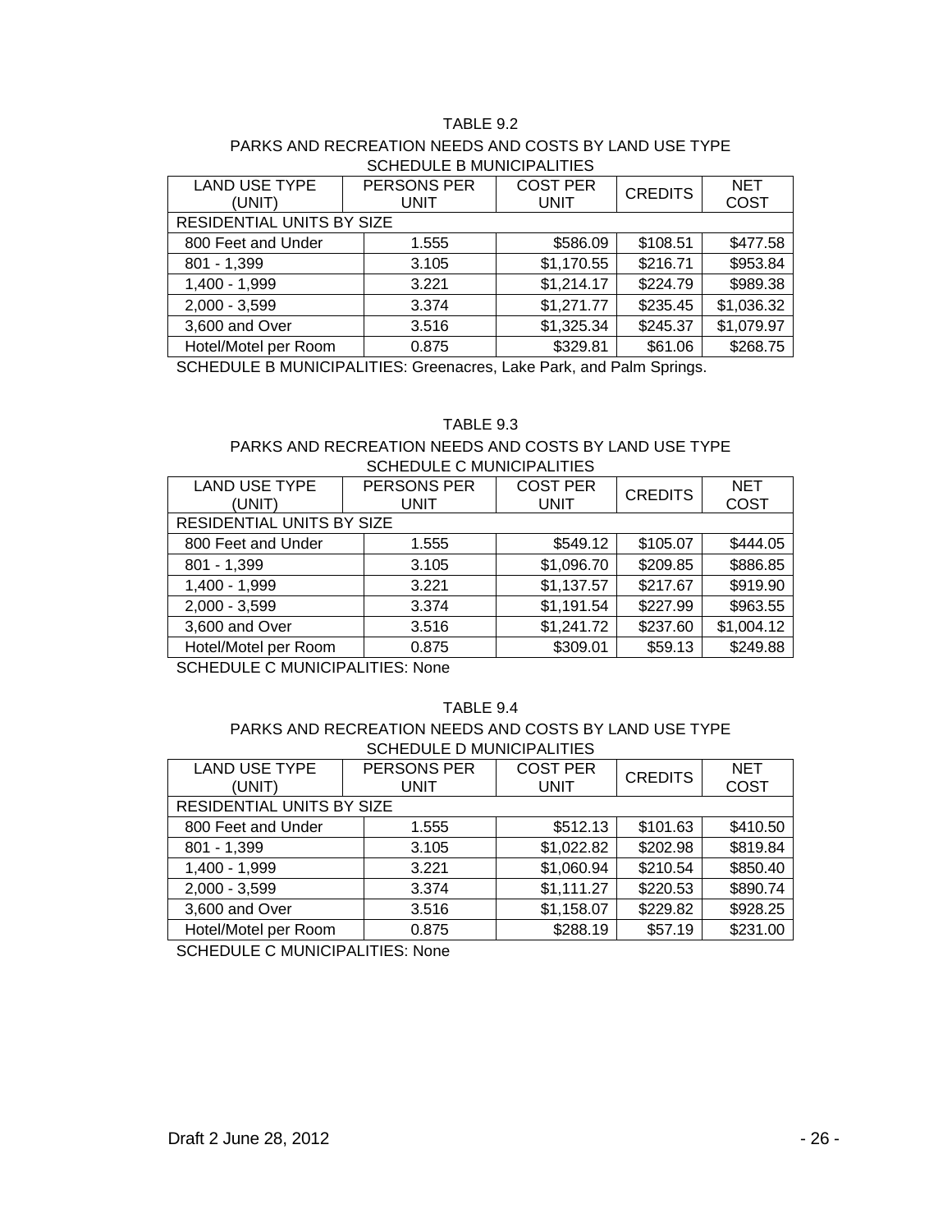TABLE 9.2

PARKS AND RECREATION NEEDS AND COSTS BY LAND USE TYPE
SCHEDULE B MUNICIPALITIES

| LAND USE TYPE (UNIT) | PERSONS PER UNIT | COST PER UNIT | CREDITS | NET COST |
|---|---|---|---|---|
| RESIDENTIAL UNITS BY SIZE | | | | |
| 800 Feet and Under | 1.555 | $586.09 | $108.51 | $477.58 |
| 801 - 1,399 | 3.105 | $1,170.55 | $216.71 | $953.84 |
| 1,400 - 1,999 | 3.221 | $1,214.17 | $224.79 | $989.38 |
| 2,000 - 3,599 | 3.374 | $1,271.77 | $235.45 | $1,036.32 |
| 3,600 and Over | 3.516 | $1,325.34 | $245.37 | $1,079.97 |
| Hotel/Motel per Room | 0.875 | $329.81 | $61.06 | $268.75 |

SCHEDULE B MUNICIPALITIES: Greenacres, Lake Park, and Palm Springs.

TABLE 9.3

PARKS AND RECREATION NEEDS AND COSTS BY LAND USE TYPE
SCHEDULE C MUNICIPALITIES

| LAND USE TYPE (UNIT) | PERSONS PER UNIT | COST PER UNIT | CREDITS | NET COST |
|---|---|---|---|---|
| RESIDENTIAL UNITS BY SIZE | | | | |
| 800 Feet and Under | 1.555 | $549.12 | $105.07 | $444.05 |
| 801 - 1,399 | 3.105 | $1,096.70 | $209.85 | $886.85 |
| 1,400 - 1,999 | 3.221 | $1,137.57 | $217.67 | $919.90 |
| 2,000 - 3,599 | 3.374 | $1,191.54 | $227.99 | $963.55 |
| 3,600 and Over | 3.516 | $1,241.72 | $237.60 | $1,004.12 |
| Hotel/Motel per Room | 0.875 | $309.01 | $59.13 | $249.88 |

SCHEDULE C MUNICIPALITIES: None

TABLE 9.4

PARKS AND RECREATION NEEDS AND COSTS BY LAND USE TYPE
SCHEDULE D MUNICIPALITIES

| LAND USE TYPE (UNIT) | PERSONS PER UNIT | COST PER UNIT | CREDITS | NET COST |
|---|---|---|---|---|
| RESIDENTIAL UNITS BY SIZE | | | | |
| 800 Feet and Under | 1.555 | $512.13 | $101.63 | $410.50 |
| 801 - 1,399 | 3.105 | $1,022.82 | $202.98 | $819.84 |
| 1,400 - 1,999 | 3.221 | $1,060.94 | $210.54 | $850.40 |
| 2,000 - 3,599 | 3.374 | $1,111.27 | $220.53 | $890.74 |
| 3,600 and Over | 3.516 | $1,158.07 | $229.82 | $928.25 |
| Hotel/Motel per Room | 0.875 | $288.19 | $57.19 | $231.00 |

SCHEDULE C MUNICIPALITIES: None

Draft 2 June 28, 2012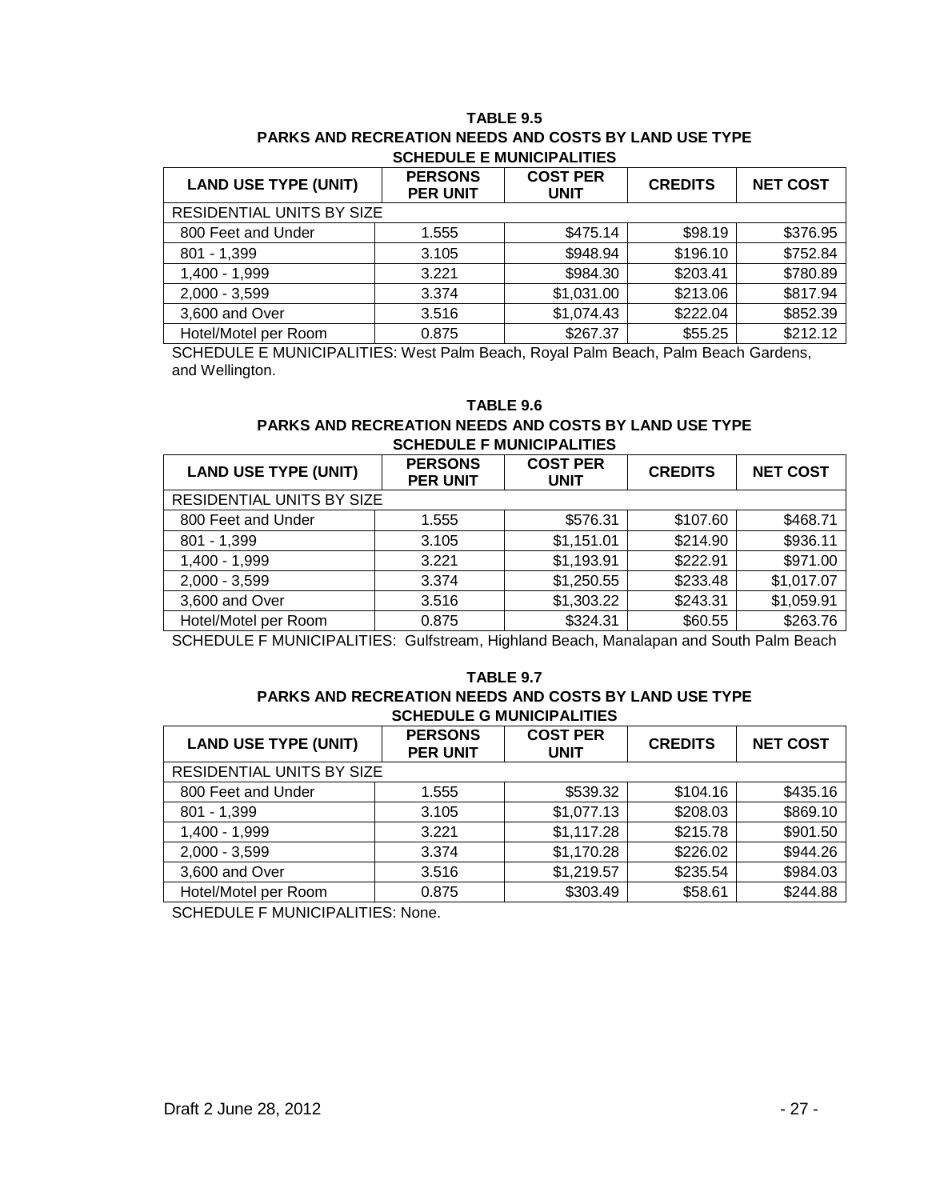**TABLE 9.5**
**PARKS AND RECREATION NEEDS AND COSTS BY LAND USE TYPE**
**SCHEDULE E MUNICIPALITIES**

| LAND USE TYPE (UNIT) | PERSONS PER UNIT | COST PER UNIT | CREDITS | NET COST |
|---|---|---|---|---|
| RESIDENTIAL UNITS BY SIZE | | | | |
| 800 Feet and Under | 1.555 | $475.14 | $98.19 | $376.95 |
| 801 - 1,399 | 3.105 | $948.94 | $196.10 | $752.84 |
| 1,400 - 1,999 | 3.221 | $984.30 | $203.41 | $780.89 |
| 2,000 - 3,599 | 3.374 | $1,031.00 | $213.06 | $817.94 |
| 3,600 and Over | 3.516 | $1,074.43 | $222.04 | $852.39 |
| Hotel/Motel per Room | 0.875 | $267.37 | $55.25 | $212.12 |

SCHEDULE E MUNICIPALITIES: West Palm Beach, Royal Palm Beach, Palm Beach Gardens, and Wellington.

**TABLE 9.6**
**PARKS AND RECREATION NEEDS AND COSTS BY LAND USE TYPE**
**SCHEDULE F MUNICIPALITIES**

| LAND USE TYPE (UNIT) | PERSONS PER UNIT | COST PER UNIT | CREDITS | NET COST |
|---|---|---|---|---|
| RESIDENTIAL UNITS BY SIZE | | | | |
| 800 Feet and Under | 1.555 | $576.31 | $107.60 | $468.71 |
| 801 - 1,399 | 3.105 | $1,151.01 | $214.90 | $936.11 |
| 1,400 - 1,999 | 3.221 | $1,193.91 | $222.91 | $971.00 |
| 2,000 - 3,599 | 3.374 | $1,250.55 | $233.48 | $1,017.07 |
| 3,600 and Over | 3.516 | $1,303.22 | $243.31 | $1,059.91 |
| Hotel/Motel per Room | 0.875 | $324.31 | $60.55 | $263.76 |

SCHEDULE F MUNICIPALITIES: Gulfstream, Highland Beach, Manalapan and South Palm Beach

**TABLE 9.7**
**PARKS AND RECREATION NEEDS AND COSTS BY LAND USE TYPE**
**SCHEDULE G MUNICIPALITIES**

| LAND USE TYPE (UNIT) | PERSONS PER UNIT | COST PER UNIT | CREDITS | NET COST |
|---|---|---|---|---|
| RESIDENTIAL UNITS BY SIZE | | | | |
| 800 Feet and Under | 1.555 | $539.32 | $104.16 | $435.16 |
| 801 - 1,399 | 3.105 | $1,077.13 | $208.03 | $869.10 |
| 1,400 - 1,999 | 3.221 | $1,117.28 | $215.78 | $901.50 |
| 2,000 - 3,599 | 3.374 | $1,170.28 | $226.02 | $944.26 |
| 3,600 and Over | 3.516 | $1,219.57 | $235.54 | $984.03 |
| Hotel/Motel per Room | 0.875 | $303.49 | $58.61 | $244.88 |

SCHEDULE F MUNICIPALITIES: None.

Draft 2 June 28, 2012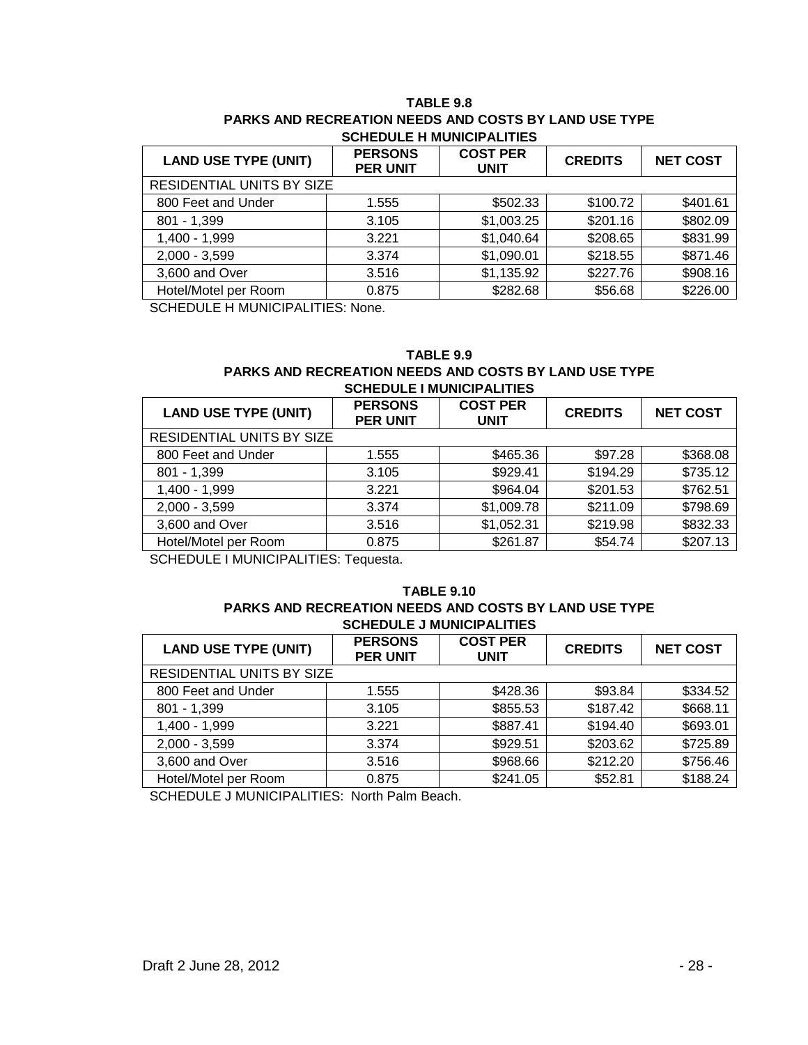**TABLE 9.8**
**PARKS AND RECREATION NEEDS AND COSTS BY LAND USE TYPE**
**SCHEDULE H MUNICIPALITIES**

| LAND USE TYPE (UNIT) | PERSONS PER UNIT | COST PER UNIT | CREDITS | NET COST |
|---|---|---|---|---|
| RESIDENTIAL UNITS BY SIZE | | | | |
| 800 Feet and Under | 1.555 | $502.33 | $100.72 | $401.61 |
| 801 - 1,399 | 3.105 | $1,003.25 | $201.16 | $802.09 |
| 1,400 - 1,999 | 3.221 | $1,040.64 | $208.65 | $831.99 |
| 2,000 - 3,599 | 3.374 | $1,090.01 | $218.55 | $871.46 |
| 3,600 and Over | 3.516 | $1,135.92 | $227.76 | $908.16 |
| Hotel/Motel per Room | 0.875 | $282.68 | $56.68 | $226.00 |

SCHEDULE H MUNICIPALITIES: None.

**TABLE 9.9**
**PARKS AND RECREATION NEEDS AND COSTS BY LAND USE TYPE**
**SCHEDULE I MUNICIPALITIES**

| LAND USE TYPE (UNIT) | PERSONS PER UNIT | COST PER UNIT | CREDITS | NET COST |
|---|---|---|---|---|
| RESIDENTIAL UNITS BY SIZE | | | | |
| 800 Feet and Under | 1.555 | $465.36 | $97.28 | $368.08 |
| 801 - 1,399 | 3.105 | $929.41 | $194.29 | $735.12 |
| 1,400 - 1,999 | 3.221 | $964.04 | $201.53 | $762.51 |
| 2,000 - 3,599 | 3.374 | $1,009.78 | $211.09 | $798.69 |
| 3,600 and Over | 3.516 | $1,052.31 | $219.98 | $832.33 |
| Hotel/Motel per Room | 0.875 | $261.87 | $54.74 | $207.13 |

SCHEDULE I MUNICIPALITIES: Tequesta.

**TABLE 9.10**
**PARKS AND RECREATION NEEDS AND COSTS BY LAND USE TYPE**
**SCHEDULE J MUNICIPALITIES**

| LAND USE TYPE (UNIT) | PERSONS PER UNIT | COST PER UNIT | CREDITS | NET COST |
|---|---|---|---|---|
| RESIDENTIAL UNITS BY SIZE | | | | |
| 800 Feet and Under | 1.555 | $428.36 | $93.84 | $334.52 |
| 801 - 1,399 | 3.105 | $855.53 | $187.42 | $668.11 |
| 1,400 - 1,999 | 3.221 | $887.41 | $194.40 | $693.01 |
| 2,000 - 3,599 | 3.374 | $929.51 | $203.62 | $725.89 |
| 3,600 and Over | 3.516 | $968.66 | $212.20 | $756.46 |
| Hotel/Motel per Room | 0.875 | $241.05 | $52.81 | $188.24 |

SCHEDULE J MUNICIPALITIES: North Palm Beach.

Draft 2 June 28, 2012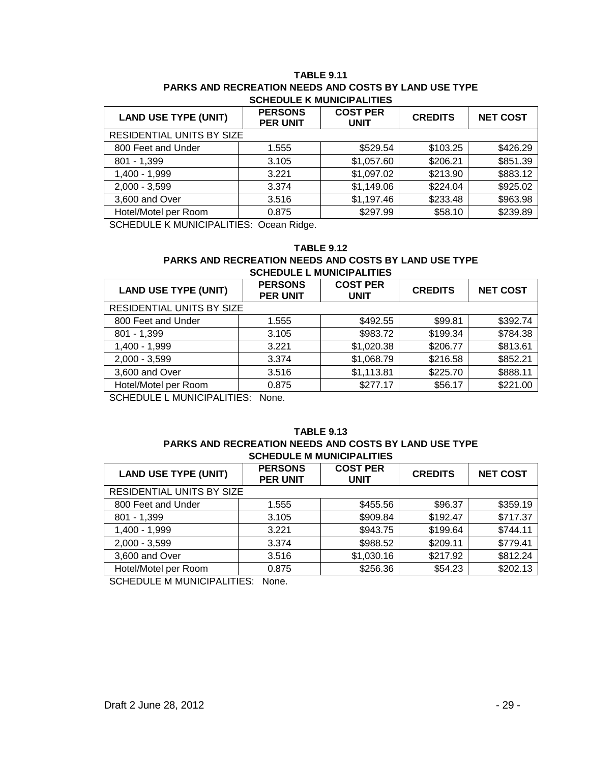**TABLE 9.11**
**PARKS AND RECREATION NEEDS AND COSTS BY LAND USE TYPE**
**SCHEDULE K MUNICIPALITIES**

| LAND USE TYPE (UNIT) | PERSONS PER UNIT | COST PER UNIT | CREDITS | NET COST |
|---|---|---|---|---|
| RESIDENTIAL UNITS BY SIZE | | | | |
| 800 Feet and Under | 1.555 | $529.54 | $103.25 | $426.29 |
| 801 - 1,399 | 3.105 | $1,057.60 | $206.21 | $851.39 |
| 1,400 - 1,999 | 3.221 | $1,097.02 | $213.90 | $883.12 |
| 2,000 - 3,599 | 3.374 | $1,149.06 | $224.04 | $925.02 |
| 3,600 and Over | 3.516 | $1,197.46 | $233.48 | $963.98 |
| Hotel/Motel per Room | 0.875 | $297.99 | $58.10 | $239.89 |

SCHEDULE K MUNICIPALITIES: Ocean Ridge.

**TABLE 9.12**
**PARKS AND RECREATION NEEDS AND COSTS BY LAND USE TYPE**
**SCHEDULE L MUNICIPALITIES**

| LAND USE TYPE (UNIT) | PERSONS PER UNIT | COST PER UNIT | CREDITS | NET COST |
|---|---|---|---|---|
| RESIDENTIAL UNITS BY SIZE | | | | |
| 800 Feet and Under | 1.555 | $492.55 | $99.81 | $392.74 |
| 801 - 1,399 | 3.105 | $983.72 | $199.34 | $784.38 |
| 1,400 - 1,999 | 3.221 | $1,020.38 | $206.77 | $813.61 |
| 2,000 - 3,599 | 3.374 | $1,068.79 | $216.58 | $852.21 |
| 3,600 and Over | 3.516 | $1,113.81 | $225.70 | $888.11 |
| Hotel/Motel per Room | 0.875 | $277.17 | $56.17 | $221.00 |

SCHEDULE L MUNICIPALITIES: None.

**TABLE 9.13**
**PARKS AND RECREATION NEEDS AND COSTS BY LAND USE TYPE**
**SCHEDULE M MUNICIPALITIES**

| LAND USE TYPE (UNIT) | PERSONS PER UNIT | COST PER UNIT | CREDITS | NET COST |
|---|---|---|---|---|
| RESIDENTIAL UNITS BY SIZE | | | | |
| 800 Feet and Under | 1.555 | $455.56 | $96.37 | $359.19 |
| 801 - 1,399 | 3.105 | $909.84 | $192.47 | $717.37 |
| 1,400 - 1,999 | 3.221 | $943.75 | $199.64 | $744.11 |
| 2,000 - 3,599 | 3.374 | $988.52 | $209.11 | $779.41 |
| 3,600 and Over | 3.516 | $1,030.16 | $217.92 | $812.24 |
| Hotel/Motel per Room | 0.875 | $256.36 | $54.23 | $202.13 |

SCHEDULE M MUNICIPALITIES: None.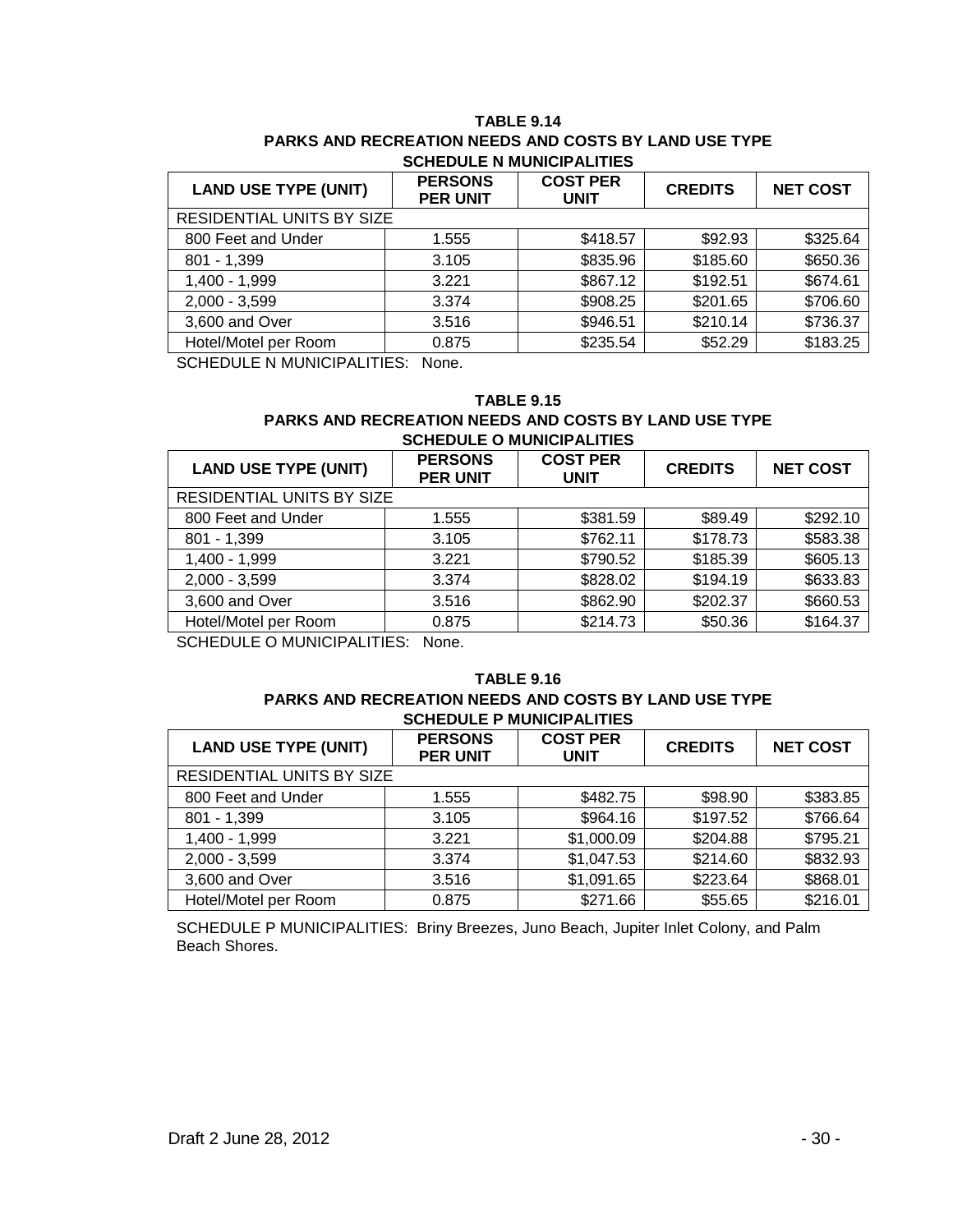**TABLE 9.14**
**PARKS AND RECREATION NEEDS AND COSTS BY LAND USE TYPE**
**SCHEDULE N MUNICIPALITIES**

| LAND USE TYPE (UNIT) | PERSONS PER UNIT | COST PER UNIT | CREDITS | NET COST |
|---|---|---|---|---|
| RESIDENTIAL UNITS BY SIZE | | | | |
| 800 Feet and Under | 1.555 | $418.57 | $92.93 | $325.64 |
| 801 - 1,399 | 3.105 | $835.96 | $185.60 | $650.36 |
| 1,400 - 1,999 | 3.221 | $867.12 | $192.51 | $674.61 |
| 2,000 - 3,599 | 3.374 | $908.25 | $201.65 | $706.60 |
| 3,600 and Over | 3.516 | $946.51 | $210.14 | $736.37 |
| Hotel/Motel per Room | 0.875 | $235.54 | $52.29 | $183.25 |

SCHEDULE N MUNICIPALITIES: None.

**TABLE 9.15**
**PARKS AND RECREATION NEEDS AND COSTS BY LAND USE TYPE**
**SCHEDULE O MUNICIPALITIES**

| LAND USE TYPE (UNIT) | PERSONS PER UNIT | COST PER UNIT | CREDITS | NET COST |
|---|---|---|---|---|
| RESIDENTIAL UNITS BY SIZE | | | | |
| 800 Feet and Under | 1.555 | $381.59 | $89.49 | $292.10 |
| 801 - 1,399 | 3.105 | $762.11 | $178.73 | $583.38 |
| 1,400 - 1,999 | 3.221 | $790.52 | $185.39 | $605.13 |
| 2,000 - 3,599 | 3.374 | $828.02 | $194.19 | $633.83 |
| 3,600 and Over | 3.516 | $862.90 | $202.37 | $660.53 |
| Hotel/Motel per Room | 0.875 | $214.73 | $50.36 | $164.37 |

SCHEDULE O MUNICIPALITIES: None.

**TABLE 9.16**
**PARKS AND RECREATION NEEDS AND COSTS BY LAND USE TYPE**
**SCHEDULE P MUNICIPALITIES**

| LAND USE TYPE (UNIT) | PERSONS PER UNIT | COST PER UNIT | CREDITS | NET COST |
|---|---|---|---|---|
| RESIDENTIAL UNITS BY SIZE | | | | |
| 800 Feet and Under | 1.555 | $482.75 | $98.90 | $383.85 |
| 801 - 1,399 | 3.105 | $964.16 | $197.52 | $766.64 |
| 1,400 - 1,999 | 3.221 | $1,000.09 | $204.88 | $795.21 |
| 2,000 - 3,599 | 3.374 | $1,047.53 | $214.60 | $832.93 |
| 3,600 and Over | 3.516 | $1,091.65 | $223.64 | $868.01 |
| Hotel/Motel per Room | 0.875 | $271.66 | $55.65 | $216.01 |

SCHEDULE P MUNICIPALITIES: Briny Breezes, Juno Beach, Jupiter Inlet Colony, and Palm Beach Shores.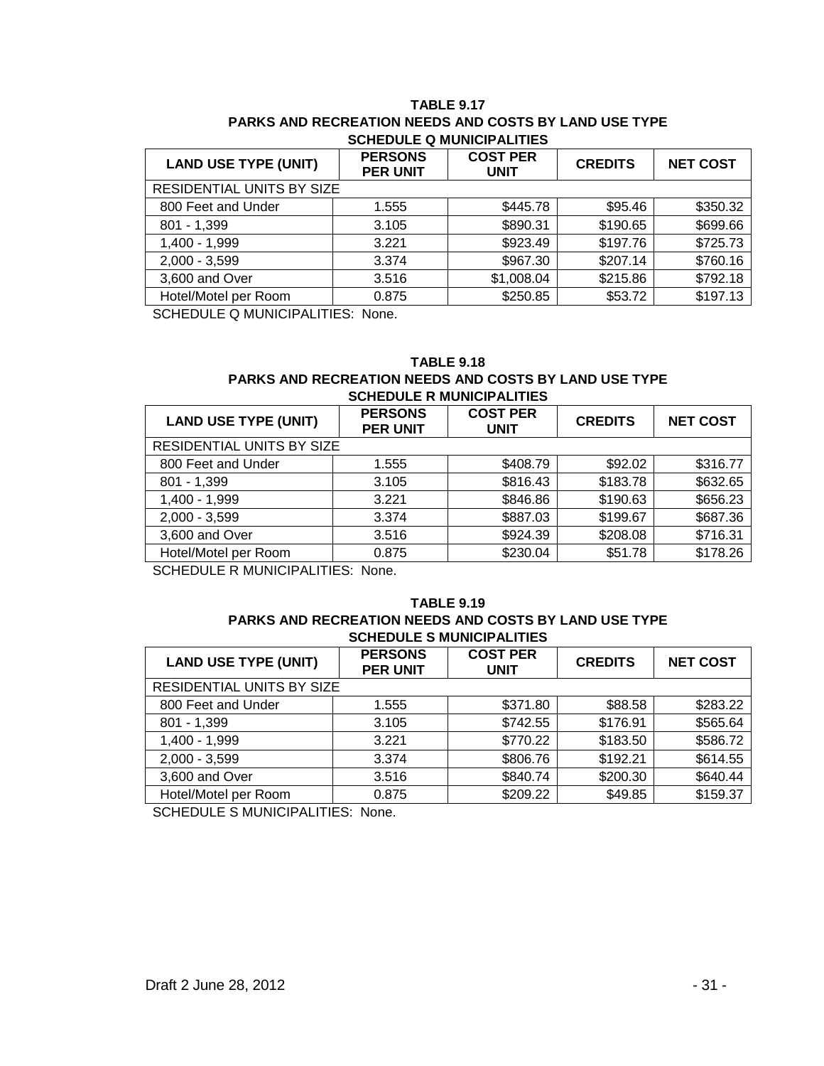**TABLE 9.17**
**PARKS AND RECREATION NEEDS AND COSTS BY LAND USE TYPE**
**SCHEDULE Q MUNICIPALITIES**

| LAND USE TYPE (UNIT) | PERSONS PER UNIT | COST PER UNIT | CREDITS | NET COST |
|---|---|---|---|---|
| RESIDENTIAL UNITS BY SIZE | | | | |
| 800 Feet and Under | 1.555 | $445.78 | $95.46 | $350.32 |
| 801 - 1,399 | 3.105 | $890.31 | $190.65 | $699.66 |
| 1,400 - 1,999 | 3.221 | $923.49 | $197.76 | $725.73 |
| 2,000 - 3,599 | 3.374 | $967.30 | $207.14 | $760.16 |
| 3,600 and Over | 3.516 | $1,008.04 | $215.86 | $792.18 |
| Hotel/Motel per Room | 0.875 | $250.85 | $53.72 | $197.13 |

SCHEDULE Q MUNICIPALITIES: None.

**TABLE 9.18**
**PARKS AND RECREATION NEEDS AND COSTS BY LAND USE TYPE**
**SCHEDULE R MUNICIPALITIES**

| LAND USE TYPE (UNIT) | PERSONS PER UNIT | COST PER UNIT | CREDITS | NET COST |
|---|---|---|---|---|
| RESIDENTIAL UNITS BY SIZE | | | | |
| 800 Feet and Under | 1.555 | $408.79 | $92.02 | $316.77 |
| 801 - 1,399 | 3.105 | $816.43 | $183.78 | $632.65 |
| 1,400 - 1,999 | 3.221 | $846.86 | $190.63 | $656.23 |
| 2,000 - 3,599 | 3.374 | $887.03 | $199.67 | $687.36 |
| 3,600 and Over | 3.516 | $924.39 | $208.08 | $716.31 |
| Hotel/Motel per Room | 0.875 | $230.04 | $51.78 | $178.26 |

SCHEDULE R MUNICIPALITIES: None.

**TABLE 9.19**
**PARKS AND RECREATION NEEDS AND COSTS BY LAND USE TYPE**
**SCHEDULE S MUNICIPALITIES**

| LAND USE TYPE (UNIT) | PERSONS PER UNIT | COST PER UNIT | CREDITS | NET COST |
|---|---|---|---|---|
| RESIDENTIAL UNITS BY SIZE | | | | |
| 800 Feet and Under | 1.555 | $371.80 | $88.58 | $283.22 |
| 801 - 1,399 | 3.105 | $742.55 | $176.91 | $565.64 |
| 1,400 - 1,999 | 3.221 | $770.22 | $183.50 | $586.72 |
| 2,000 - 3,599 | 3.374 | $806.76 | $192.21 | $614.55 |
| 3,600 and Over | 3.516 | $840.74 | $200.30 | $640.44 |
| Hotel/Motel per Room | 0.875 | $209.22 | $49.85 | $159.37 |

SCHEDULE S MUNICIPALITIES: None.

Draft 2 June 28, 2012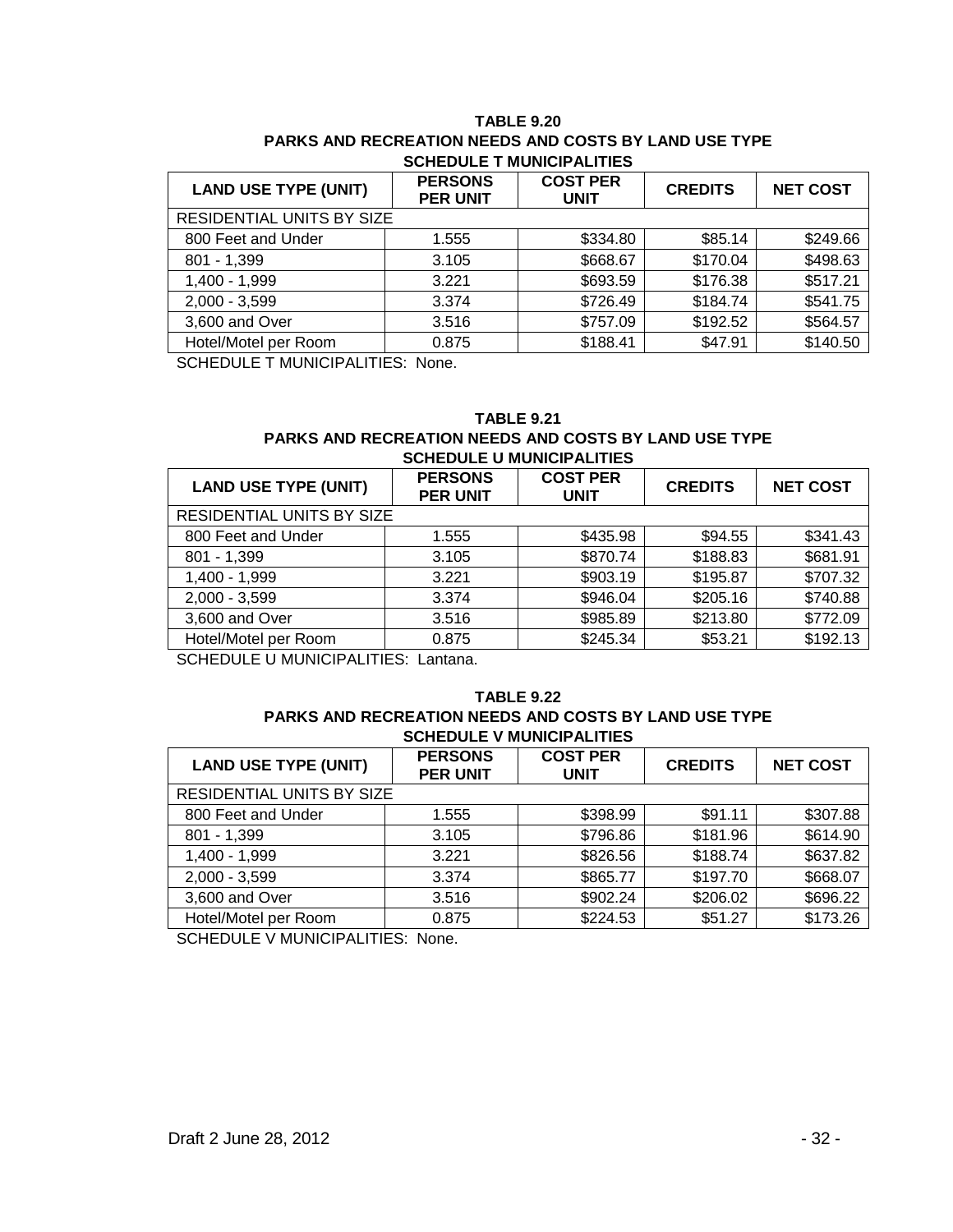**TABLE 9.20**
**PARKS AND RECREATION NEEDS AND COSTS BY LAND USE TYPE**
**SCHEDULE T MUNICIPALITIES**

| LAND USE TYPE (UNIT) | PERSONS PER UNIT | COST PER UNIT | CREDITS | NET COST |
|---|---|---|---|---|
| RESIDENTIAL UNITS BY SIZE | | | | |
| 800 Feet and Under | 1.555 | $334.80 | $85.14 | $249.66 |
| 801 - 1,399 | 3.105 | $668.67 | $170.04 | $498.63 |
| 1,400 - 1,999 | 3.221 | $693.59 | $176.38 | $517.21 |
| 2,000 - 3,599 | 3.374 | $726.49 | $184.74 | $541.75 |
| 3,600 and Over | 3.516 | $757.09 | $192.52 | $564.57 |
| Hotel/Motel per Room | 0.875 | $188.41 | $47.91 | $140.50 |

SCHEDULE T MUNICIPALITIES: None.

**TABLE 9.21**
**PARKS AND RECREATION NEEDS AND COSTS BY LAND USE TYPE**
**SCHEDULE U MUNICIPALITIES**

| LAND USE TYPE (UNIT) | PERSONS PER UNIT | COST PER UNIT | CREDITS | NET COST |
|---|---|---|---|---|
| RESIDENTIAL UNITS BY SIZE | | | | |
| 800 Feet and Under | 1.555 | $435.98 | $94.55 | $341.43 |
| 801 - 1,399 | 3.105 | $870.74 | $188.83 | $681.91 |
| 1,400 - 1,999 | 3.221 | $903.19 | $195.87 | $707.32 |
| 2,000 - 3,599 | 3.374 | $946.04 | $205.16 | $740.88 |
| 3,600 and Over | 3.516 | $985.89 | $213.80 | $772.09 |
| Hotel/Motel per Room | 0.875 | $245.34 | $53.21 | $192.13 |

SCHEDULE U MUNICIPALITIES: Lantana.

**TABLE 9.22**
**PARKS AND RECREATION NEEDS AND COSTS BY LAND USE TYPE**
**SCHEDULE V MUNICIPALITIES**

| LAND USE TYPE (UNIT) | PERSONS PER UNIT | COST PER UNIT | CREDITS | NET COST |
|---|---|---|---|---|
| RESIDENTIAL UNITS BY SIZE | | | | |
| 800 Feet and Under | 1.555 | $398.99 | $91.11 | $307.88 |
| 801 - 1,399 | 3.105 | $796.86 | $181.96 | $614.90 |
| 1,400 - 1,999 | 3.221 | $826.56 | $188.74 | $637.82 |
| 2,000 - 3,599 | 3.374 | $865.77 | $197.70 | $668.07 |
| 3,600 and Over | 3.516 | $902.24 | $206.02 | $696.22 |
| Hotel/Motel per Room | 0.875 | $224.53 | $51.27 | $173.26 |

SCHEDULE V MUNICIPALITIES: None.

Draft 2 June 28, 2012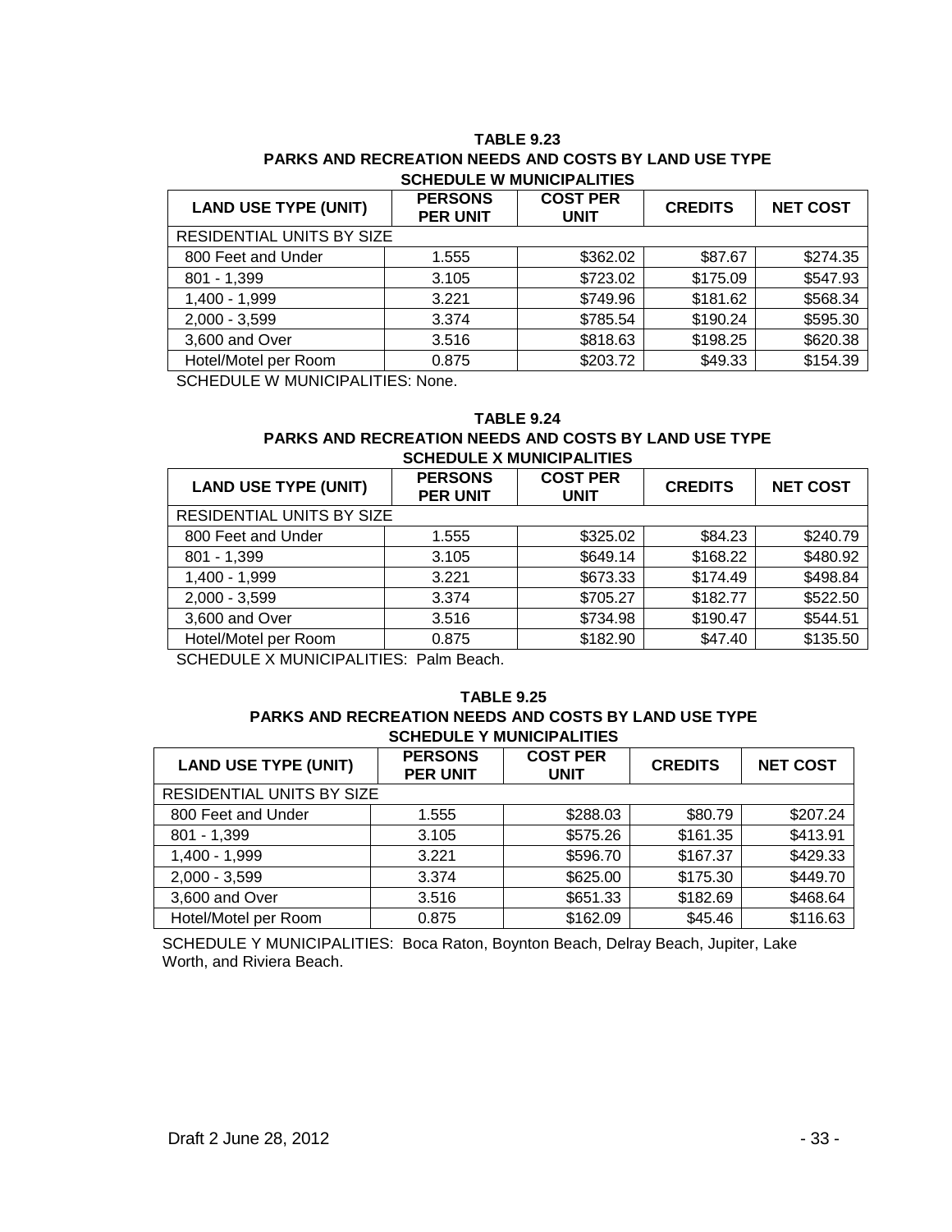**TABLE 9.23**
**PARKS AND RECREATION NEEDS AND COSTS BY LAND USE TYPE**
**SCHEDULE W MUNICIPALITIES**

| LAND USE TYPE (UNIT) | PERSONS PER UNIT | COST PER UNIT | CREDITS | NET COST |
|---|---|---|---|---|
| RESIDENTIAL UNITS BY SIZE | | | | |
| 800 Feet and Under | 1.555 | $362.02 | $87.67 | $274.35 |
| 801 - 1,399 | 3.105 | $723.02 | $175.09 | $547.93 |
| 1,400 - 1,999 | 3.221 | $749.96 | $181.62 | $568.34 |
| 2,000 - 3,599 | 3.374 | $785.54 | $190.24 | $595.30 |
| 3,600 and Over | 3.516 | $818.63 | $198.25 | $620.38 |
| Hotel/Motel per Room | 0.875 | $203.72 | $49.33 | $154.39 |

SCHEDULE W MUNICIPALITIES: None.

**TABLE 9.24**
**PARKS AND RECREATION NEEDS AND COSTS BY LAND USE TYPE**
**SCHEDULE X MUNICIPALITIES**

| LAND USE TYPE (UNIT) | PERSONS PER UNIT | COST PER UNIT | CREDITS | NET COST |
|---|---|---|---|---|
| RESIDENTIAL UNITS BY SIZE | | | | |
| 800 Feet and Under | 1.555 | $325.02 | $84.23 | $240.79 |
| 801 - 1,399 | 3.105 | $649.14 | $168.22 | $480.92 |
| 1,400 - 1,999 | 3.221 | $673.33 | $174.49 | $498.84 |
| 2,000 - 3,599 | 3.374 | $705.27 | $182.77 | $522.50 |
| 3,600 and Over | 3.516 | $734.98 | $190.47 | $544.51 |
| Hotel/Motel per Room | 0.875 | $182.90 | $47.40 | $135.50 |

SCHEDULE X MUNICIPALITIES: Palm Beach.

**TABLE 9.25**
**PARKS AND RECREATION NEEDS AND COSTS BY LAND USE TYPE**
**SCHEDULE Y MUNICIPALITIES**

| LAND USE TYPE (UNIT) | PERSONS PER UNIT | COST PER UNIT | CREDITS | NET COST |
|---|---|---|---|---|
| RESIDENTIAL UNITS BY SIZE | | | | |
| 800 Feet and Under | 1.555 | $288.03 | $80.79 | $207.24 |
| 801 - 1,399 | 3.105 | $575.26 | $161.35 | $413.91 |
| 1,400 - 1,999 | 3.221 | $596.70 | $167.37 | $429.33 |
| 2,000 - 3,599 | 3.374 | $625.00 | $175.30 | $449.70 |
| 3,600 and Over | 3.516 | $651.33 | $182.69 | $468.64 |
| Hotel/Motel per Room | 0.875 | $162.09 | $45.46 | $116.63 |

SCHEDULE Y MUNICIPALITIES: Boca Raton, Boynton Beach, Delray Beach, Jupiter, Lake Worth, and Riviera Beach.

Draft 2 June 28, 2012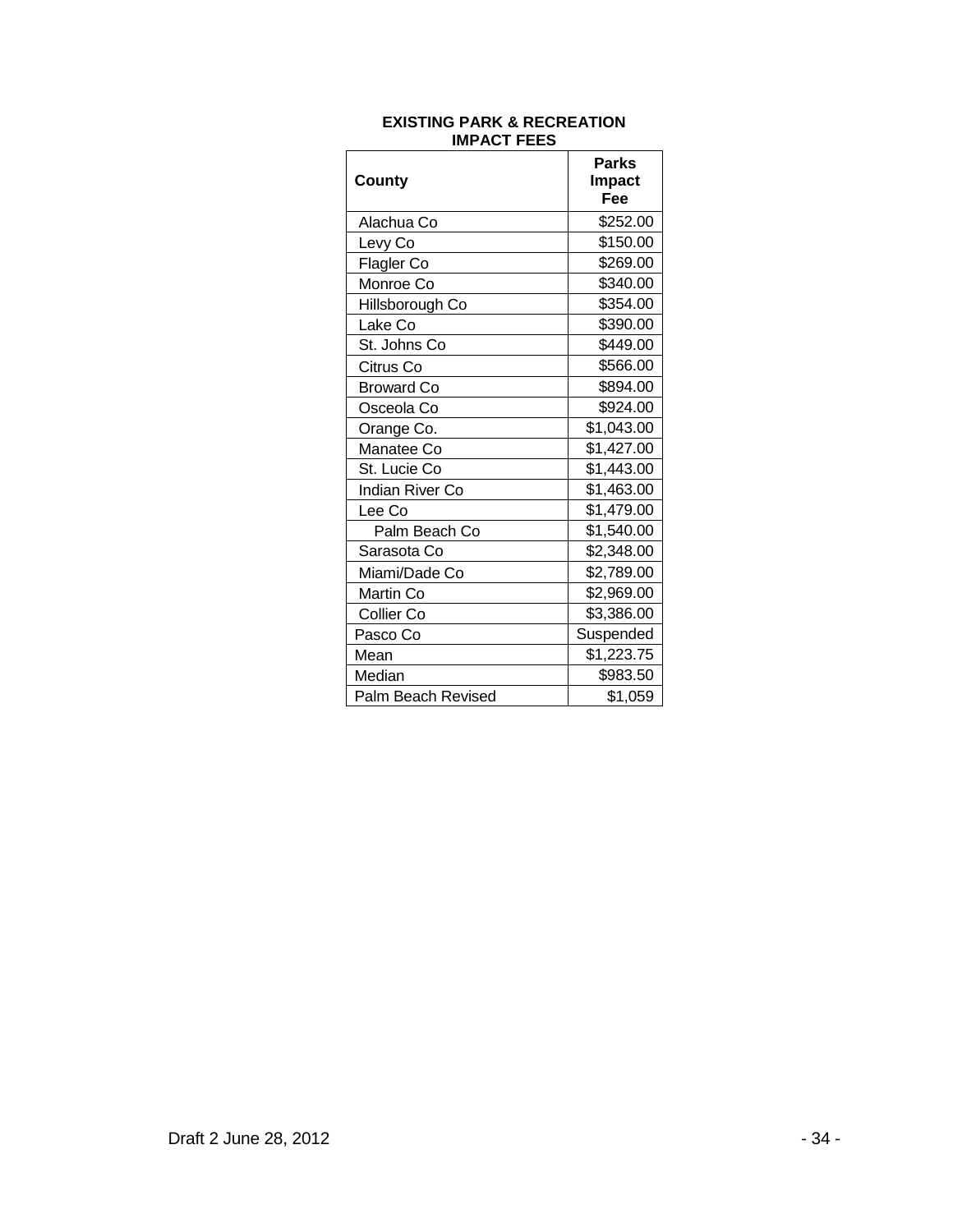**EXISTING PARK & RECREATION IMPACT FEES**

| County | Parks Impact Fee |
|---|---|
| Alachua Co | $252.00 |
| Levy Co | $150.00 |
| Flagler Co | $269.00 |
| Monroe Co | $340.00 |
| Hillsborough Co | $354.00 |
| Lake Co | $390.00 |
| St. Johns Co | $449.00 |
| Citrus Co | $566.00 |
| Broward Co | $894.00 |
| Osceola Co | $924.00 |
| Orange Co. | $1,043.00 |
| Manatee Co | $1,427.00 |
| St. Lucie Co | $1,443.00 |
| Indian River Co | $1,463.00 |
| Lee Co | $1,479.00 |
| Palm Beach Co | $1,540.00 |
| Sarasota Co | $2,348.00 |
| Miami/Dade Co | $2,789.00 |
| Martin Co | $2,969.00 |
| Collier Co | $3,386.00 |
| Pasco Co | Suspended |
| Mean | $1,223.75 |
| Median | $983.50 |
| Palm Beach Revised | $1,059 |

Draft 2 June 28, 2012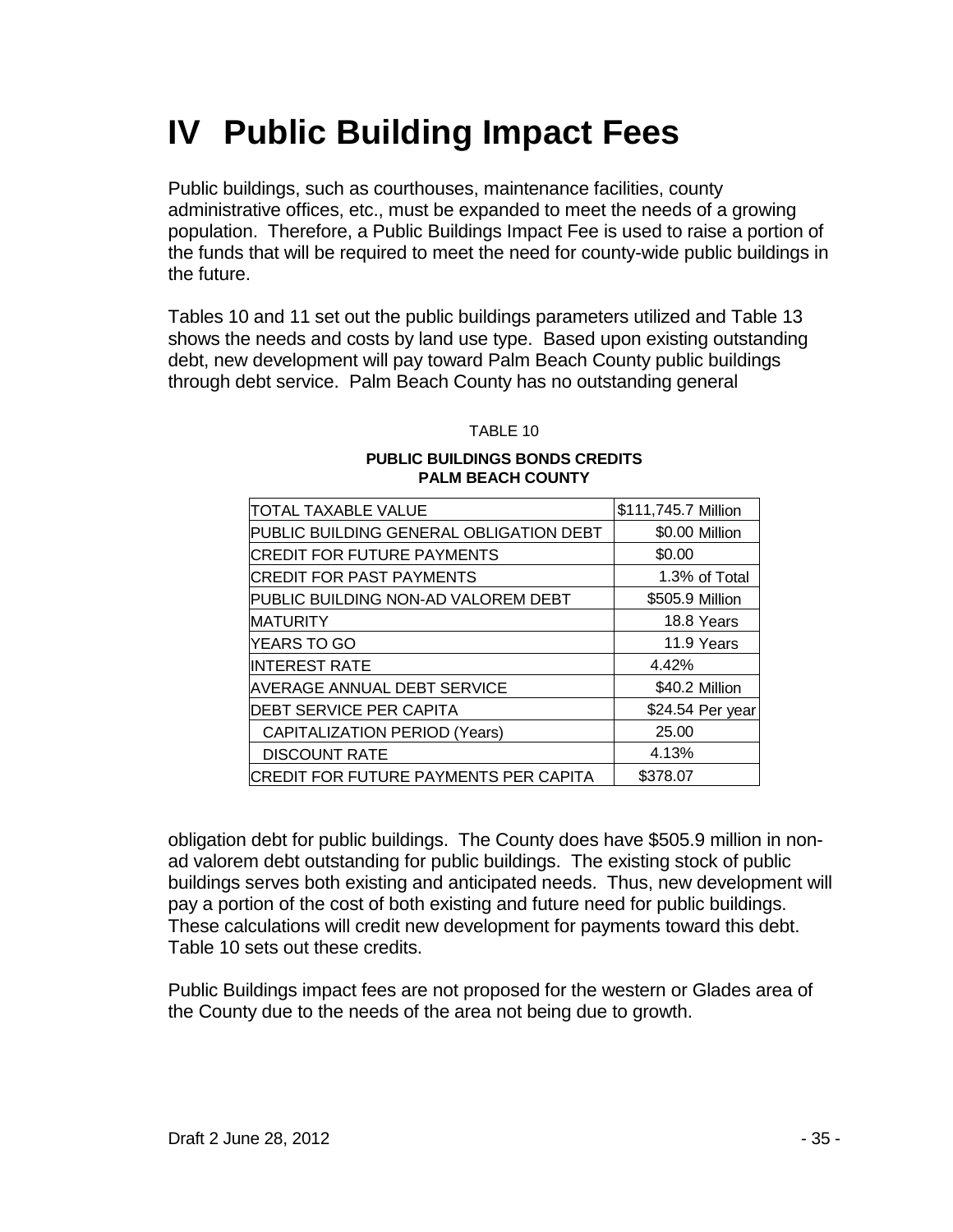# IV Public Building Impact Fees

Public buildings, such as courthouses, maintenance facilities, county administrative offices, etc., must be expanded to meet the needs of a growing population. Therefore, a Public Buildings Impact Fee is used to raise a portion of the funds that will be required to meet the need for county-wide public buildings in the future.

Tables 10 and 11 set out the public buildings parameters utilized and Table 13 shows the needs and costs by land use type. Based upon existing outstanding debt, new development will pay toward Palm Beach County public buildings through debt service. Palm Beach County has no outstanding general obligation debt for public buildings. The County does have $505.9 million in non-ad valorem debt outstanding for public buildings. The existing stock of public buildings serves both existing and anticipated needs. Thus, new development will pay a portion of the cost of both existing and future need for public buildings. These calculations will credit new development for payments toward this debt. Table 10 sets out these credits.

TABLE 10

**PUBLIC BUILDINGS BONDS CREDITS**
**PALM BEACH COUNTY**

| | | |
|---|---|---|
| TOTAL TAXABLE VALUE | $111,745.7 | Million |
| PUBLIC BUILDING GENERAL OBLIGATION DEBT | $0.00 | Million |
| CREDIT FOR FUTURE PAYMENTS | $0.00 | |
| CREDIT FOR PAST PAYMENTS | 1.3% | of Total |
| PUBLIC BUILDING NON-AD VALOREM DEBT | $505.9 | Million |
| MATURITY | 18.8 | Years |
| YEARS TO GO | 11.9 | Years |
| INTEREST RATE | 4.42% | |
| AVERAGE ANNUAL DEBT SERVICE | $40.2 | Million |
| DEBT SERVICE PER CAPITA | $24.54 | Per year |
| CAPITALIZATION PERIOD (Years) | 25.00 | |
| DISCOUNT RATE | 4.13% | |
| CREDIT FOR FUTURE PAYMENTS PER CAPITA | $378.07 | |

Public Buildings impact fees are not proposed for the western or Glades area of the County due to the needs of the area not being due to growth.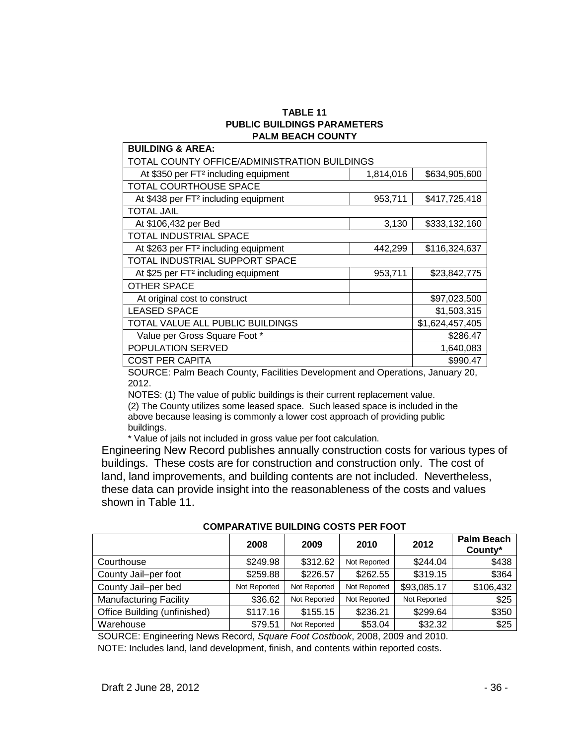**TABLE 11**
**PUBLIC BUILDINGS PARAMETERS**
**PALM BEACH COUNTY**

| **BUILDING & AREA:** | | |
|---|---|---|
| TOTAL COUNTY OFFICE/ADMINISTRATION BUILDINGS | | |
| At $350 per FT² including equipment | 1,814,016 | $634,905,600 |
| TOTAL COURTHOUSE SPACE | | |
| At $438 per FT² including equipment | 953,711 | $417,725,418 |
| TOTAL JAIL | | |
| At $106,432 per Bed | 3,130 | $333,132,160 |
| TOTAL INDUSTRIAL SPACE | | |
| At $263 per FT² including equipment | 442,299 | $116,324,637 |
| TOTAL INDUSTRIAL SUPPORT SPACE | | |
| At $25 per FT² including equipment | 953,711 | $23,842,775 |
| OTHER SPACE | | |
| At original cost to construct | | $97,023,500 |
| LEASED SPACE | | $1,503,315 |
| TOTAL VALUE ALL PUBLIC BUILDINGS | | $1,624,457,405 |
| Value per Gross Square Foot * | | $286.47 |
| POPULATION SERVED | | 1,640,083 |
| COST PER CAPITA | | $990.47 |

SOURCE: Palm Beach County, Facilities Development and Operations, January 20, 2012.

NOTES: (1) The value of public buildings is their current replacement value.
(2) The County utilizes some leased space. Such leased space is included in the above because leasing is commonly a lower cost approach of providing public buildings.

* Value of jails not included in gross value per foot calculation.

Engineering New Record publishes annually construction costs for various types of buildings. These costs are for construction and construction only. The cost of land, land improvements, and building contents are not included. Nevertheless, these data can provide insight into the reasonableness of the costs and values shown in Table 11.

**COMPARATIVE BUILDING COSTS PER FOOT**

| | 2008 | 2009 | 2010 | 2012 | Palm Beach County* |
|---|---|---|---|---|---|
| Courthouse | $249.98 | $312.62 | Not Reported | $244.04 | $438 |
| County Jail–per foot | $259.88 | $226.57 | $262.55 | $319.15 | $364 |
| County Jail–per bed | Not Reported | Not Reported | Not Reported | $93,085.17 | $106,432 |
| Manufacturing Facility | $36.62 | Not Reported | Not Reported | Not Reported | $25 |
| Office Building (unfinished) | $117.16 | $155.15 | $236.21 | $299.64 | $350 |
| Warehouse | $79.51 | Not Reported | $53.04 | $32.32 | $25 |

SOURCE: Engineering News Record, *Square Foot Costbook*, 2008, 2009 and 2010.
NOTE: Includes land, land development, finish, and contents within reported costs.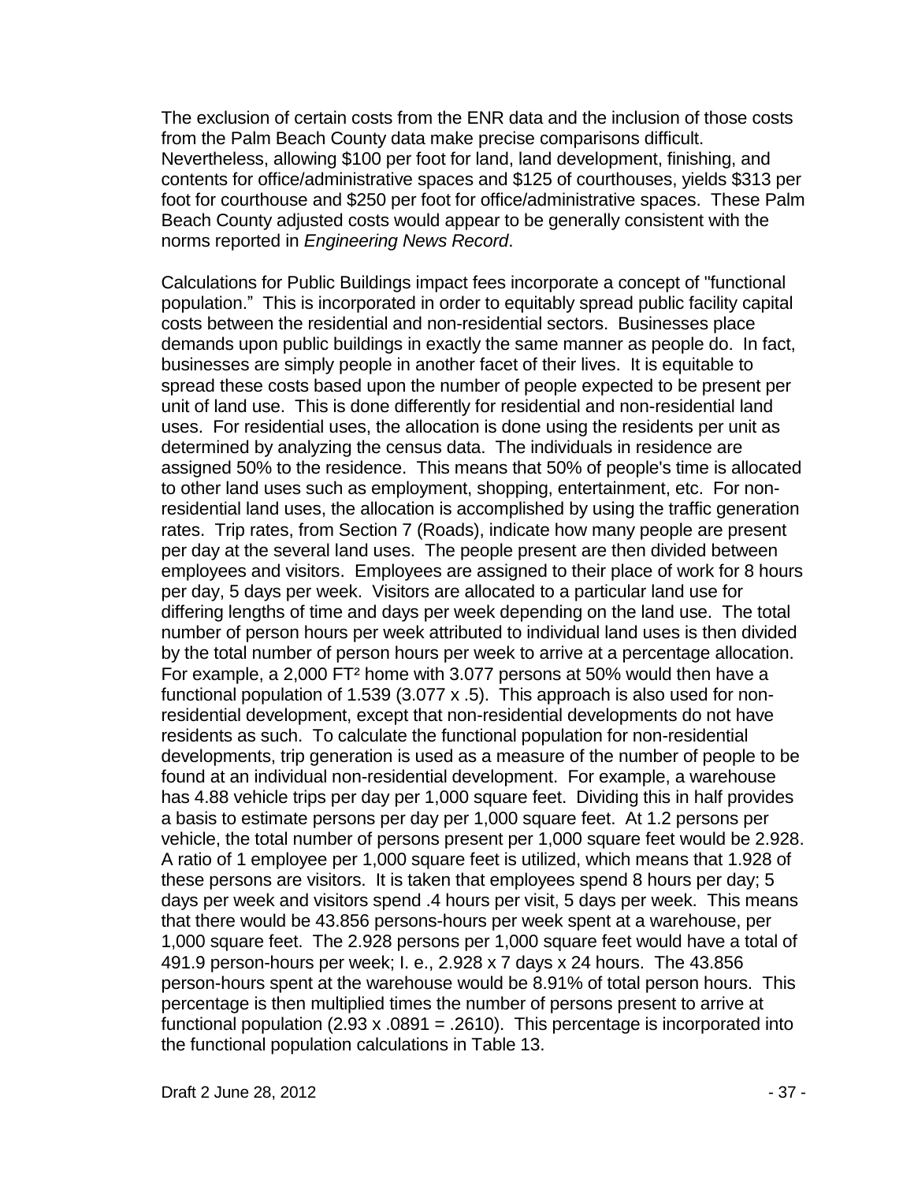The exclusion of certain costs from the ENR data and the inclusion of those costs from the Palm Beach County data make precise comparisons difficult. Nevertheless, allowing $100 per foot for land, land development, finishing, and contents for office/administrative spaces and $125 of courthouses, yields $313 per foot for courthouse and $250 per foot for office/administrative spaces. These Palm Beach County adjusted costs would appear to be generally consistent with the norms reported in *Engineering News Record*.

Calculations for Public Buildings impact fees incorporate a concept of "functional population." This is incorporated in order to equitably spread public facility capital costs between the residential and non-residential sectors. Businesses place demands upon public buildings in exactly the same manner as people do. In fact, businesses are simply people in another facet of their lives. It is equitable to spread these costs based upon the number of people expected to be present per unit of land use. This is done differently for residential and non-residential land uses. For residential uses, the allocation is done using the residents per unit as determined by analyzing the census data. The individuals in residence are assigned 50% to the residence. This means that 50% of people's time is allocated to other land uses such as employment, shopping, entertainment, etc. For non-residential land uses, the allocation is accomplished by using the traffic generation rates. Trip rates, from Section 7 (Roads), indicate how many people are present per day at the several land uses. The people present are then divided between employees and visitors. Employees are assigned to their place of work for 8 hours per day, 5 days per week. Visitors are allocated to a particular land use for differing lengths of time and days per week depending on the land use. The total number of person hours per week attributed to individual land uses is then divided by the total number of person hours per week to arrive at a percentage allocation. For example, a 2,000 FT² home with 3.077 persons at 50% would then have a functional population of 1.539 (3.077 x .5). This approach is also used for non-residential development, except that non-residential developments do not have residents as such. To calculate the functional population for non-residential developments, trip generation is used as a measure of the number of people to be found at an individual non-residential development. For example, a warehouse has 4.88 vehicle trips per day per 1,000 square feet. Dividing this in half provides a basis to estimate persons per day per 1,000 square feet. At 1.2 persons per vehicle, the total number of persons present per 1,000 square feet would be 2.928. A ratio of 1 employee per 1,000 square feet is utilized, which means that 1.928 of these persons are visitors. It is taken that employees spend 8 hours per day; 5 days per week and visitors spend .4 hours per visit, 5 days per week. This means that there would be 43.856 persons-hours per week spent at a warehouse, per 1,000 square feet. The 2.928 persons per 1,000 square feet would have a total of 491.9 person-hours per week; I. e., 2.928 x 7 days x 24 hours. The 43.856 person-hours spent at the warehouse would be 8.91% of total person hours. This percentage is then multiplied times the number of persons present to arrive at functional population (2.93 x .0891 = .2610). This percentage is incorporated into the functional population calculations in Table 13.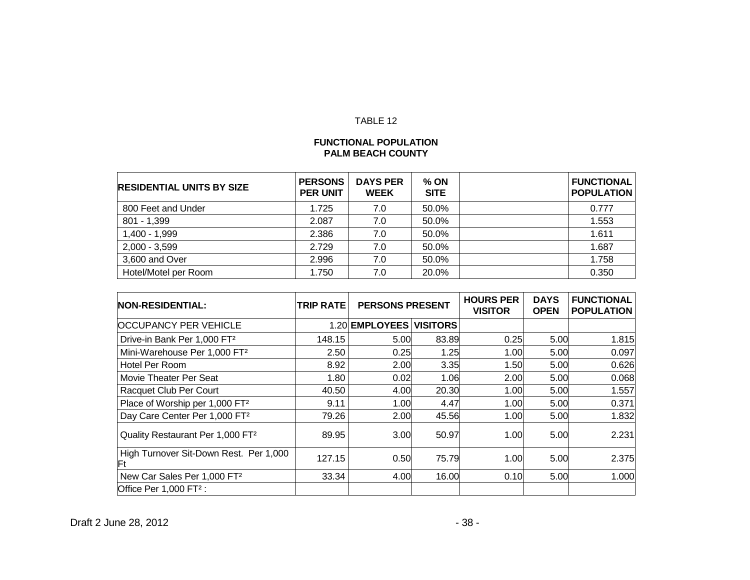TABLE 12

**FUNCTIONAL POPULATION**
**PALM BEACH COUNTY**

| RESIDENTIAL UNITS BY SIZE | PERSONS PER UNIT | DAYS PER WEEK | % ON SITE | | FUNCTIONAL POPULATION |
|---|---|---|---|---|---|
| 800 Feet and Under | 1.725 | 7.0 | 50.0% | | 0.777 |
| 801 - 1,399 | 2.087 | 7.0 | 50.0% | | 1.553 |
| 1,400 - 1,999 | 2.386 | 7.0 | 50.0% | | 1.611 |
| 2,000 - 3,599 | 2.729 | 7.0 | 50.0% | | 1.687 |
| 3,600 and Over | 2.996 | 7.0 | 50.0% | | 1.758 |
| Hotel/Motel per Room | 1.750 | 7.0 | 20.0% | | 0.350 |

| NON-RESIDENTIAL: | TRIP RATE | PERSONS PRESENT | | HOURS PER VISITOR | DAYS OPEN | FUNCTIONAL POPULATION |
|---|---|---|---|---|---|---|
| OCCUPANCY PER VEHICLE | 1.20 | EMPLOYEES | VISITORS | | | |
| Drive-in Bank Per 1,000 FT² | 148.15 | 5.00 | 83.89 | 0.25 | 5.00 | 1.815 |
| Mini-Warehouse Per 1,000 FT² | 2.50 | 0.25 | 1.25 | 1.00 | 5.00 | 0.097 |
| Hotel Per Room | 8.92 | 2.00 | 3.35 | 1.50 | 5.00 | 0.626 |
| Movie Theater Per Seat | 1.80 | 0.02 | 1.06 | 2.00 | 5.00 | 0.068 |
| Racquet Club Per Court | 40.50 | 4.00 | 20.30 | 1.00 | 5.00 | 1.557 |
| Place of Worship per 1,000 FT² | 9.11 | 1.00 | 4.47 | 1.00 | 5.00 | 0.371 |
| Day Care Center Per 1,000 FT² | 79.26 | 2.00 | 45.56 | 1.00 | 5.00 | 1.832 |
| Quality Restaurant Per 1,000 FT² | 89.95 | 3.00 | 50.97 | 1.00 | 5.00 | 2.231 |
| High Turnover Sit-Down Rest. Per 1,000 Ft | 127.15 | 0.50 | 75.79 | 1.00 | 5.00 | 2.375 |
| New Car Sales Per 1,000 FT² | 33.34 | 4.00 | 16.00 | 0.10 | 5.00 | 1.000 |
| Office Per 1,000 FT² : | | | | | | |

Draft 2 June 28, 2012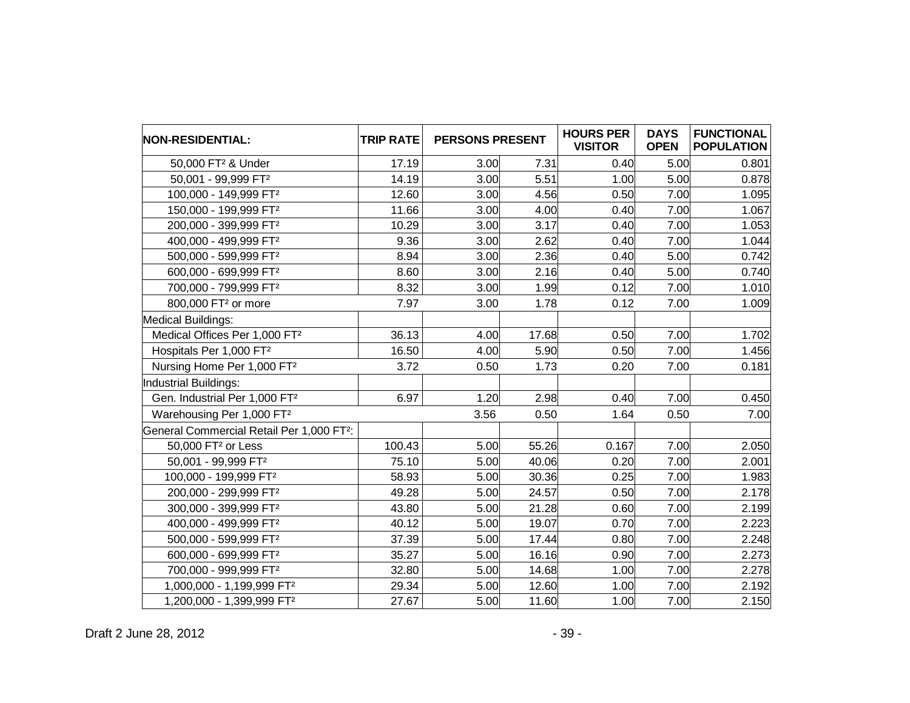| NON-RESIDENTIAL: | TRIP RATE | PERSONS PRESENT | | HOURS PER VISITOR | DAYS OPEN | FUNCTIONAL POPULATION |
|---|---|---|---|---|---|---|
| 50,000 FT² & Under | 17.19 | 3.00 | 7.31 | 0.40 | 5.00 | 0.801 |
| 50,001 - 99,999 FT² | 14.19 | 3.00 | 5.51 | 1.00 | 5.00 | 0.878 |
| 100,000 - 149,999 FT² | 12.60 | 3.00 | 4.56 | 0.50 | 7.00 | 1.095 |
| 150,000 - 199,999 FT² | 11.66 | 3.00 | 4.00 | 0.40 | 7.00 | 1.067 |
| 200,000 - 399,999 FT² | 10.29 | 3.00 | 3.17 | 0.40 | 7.00 | 1.053 |
| 400,000 - 499,999 FT² | 9.36 | 3.00 | 2.62 | 0.40 | 7.00 | 1.044 |
| 500,000 - 599,999 FT² | 8.94 | 3.00 | 2.36 | 0.40 | 5.00 | 0.742 |
| 600,000 - 699,999 FT² | 8.60 | 3.00 | 2.16 | 0.40 | 5.00 | 0.740 |
| 700,000 - 799,999 FT² | 8.32 | 3.00 | 1.99 | 0.12 | 7.00 | 1.010 |
| 800,000 FT² or more | 7.97 | 3.00 | 1.78 | 0.12 | 7.00 | 1.009 |
| Medical Buildings: | | | | | | |
| Medical Offices Per 1,000 FT² | 36.13 | 4.00 | 17.68 | 0.50 | 7.00 | 1.702 |
| Hospitals Per 1,000 FT² | 16.50 | 4.00 | 5.90 | 0.50 | 7.00 | 1.456 |
| Nursing Home Per 1,000 FT² | 3.72 | 0.50 | 1.73 | 0.20 | 7.00 | 0.181 |
| Industrial Buildings: | | | | | | |
| Gen. Industrial Per 1,000 FT² | 6.97 | 1.20 | 2.98 | 0.40 | 7.00 | 0.450 |
| Warehousing Per 1,000 FT² | | 3.56 | 0.50 | 1.64 | 0.50 | 7.00 |
| General Commercial Retail Per 1,000 FT²: | | | | | | |
| 50,000 FT² or Less | 100.43 | 5.00 | 55.26 | 0.167 | 7.00 | 2.050 |
| 50,001 - 99,999 FT² | 75.10 | 5.00 | 40.06 | 0.20 | 7.00 | 2.001 |
| 100,000 - 199,999 FT² | 58.93 | 5.00 | 30.36 | 0.25 | 7.00 | 1.983 |
| 200,000 - 299,999 FT² | 49.28 | 5.00 | 24.57 | 0.50 | 7.00 | 2.178 |
| 300,000 - 399,999 FT² | 43.80 | 5.00 | 21.28 | 0.60 | 7.00 | 2.199 |
| 400,000 - 499,999 FT² | 40.12 | 5.00 | 19.07 | 0.70 | 7.00 | 2.223 |
| 500,000 - 599,999 FT² | 37.39 | 5.00 | 17.44 | 0.80 | 7.00 | 2.248 |
| 600,000 - 699,999 FT² | 35.27 | 5.00 | 16.16 | 0.90 | 7.00 | 2.273 |
| 700,000 - 999,999 FT² | 32.80 | 5.00 | 14.68 | 1.00 | 7.00 | 2.278 |
| 1,000,000 - 1,199,999 FT² | 29.34 | 5.00 | 12.60 | 1.00 | 7.00 | 2.192 |
| 1,200,000 - 1,399,999 FT² | 27.67 | 5.00 | 11.60 | 1.00 | 7.00 | 2.150 |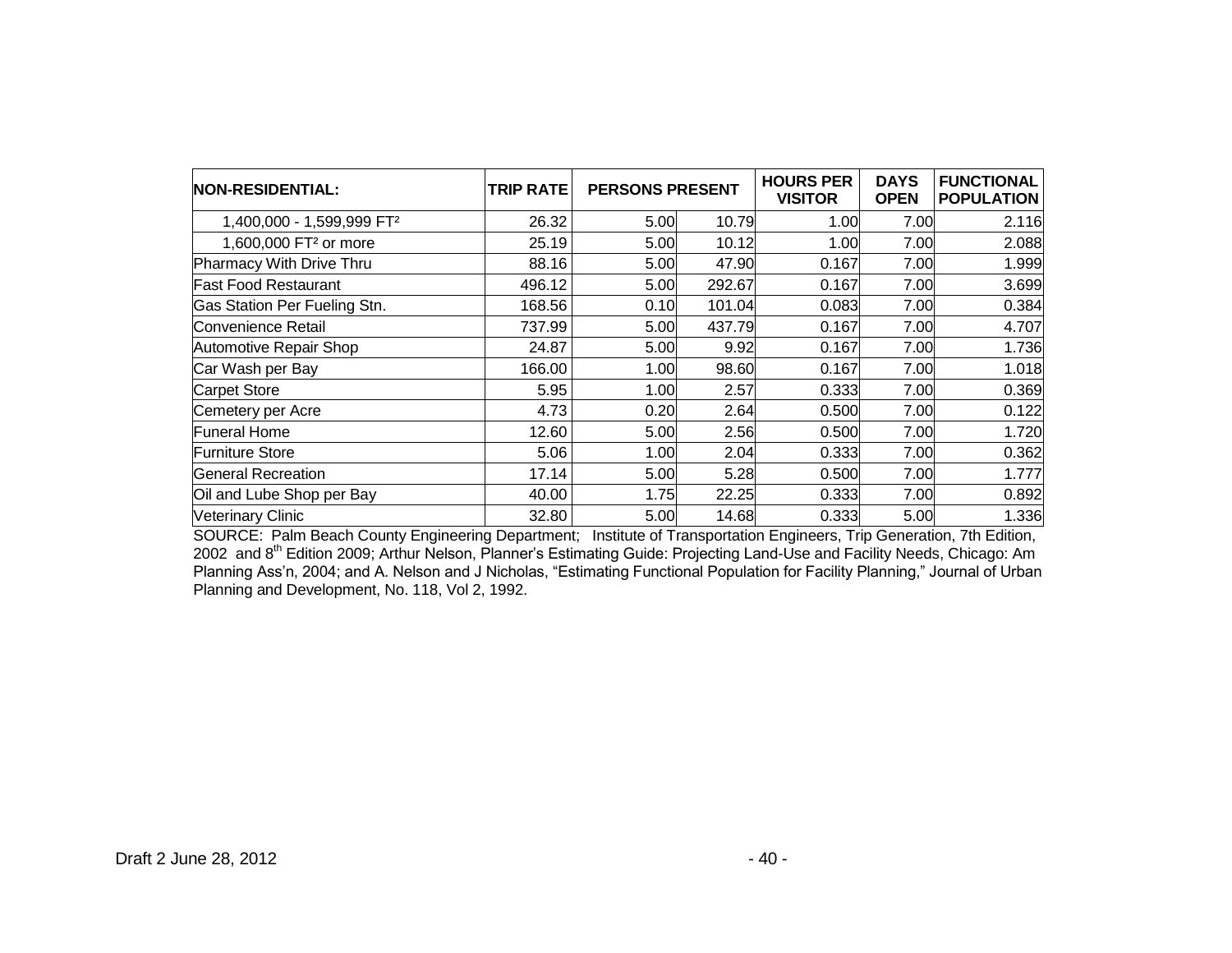| NON-RESIDENTIAL: | TRIP RATE | PERSONS PRESENT | | HOURS PER VISITOR | DAYS OPEN | FUNCTIONAL POPULATION |
|---|---|---|---|---|---|---|
| 1,400,000 - 1,599,999 FT² | 26.32 | 5.00 | 10.79 | 1.00 | 7.00 | 2.116 |
| 1,600,000 FT² or more | 25.19 | 5.00 | 10.12 | 1.00 | 7.00 | 2.088 |
| Pharmacy With Drive Thru | 88.16 | 5.00 | 47.90 | 0.167 | 7.00 | 1.999 |
| Fast Food Restaurant | 496.12 | 5.00 | 292.67 | 0.167 | 7.00 | 3.699 |
| Gas Station Per Fueling Stn. | 168.56 | 0.10 | 101.04 | 0.083 | 7.00 | 0.384 |
| Convenience Retail | 737.99 | 5.00 | 437.79 | 0.167 | 7.00 | 4.707 |
| Automotive Repair Shop | 24.87 | 5.00 | 9.92 | 0.167 | 7.00 | 1.736 |
| Car Wash per Bay | 166.00 | 1.00 | 98.60 | 0.167 | 7.00 | 1.018 |
| Carpet Store | 5.95 | 1.00 | 2.57 | 0.333 | 7.00 | 0.369 |
| Cemetery per Acre | 4.73 | 0.20 | 2.64 | 0.500 | 7.00 | 0.122 |
| Funeral Home | 12.60 | 5.00 | 2.56 | 0.500 | 7.00 | 1.720 |
| Furniture Store | 5.06 | 1.00 | 2.04 | 0.333 | 7.00 | 0.362 |
| General Recreation | 17.14 | 5.00 | 5.28 | 0.500 | 7.00 | 1.777 |
| Oil and Lube Shop per Bay | 40.00 | 1.75 | 22.25 | 0.333 | 7.00 | 0.892 |
| Veterinary Clinic | 32.80 | 5.00 | 14.68 | 0.333 | 5.00 | 1.336 |

SOURCE: Palm Beach County Engineering Department; Institute of Transportation Engineers, Trip Generation, 7th Edition, 2002 and 8th Edition 2009; Arthur Nelson, Planner's Estimating Guide: Projecting Land-Use and Facility Needs, Chicago: Am Planning Ass'n, 2004; and A. Nelson and J Nicholas, "Estimating Functional Population for Facility Planning," Journal of Urban Planning and Development, No. 118, Vol 2, 1992.

Draft 2 June 28, 2012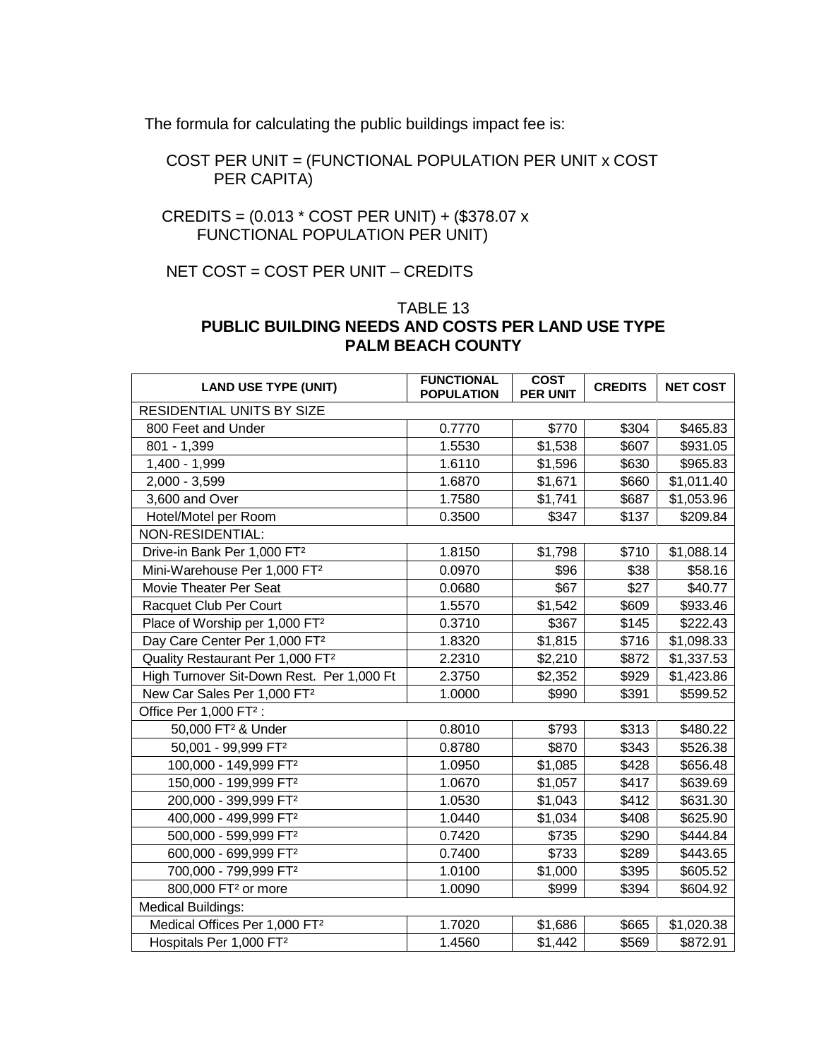The formula for calculating the public buildings impact fee is:

COST PER UNIT = (FUNCTIONAL POPULATION PER UNIT x COST PER CAPITA)

CREDITS = (0.013 * COST PER UNIT) + ($378.07 x FUNCTIONAL POPULATION PER UNIT)

NET COST = COST PER UNIT – CREDITS

TABLE 13
**PUBLIC BUILDING NEEDS AND COSTS PER LAND USE TYPE**
**PALM BEACH COUNTY**

| LAND USE TYPE (UNIT) | FUNCTIONAL POPULATION | COST PER UNIT | CREDITS | NET COST |
|---|---|---|---|---|
| RESIDENTIAL UNITS BY SIZE | | | | |
| 800 Feet and Under | 0.7770 | $770 | $304 | $465.83 |
| 801 - 1,399 | 1.5530 | $1,538 | $607 | $931.05 |
| 1,400 - 1,999 | 1.6110 | $1,596 | $630 | $965.83 |
| 2,000 - 3,599 | 1.6870 | $1,671 | $660 | $1,011.40 |
| 3,600 and Over | 1.7580 | $1,741 | $687 | $1,053.96 |
| Hotel/Motel per Room | 0.3500 | $347 | $137 | $209.84 |
| NON-RESIDENTIAL: | | | | |
| Drive-in Bank Per 1,000 FT² | 1.8150 | $1,798 | $710 | $1,088.14 |
| Mini-Warehouse Per 1,000 FT² | 0.0970 | $96 | $38 | $58.16 |
| Movie Theater Per Seat | 0.0680 | $67 | $27 | $40.77 |
| Racquet Club Per Court | 1.5570 | $1,542 | $609 | $933.46 |
| Place of Worship per 1,000 FT² | 0.3710 | $367 | $145 | $222.43 |
| Day Care Center Per 1,000 FT² | 1.8320 | $1,815 | $716 | $1,098.33 |
| Quality Restaurant Per 1,000 FT² | 2.2310 | $2,210 | $872 | $1,337.53 |
| High Turnover Sit-Down Rest. Per 1,000 Ft | 2.3750 | $2,352 | $929 | $1,423.86 |
| New Car Sales Per 1,000 FT² | 1.0000 | $990 | $391 | $599.52 |
| Office Per 1,000 FT² : | | | | |
| 50,000 FT² & Under | 0.8010 | $793 | $313 | $480.22 |
| 50,001 - 99,999 FT² | 0.8780 | $870 | $343 | $526.38 |
| 100,000 - 149,999 FT² | 1.0950 | $1,085 | $428 | $656.48 |
| 150,000 - 199,999 FT² | 1.0670 | $1,057 | $417 | $639.69 |
| 200,000 - 399,999 FT² | 1.0530 | $1,043 | $412 | $631.30 |
| 400,000 - 499,999 FT² | 1.0440 | $1,034 | $408 | $625.90 |
| 500,000 - 599,999 FT² | 0.7420 | $735 | $290 | $444.84 |
| 600,000 - 699,999 FT² | 0.7400 | $733 | $289 | $443.65 |
| 700,000 - 799,999 FT² | 1.0100 | $1,000 | $395 | $605.52 |
| 800,000 FT² or more | 1.0090 | $999 | $394 | $604.92 |
| Medical Buildings: | | | | |
| Medical Offices Per 1,000 FT² | 1.7020 | $1,686 | $665 | $1,020.38 |
| Hospitals Per 1,000 FT² | 1.4560 | $1,442 | $569 | $872.91 |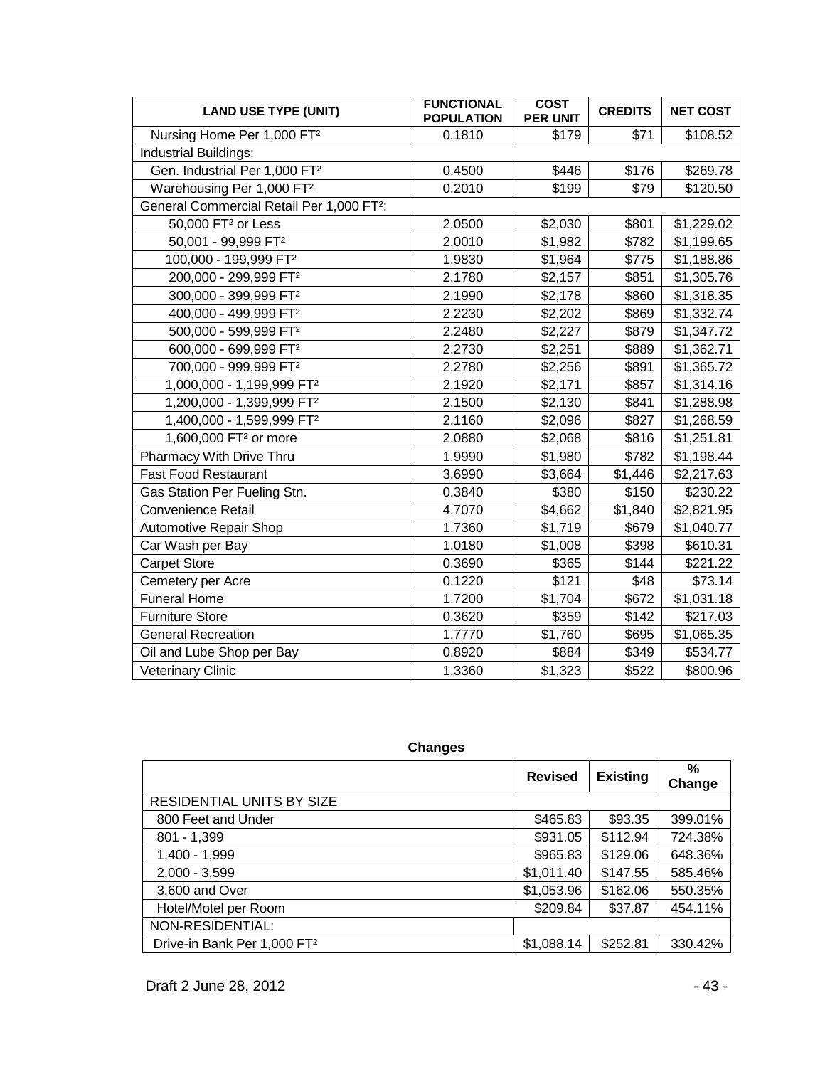| LAND USE TYPE (UNIT) | FUNCTIONAL POPULATION | COST PER UNIT | CREDITS | NET COST |
|---|---|---|---|---|
| Nursing Home Per 1,000 FT² | 0.1810 | $179 | $71 | $108.52 |
| Industrial Buildings: | | | | |
| Gen. Industrial Per 1,000 FT² | 0.4500 | $446 | $176 | $269.78 |
| Warehousing Per 1,000 FT² | 0.2010 | $199 | $79 | $120.50 |
| General Commercial Retail Per 1,000 FT²: | | | | |
| 50,000 FT² or Less | 2.0500 | $2,030 | $801 | $1,229.02 |
| 50,001 - 99,999 FT² | 2.0010 | $1,982 | $782 | $1,199.65 |
| 100,000 - 199,999 FT² | 1.9830 | $1,964 | $775 | $1,188.86 |
| 200,000 - 299,999 FT² | 2.1780 | $2,157 | $851 | $1,305.76 |
| 300,000 - 399,999 FT² | 2.1990 | $2,178 | $860 | $1,318.35 |
| 400,000 - 499,999 FT² | 2.2230 | $2,202 | $869 | $1,332.74 |
| 500,000 - 599,999 FT² | 2.2480 | $2,227 | $879 | $1,347.72 |
| 600,000 - 699,999 FT² | 2.2730 | $2,251 | $889 | $1,362.71 |
| 700,000 - 999,999 FT² | 2.2780 | $2,256 | $891 | $1,365.72 |
| 1,000,000 - 1,199,999 FT² | 2.1920 | $2,171 | $857 | $1,314.16 |
| 1,200,000 - 1,399,999 FT² | 2.1500 | $2,130 | $841 | $1,288.98 |
| 1,400,000 - 1,599,999 FT² | 2.1160 | $2,096 | $827 | $1,268.59 |
| 1,600,000 FT² or more | 2.0880 | $2,068 | $816 | $1,251.81 |
| Pharmacy With Drive Thru | 1.9990 | $1,980 | $782 | $1,198.44 |
| Fast Food Restaurant | 3.6990 | $3,664 | $1,446 | $2,217.63 |
| Gas Station Per Fueling Stn. | 0.3840 | $380 | $150 | $230.22 |
| Convenience Retail | 4.7070 | $4,662 | $1,840 | $2,821.95 |
| Automotive Repair Shop | 1.7360 | $1,719 | $679 | $1,040.77 |
| Car Wash per Bay | 1.0180 | $1,008 | $398 | $610.31 |
| Carpet Store | 0.3690 | $365 | $144 | $221.22 |
| Cemetery per Acre | 0.1220 | $121 | $48 | $73.14 |
| Funeral Home | 1.7200 | $1,704 | $672 | $1,031.18 |
| Furniture Store | 0.3620 | $359 | $142 | $217.03 |
| General Recreation | 1.7770 | $1,760 | $695 | $1,065.35 |
| Oil and Lube Shop per Bay | 0.8920 | $884 | $349 | $534.77 |
| Veterinary Clinic | 1.3360 | $1,323 | $522 | $800.96 |

**Changes**

| | Revised | Existing | % Change |
|---|---|---|---|
| RESIDENTIAL UNITS BY SIZE | | | |
| 800 Feet and Under | $465.83 | $93.35 | 399.01% |
| 801 - 1,399 | $931.05 | $112.94 | 724.38% |
| 1,400 - 1,999 | $965.83 | $129.06 | 648.36% |
| 2,000 - 3,599 | $1,011.40 | $147.55 | 585.46% |
| 3,600 and Over | $1,053.96 | $162.06 | 550.35% |
| Hotel/Motel per Room | $209.84 | $37.87 | 454.11% |
| NON-RESIDENTIAL: | | | |
| Drive-in Bank Per 1,000 FT² | $1,088.14 | $252.81 | 330.42% |

Draft 2 June 28, 2012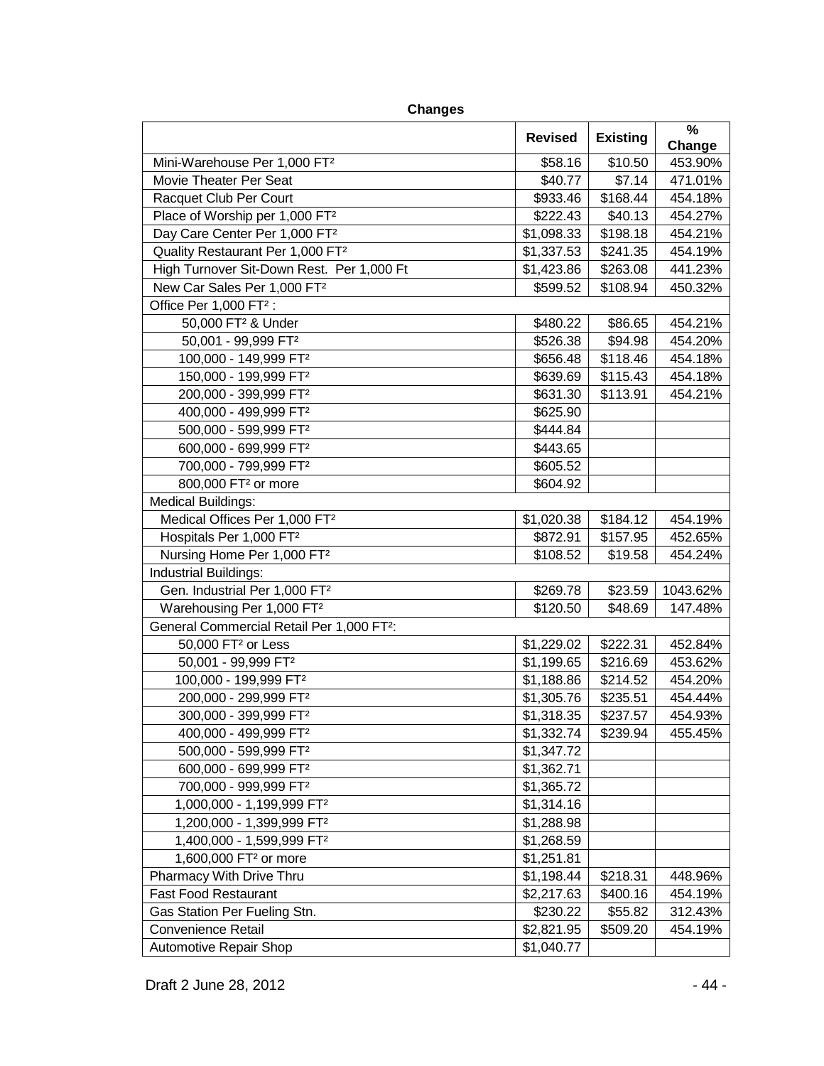**Changes**

| | Revised | Existing | % Change |
|---|---|---|---|
| Mini-Warehouse Per 1,000 FT² | $58.16 | $10.50 | 453.90% |
| Movie Theater Per Seat | $40.77 | $7.14 | 471.01% |
| Racquet Club Per Court | $933.46 | $168.44 | 454.18% |
| Place of Worship per 1,000 FT² | $222.43 | $40.13 | 454.27% |
| Day Care Center Per 1,000 FT² | $1,098.33 | $198.18 | 454.21% |
| Quality Restaurant Per 1,000 FT² | $1,337.53 | $241.35 | 454.19% |
| High Turnover Sit-Down Rest. Per 1,000 Ft | $1,423.86 | $263.08 | 441.23% |
| New Car Sales Per 1,000 FT² | $599.52 | $108.94 | 450.32% |
| Office Per 1,000 FT² : | | | |
| 50,000 FT² & Under | $480.22 | $86.65 | 454.21% |
| 50,001 - 99,999 FT² | $526.38 | $94.98 | 454.20% |
| 100,000 - 149,999 FT² | $656.48 | $118.46 | 454.18% |
| 150,000 - 199,999 FT² | $639.69 | $115.43 | 454.18% |
| 200,000 - 399,999 FT² | $631.30 | $113.91 | 454.21% |
| 400,000 - 499,999 FT² | $625.90 | | |
| 500,000 - 599,999 FT² | $444.84 | | |
| 600,000 - 699,999 FT² | $443.65 | | |
| 700,000 - 799,999 FT² | $605.52 | | |
| 800,000 FT² or more | $604.92 | | |
| Medical Buildings: | | | |
| Medical Offices Per 1,000 FT² | $1,020.38 | $184.12 | 454.19% |
| Hospitals Per 1,000 FT² | $872.91 | $157.95 | 452.65% |
| Nursing Home Per 1,000 FT² | $108.52 | $19.58 | 454.24% |
| Industrial Buildings: | | | |
| Gen. Industrial Per 1,000 FT² | $269.78 | $23.59 | 1043.62% |
| Warehousing Per 1,000 FT² | $120.50 | $48.69 | 147.48% |
| General Commercial Retail Per 1,000 FT²: | | | |
| 50,000 FT² or Less | $1,229.02 | $222.31 | 452.84% |
| 50,001 - 99,999 FT² | $1,199.65 | $216.69 | 453.62% |
| 100,000 - 199,999 FT² | $1,188.86 | $214.52 | 454.20% |
| 200,000 - 299,999 FT² | $1,305.76 | $235.51 | 454.44% |
| 300,000 - 399,999 FT² | $1,318.35 | $237.57 | 454.93% |
| 400,000 - 499,999 FT² | $1,332.74 | $239.94 | 455.45% |
| 500,000 - 599,999 FT² | $1,347.72 | | |
| 600,000 - 699,999 FT² | $1,362.71 | | |
| 700,000 - 999,999 FT² | $1,365.72 | | |
| 1,000,000 - 1,199,999 FT² | $1,314.16 | | |
| 1,200,000 - 1,399,999 FT² | $1,288.98 | | |
| 1,400,000 - 1,599,999 FT² | $1,268.59 | | |
| 1,600,000 FT² or more | $1,251.81 | | |
| Pharmacy With Drive Thru | $1,198.44 | $218.31 | 448.96% |
| Fast Food Restaurant | $2,217.63 | $400.16 | 454.19% |
| Gas Station Per Fueling Stn. | $230.22 | $55.82 | 312.43% |
| Convenience Retail | $2,821.95 | $509.20 | 454.19% |
| Automotive Repair Shop | $1,040.77 | | |

Draft 2 June 28, 2012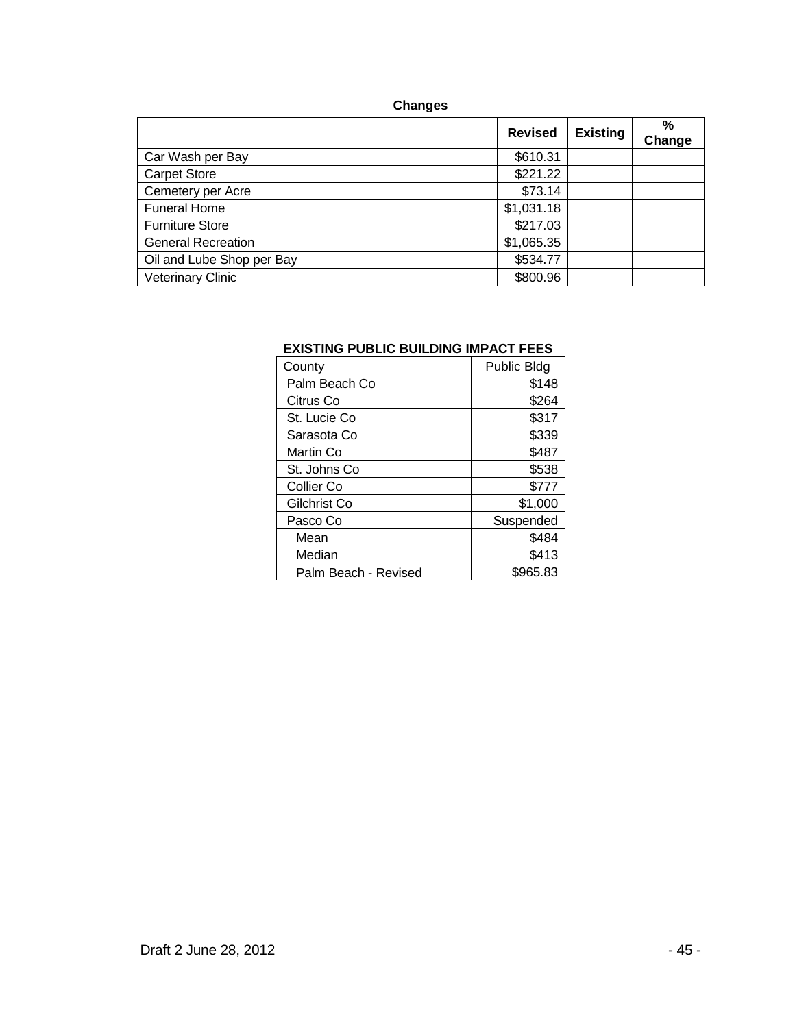**Changes**

| | Revised | Existing | % Change |
|---|---|---|---|
| Car Wash per Bay | $610.31 | | |
| Carpet Store | $221.22 | | |
| Cemetery per Acre | $73.14 | | |
| Funeral Home | $1,031.18 | | |
| Furniture Store | $217.03 | | |
| General Recreation | $1,065.35 | | |
| Oil and Lube Shop per Bay | $534.77 | | |
| Veterinary Clinic | $800.96 | | |

**EXISTING PUBLIC BUILDING IMPACT FEES**

| County | Public Bldg |
|---|---|
| Palm Beach Co | $148 |
| Citrus Co | $264 |
| St. Lucie Co | $317 |
| Sarasota Co | $339 |
| Martin Co | $487 |
| St. Johns Co | $538 |
| Collier Co | $777 |
| Gilchrist Co | $1,000 |
| Pasco Co | Suspended |
| Mean | $484 |
| Median | $413 |
| Palm Beach - Revised | $965.83 |

Draft 2 June 28, 2012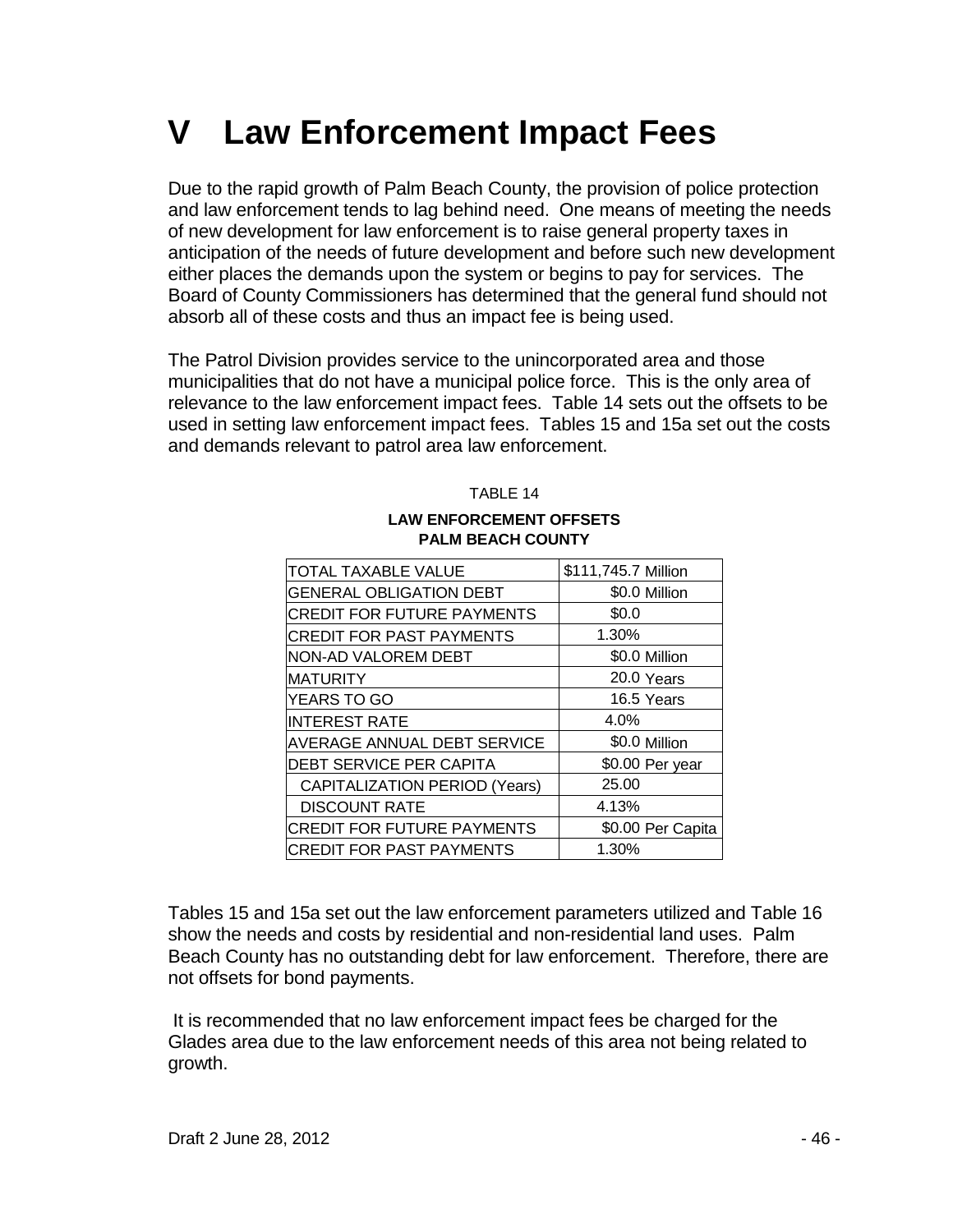# V Law Enforcement Impact Fees

Due to the rapid growth of Palm Beach County, the provision of police protection and law enforcement tends to lag behind need. One means of meeting the needs of new development for law enforcement is to raise general property taxes in anticipation of the needs of future development and before such new development either places the demands upon the system or begins to pay for services. The Board of County Commissioners has determined that the general fund should not absorb all of these costs and thus an impact fee is being used.

The Patrol Division provides service to the unincorporated area and those municipalities that do not have a municipal police force. This is the only area of relevance to the law enforcement impact fees. Table 14 sets out the offsets to be used in setting law enforcement impact fees. Tables 15 and 15a set out the costs and demands relevant to patrol area law enforcement.

TABLE 14

**LAW ENFORCEMENT OFFSETS**
**PALM BEACH COUNTY**

| | |
|---|---|
| TOTAL TAXABLE VALUE | $111,745.7 Million |
| GENERAL OBLIGATION DEBT | $0.0 Million |
| CREDIT FOR FUTURE PAYMENTS | $0.0 |
| CREDIT FOR PAST PAYMENTS | 1.30% |
| NON-AD VALOREM DEBT | $0.0 Million |
| MATURITY | 20.0 Years |
| YEARS TO GO | 16.5 Years |
| INTEREST RATE | 4.0% |
| AVERAGE ANNUAL DEBT SERVICE | $0.0 Million |
| DEBT SERVICE PER CAPITA | $0.00 Per year |
| CAPITALIZATION PERIOD (Years) | 25.00 |
| DISCOUNT RATE | 4.13% |
| CREDIT FOR FUTURE PAYMENTS | $0.00 Per Capita |
| CREDIT FOR PAST PAYMENTS | 1.30% |

Tables 15 and 15a set out the law enforcement parameters utilized and Table 16 show the needs and costs by residential and non-residential land uses. Palm Beach County has no outstanding debt for law enforcement. Therefore, there are not offsets for bond payments.

It is recommended that no law enforcement impact fees be charged for the Glades area due to the law enforcement needs of this area not being related to growth.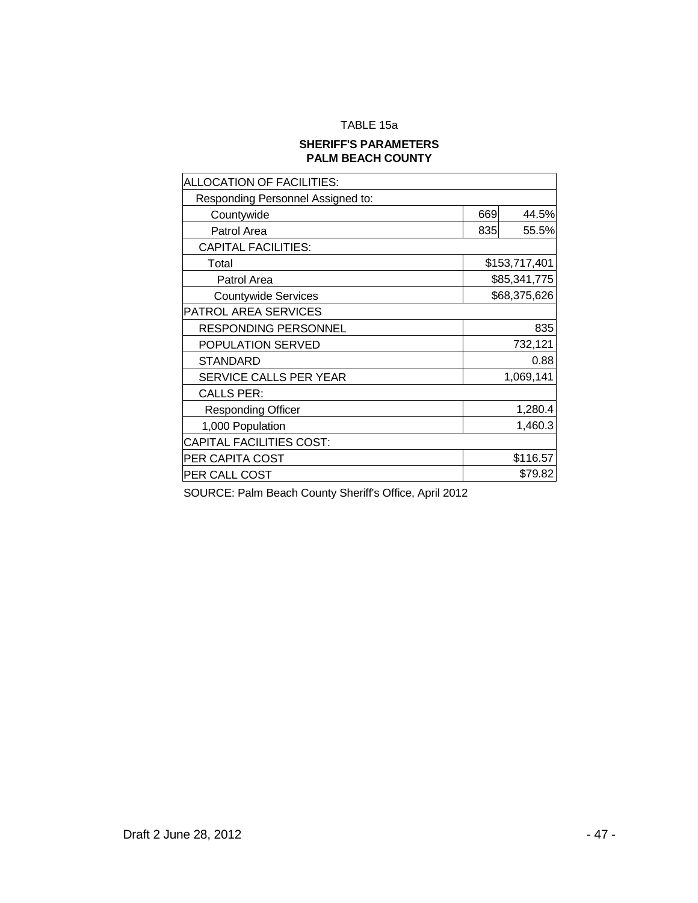TABLE 15a

**SHERIFF'S PARAMETERS**
**PALM BEACH COUNTY**

| | | |
|---|---|---|
| ALLOCATION OF FACILITIES: | | |
| Responding Personnel Assigned to: | | |
| Countywide | 669 | 44.5% |
| Patrol Area | 835 | 55.5% |
| CAPITAL FACILITIES: | | |
| Total | | $153,717,401 |
| Patrol Area | | $85,341,775 |
| Countywide Services | | $68,375,626 |
| PATROL AREA SERVICES | | |
| RESPONDING PERSONNEL | | 835 |
| POPULATION SERVED | | 732,121 |
| STANDARD | | 0.88 |
| SERVICE CALLS PER YEAR | | 1,069,141 |
| CALLS PER: | | |
| Responding Officer | | 1,280.4 |
| 1,000 Population | | 1,460.3 |
| CAPITAL FACILITIES COST: | | |
| PER CAPITA COST | | $116.57 |
| PER CALL COST | | $79.82 |

SOURCE: Palm Beach County Sheriff's Office, April 2012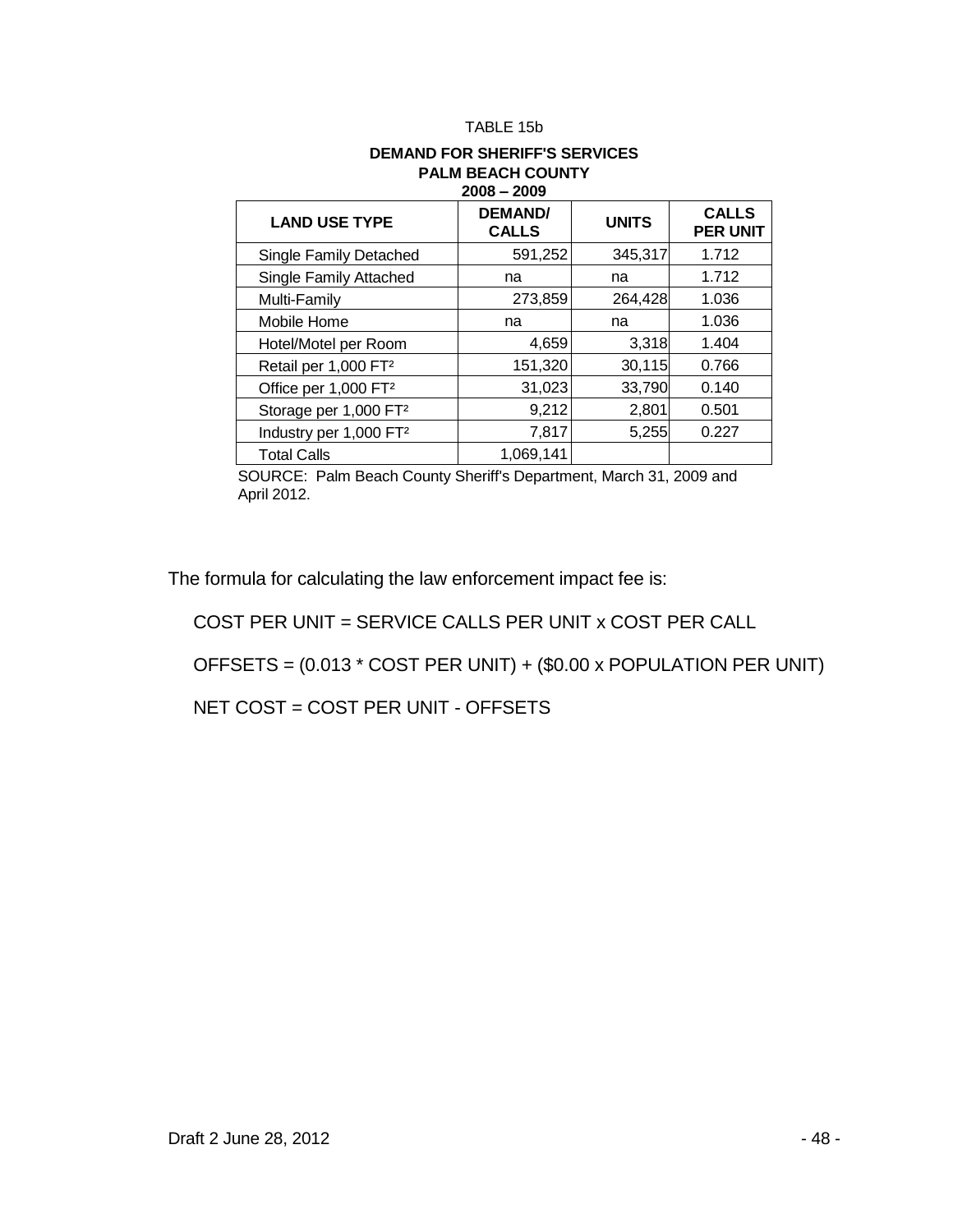TABLE 15b

**DEMAND FOR SHERIFF'S SERVICES**
**PALM BEACH COUNTY**
**2008 – 2009**

| LAND USE TYPE | DEMAND/ CALLS | UNITS | CALLS PER UNIT |
|---|---|---|---|
| Single Family Detached | 591,252 | 345,317 | 1.712 |
| Single Family Attached | na | na | 1.712 |
| Multi-Family | 273,859 | 264,428 | 1.036 |
| Mobile Home | na | na | 1.036 |
| Hotel/Motel per Room | 4,659 | 3,318 | 1.404 |
| Retail per 1,000 FT² | 151,320 | 30,115 | 0.766 |
| Office per 1,000 FT² | 31,023 | 33,790 | 0.140 |
| Storage per 1,000 FT² | 9,212 | 2,801 | 0.501 |
| Industry per 1,000 FT² | 7,817 | 5,255 | 0.227 |
| Total Calls | 1,069,141 | | |

SOURCE: Palm Beach County Sheriff's Department, March 31, 2009 and April 2012.

The formula for calculating the law enforcement impact fee is:

COST PER UNIT = SERVICE CALLS PER UNIT x COST PER CALL

OFFSETS = (0.013 * COST PER UNIT) + ($0.00 x POPULATION PER UNIT)

NET COST = COST PER UNIT - OFFSETS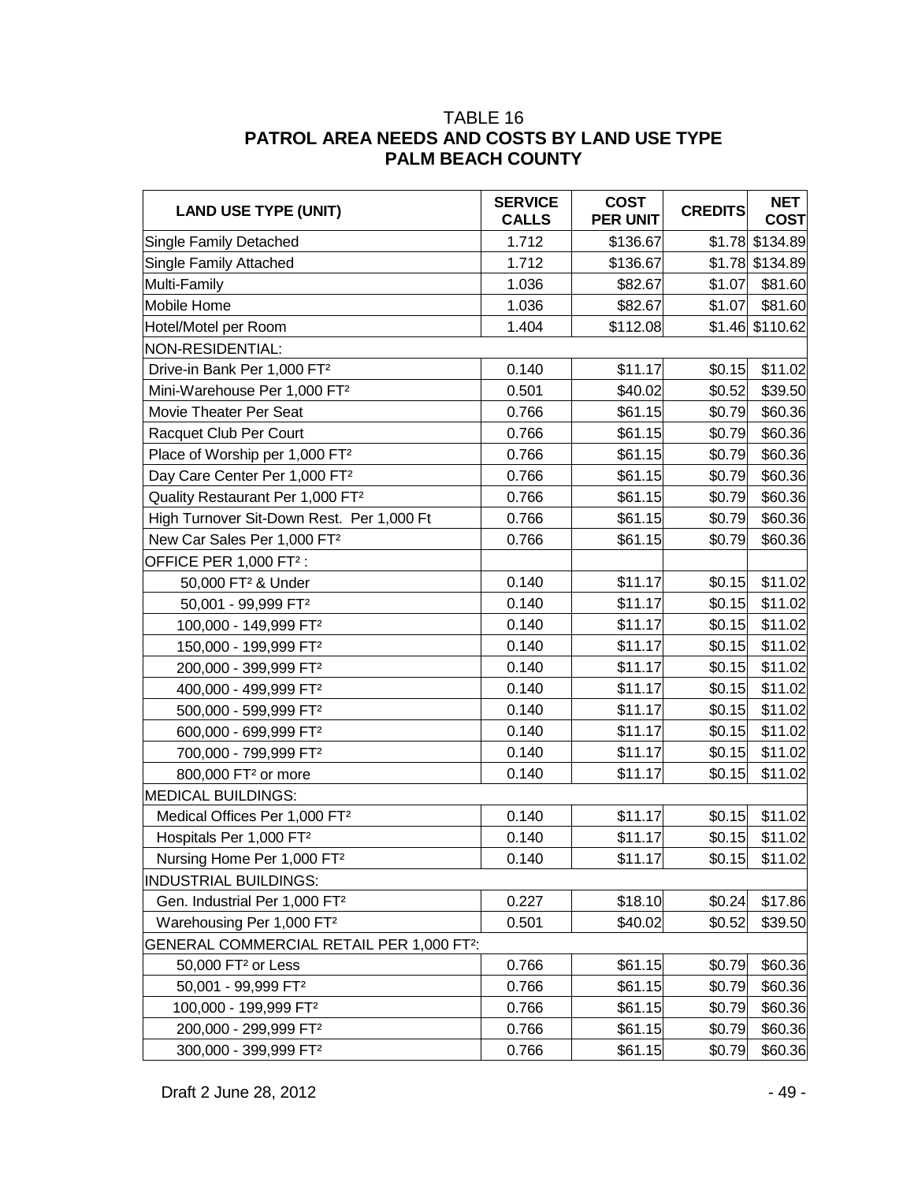# TABLE 16
## PATROL AREA NEEDS AND COSTS BY LAND USE TYPE
## PALM BEACH COUNTY

| LAND USE TYPE (UNIT) | SERVICE CALLS | COST PER UNIT | CREDITS | NET COST |
|---|---|---|---|---|
| Single Family Detached | 1.712 | $136.67 | $1.78 | $134.89 |
| Single Family Attached | 1.712 | $136.67 | $1.78 | $134.89 |
| Multi-Family | 1.036 | $82.67 | $1.07 | $81.60 |
| Mobile Home | 1.036 | $82.67 | $1.07 | $81.60 |
| Hotel/Motel per Room | 1.404 | $112.08 | $1.46 | $110.62 |
| NON-RESIDENTIAL: | | | | |
| Drive-in Bank Per 1,000 FT² | 0.140 | $11.17 | $0.15 | $11.02 |
| Mini-Warehouse Per 1,000 FT² | 0.501 | $40.02 | $0.52 | $39.50 |
| Movie Theater Per Seat | 0.766 | $61.15 | $0.79 | $60.36 |
| Racquet Club Per Court | 0.766 | $61.15 | $0.79 | $60.36 |
| Place of Worship per 1,000 FT² | 0.766 | $61.15 | $0.79 | $60.36 |
| Day Care Center Per 1,000 FT² | 0.766 | $61.15 | $0.79 | $60.36 |
| Quality Restaurant Per 1,000 FT² | 0.766 | $61.15 | $0.79 | $60.36 |
| High Turnover Sit-Down Rest. Per 1,000 Ft | 0.766 | $61.15 | $0.79 | $60.36 |
| New Car Sales Per 1,000 FT² | 0.766 | $61.15 | $0.79 | $60.36 |
| OFFICE PER 1,000 FT² : | | | | |
| 50,000 FT² & Under | 0.140 | $11.17 | $0.15 | $11.02 |
| 50,001 - 99,999 FT² | 0.140 | $11.17 | $0.15 | $11.02 |
| 100,000 - 149,999 FT² | 0.140 | $11.17 | $0.15 | $11.02 |
| 150,000 - 199,999 FT² | 0.140 | $11.17 | $0.15 | $11.02 |
| 200,000 - 399,999 FT² | 0.140 | $11.17 | $0.15 | $11.02 |
| 400,000 - 499,999 FT² | 0.140 | $11.17 | $0.15 | $11.02 |
| 500,000 - 599,999 FT² | 0.140 | $11.17 | $0.15 | $11.02 |
| 600,000 - 699,999 FT² | 0.140 | $11.17 | $0.15 | $11.02 |
| 700,000 - 799,999 FT² | 0.140 | $11.17 | $0.15 | $11.02 |
| 800,000 FT² or more | 0.140 | $11.17 | $0.15 | $11.02 |
| MEDICAL BUILDINGS: | | | | |
| Medical Offices Per 1,000 FT² | 0.140 | $11.17 | $0.15 | $11.02 |
| Hospitals Per 1,000 FT² | 0.140 | $11.17 | $0.15 | $11.02 |
| Nursing Home Per 1,000 FT² | 0.140 | $11.17 | $0.15 | $11.02 |
| INDUSTRIAL BUILDINGS: | | | | |
| Gen. Industrial Per 1,000 FT² | 0.227 | $18.10 | $0.24 | $17.86 |
| Warehousing Per 1,000 FT² | 0.501 | $40.02 | $0.52 | $39.50 |
| GENERAL COMMERCIAL RETAIL PER 1,000 FT²: | | | | |
| 50,000 FT² or Less | 0.766 | $61.15 | $0.79 | $60.36 |
| 50,001 - 99,999 FT² | 0.766 | $61.15 | $0.79 | $60.36 |
| 100,000 - 199,999 FT² | 0.766 | $61.15 | $0.79 | $60.36 |
| 200,000 - 299,999 FT² | 0.766 | $61.15 | $0.79 | $60.36 |
| 300,000 - 399,999 FT² | 0.766 | $61.15 | $0.79 | $60.36 |

Draft 2 June 28, 2012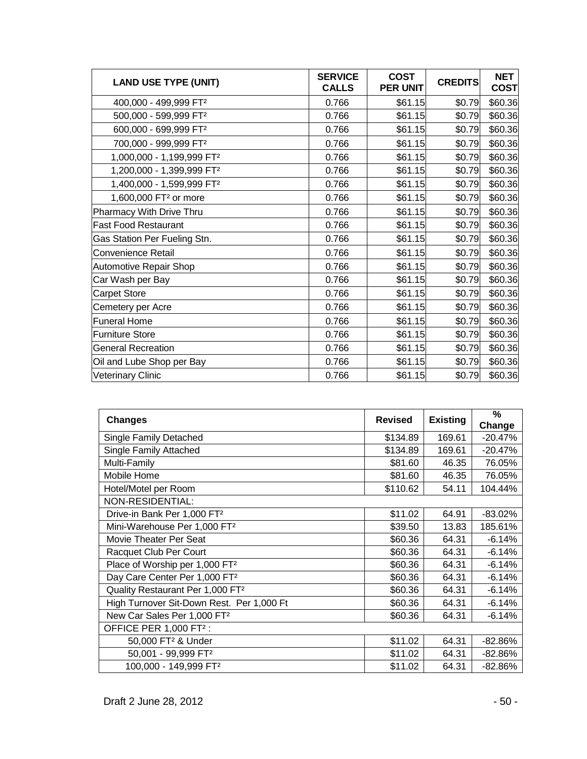| LAND USE TYPE (UNIT) | SERVICE CALLS | COST PER UNIT | CREDITS | NET COST |
|---|---|---|---|---|
| 400,000 - 499,999 FT² | 0.766 | $61.15 | $0.79 | $60.36 |
| 500,000 - 599,999 FT² | 0.766 | $61.15 | $0.79 | $60.36 |
| 600,000 - 699,999 FT² | 0.766 | $61.15 | $0.79 | $60.36 |
| 700,000 - 999,999 FT² | 0.766 | $61.15 | $0.79 | $60.36 |
| 1,000,000 - 1,199,999 FT² | 0.766 | $61.15 | $0.79 | $60.36 |
| 1,200,000 - 1,399,999 FT² | 0.766 | $61.15 | $0.79 | $60.36 |
| 1,400,000 - 1,599,999 FT² | 0.766 | $61.15 | $0.79 | $60.36 |
| 1,600,000 FT² or more | 0.766 | $61.15 | $0.79 | $60.36 |
| Pharmacy With Drive Thru | 0.766 | $61.15 | $0.79 | $60.36 |
| Fast Food Restaurant | 0.766 | $61.15 | $0.79 | $60.36 |
| Gas Station Per Fueling Stn. | 0.766 | $61.15 | $0.79 | $60.36 |
| Convenience Retail | 0.766 | $61.15 | $0.79 | $60.36 |
| Automotive Repair Shop | 0.766 | $61.15 | $0.79 | $60.36 |
| Car Wash per Bay | 0.766 | $61.15 | $0.79 | $60.36 |
| Carpet Store | 0.766 | $61.15 | $0.79 | $60.36 |
| Cemetery per Acre | 0.766 | $61.15 | $0.79 | $60.36 |
| Funeral Home | 0.766 | $61.15 | $0.79 | $60.36 |
| Furniture Store | 0.766 | $61.15 | $0.79 | $60.36 |
| General Recreation | 0.766 | $61.15 | $0.79 | $60.36 |
| Oil and Lube Shop per Bay | 0.766 | $61.15 | $0.79 | $60.36 |
| Veterinary Clinic | 0.766 | $61.15 | $0.79 | $60.36 |

| Changes | Revised | Existing | % Change |
|---|---|---|---|
| Single Family Detached | $134.89 | 169.61 | -20.47% |
| Single Family Attached | $134.89 | 169.61 | -20.47% |
| Multi-Family | $81.60 | 46.35 | 76.05% |
| Mobile Home | $81.60 | 46.35 | 76.05% |
| Hotel/Motel per Room | $110.62 | 54.11 | 104.44% |
| NON-RESIDENTIAL: | | | |
| Drive-in Bank Per 1,000 FT² | $11.02 | 64.91 | -83.02% |
| Mini-Warehouse Per 1,000 FT² | $39.50 | 13.83 | 185.61% |
| Movie Theater Per Seat | $60.36 | 64.31 | -6.14% |
| Racquet Club Per Court | $60.36 | 64.31 | -6.14% |
| Place of Worship per 1,000 FT² | $60.36 | 64.31 | -6.14% |
| Day Care Center Per 1,000 FT² | $60.36 | 64.31 | -6.14% |
| Quality Restaurant Per 1,000 FT² | $60.36 | 64.31 | -6.14% |
| High Turnover Sit-Down Rest. Per 1,000 Ft | $60.36 | 64.31 | -6.14% |
| New Car Sales Per 1,000 FT² | $60.36 | 64.31 | -6.14% |
| OFFICE PER 1,000 FT² : | | | |
| 50,000 FT² & Under | $11.02 | 64.31 | -82.86% |
| 50,001 - 99,999 FT² | $11.02 | 64.31 | -82.86% |
| 100,000 - 149,999 FT² | $11.02 | 64.31 | -82.86% |

Draft 2 June 28, 2012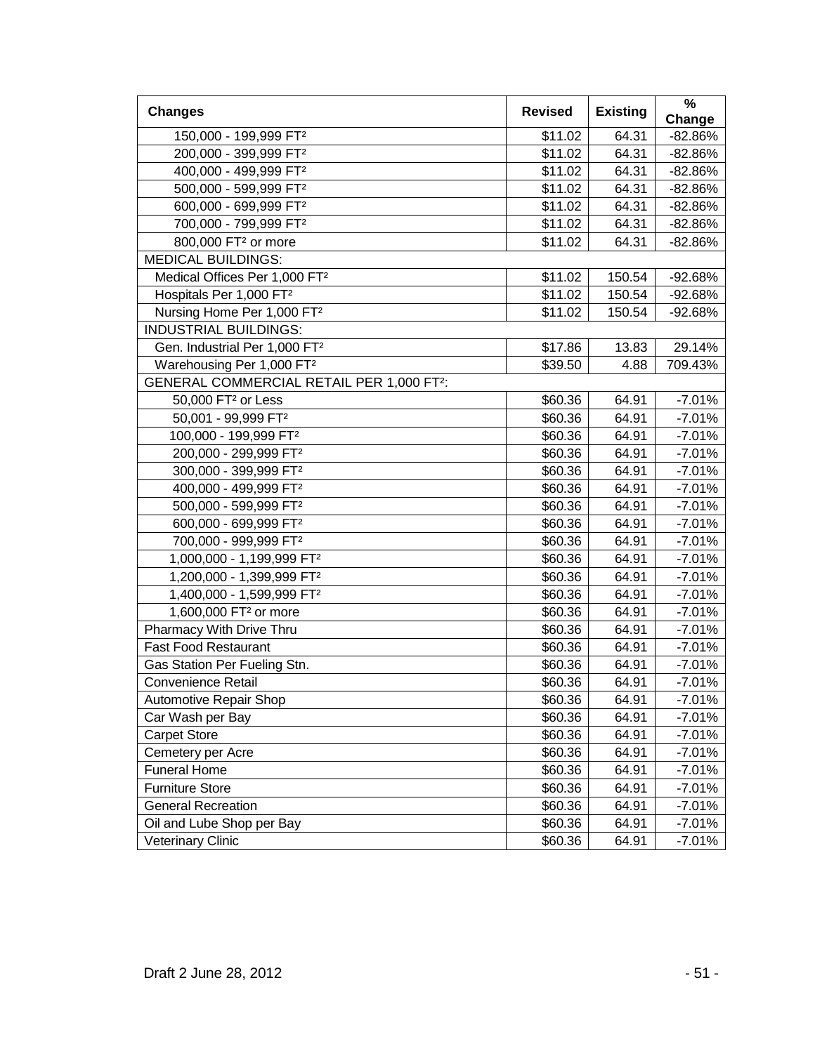| Changes | Revised | Existing | % Change |
|---|---|---|---|
| 150,000 - 199,999 FT² | $11.02 | 64.31 | -82.86% |
| 200,000 - 399,999 FT² | $11.02 | 64.31 | -82.86% |
| 400,000 - 499,999 FT² | $11.02 | 64.31 | -82.86% |
| 500,000 - 599,999 FT² | $11.02 | 64.31 | -82.86% |
| 600,000 - 699,999 FT² | $11.02 | 64.31 | -82.86% |
| 700,000 - 799,999 FT² | $11.02 | 64.31 | -82.86% |
| 800,000 FT² or more | $11.02 | 64.31 | -82.86% |
| MEDICAL BUILDINGS: | | | |
| Medical Offices Per 1,000 FT² | $11.02 | 150.54 | -92.68% |
| Hospitals Per 1,000 FT² | $11.02 | 150.54 | -92.68% |
| Nursing Home Per 1,000 FT² | $11.02 | 150.54 | -92.68% |
| INDUSTRIAL BUILDINGS: | | | |
| Gen. Industrial Per 1,000 FT² | $17.86 | 13.83 | 29.14% |
| Warehousing Per 1,000 FT² | $39.50 | 4.88 | 709.43% |
| GENERAL COMMERCIAL RETAIL PER 1,000 FT²: | | | |
| 50,000 FT² or Less | $60.36 | 64.91 | -7.01% |
| 50,001 - 99,999 FT² | $60.36 | 64.91 | -7.01% |
| 100,000 - 199,999 FT² | $60.36 | 64.91 | -7.01% |
| 200,000 - 299,999 FT² | $60.36 | 64.91 | -7.01% |
| 300,000 - 399,999 FT² | $60.36 | 64.91 | -7.01% |
| 400,000 - 499,999 FT² | $60.36 | 64.91 | -7.01% |
| 500,000 - 599,999 FT² | $60.36 | 64.91 | -7.01% |
| 600,000 - 699,999 FT² | $60.36 | 64.91 | -7.01% |
| 700,000 - 999,999 FT² | $60.36 | 64.91 | -7.01% |
| 1,000,000 - 1,199,999 FT² | $60.36 | 64.91 | -7.01% |
| 1,200,000 - 1,399,999 FT² | $60.36 | 64.91 | -7.01% |
| 1,400,000 - 1,599,999 FT² | $60.36 | 64.91 | -7.01% |
| 1,600,000 FT² or more | $60.36 | 64.91 | -7.01% |
| Pharmacy With Drive Thru | $60.36 | 64.91 | -7.01% |
| Fast Food Restaurant | $60.36 | 64.91 | -7.01% |
| Gas Station Per Fueling Stn. | $60.36 | 64.91 | -7.01% |
| Convenience Retail | $60.36 | 64.91 | -7.01% |
| Automotive Repair Shop | $60.36 | 64.91 | -7.01% |
| Car Wash per Bay | $60.36 | 64.91 | -7.01% |
| Carpet Store | $60.36 | 64.91 | -7.01% |
| Cemetery per Acre | $60.36 | 64.91 | -7.01% |
| Funeral Home | $60.36 | 64.91 | -7.01% |
| Furniture Store | $60.36 | 64.91 | -7.01% |
| General Recreation | $60.36 | 64.91 | -7.01% |
| Oil and Lube Shop per Bay | $60.36 | 64.91 | -7.01% |
| Veterinary Clinic | $60.36 | 64.91 | -7.01% |

Draft 2 June 28, 2012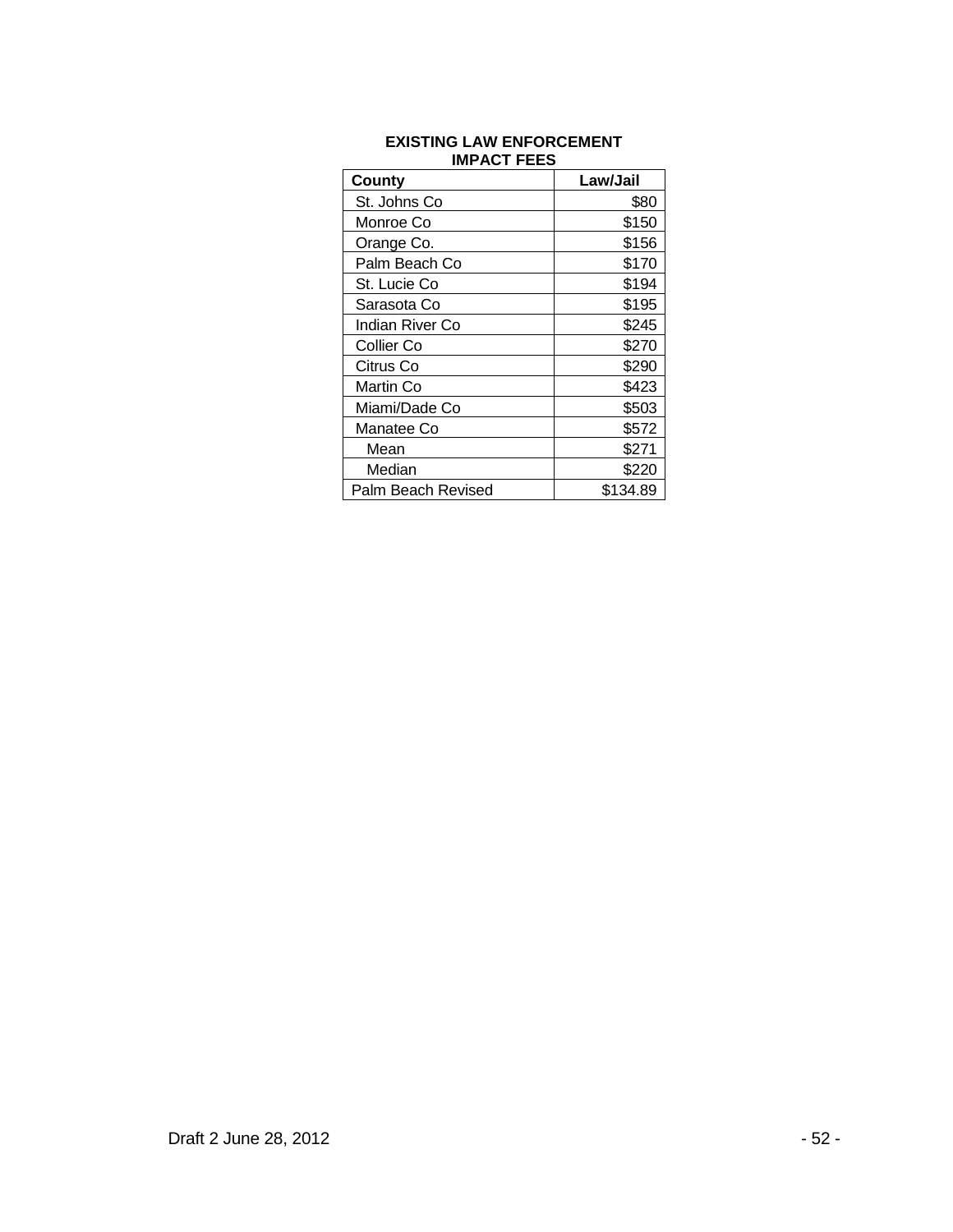**EXISTING LAW ENFORCEMENT IMPACT FEES**

| County | Law/Jail |
|---|---|
| St. Johns Co | $80 |
| Monroe Co | $150 |
| Orange Co. | $156 |
| Palm Beach Co | $170 |
| St. Lucie Co | $194 |
| Sarasota Co | $195 |
| Indian River Co | $245 |
| Collier Co | $270 |
| Citrus Co | $290 |
| Martin Co | $423 |
| Miami/Dade Co | $503 |
| Manatee Co | $572 |
| Mean | $271 |
| Median | $220 |
| Palm Beach Revised | $134.89 |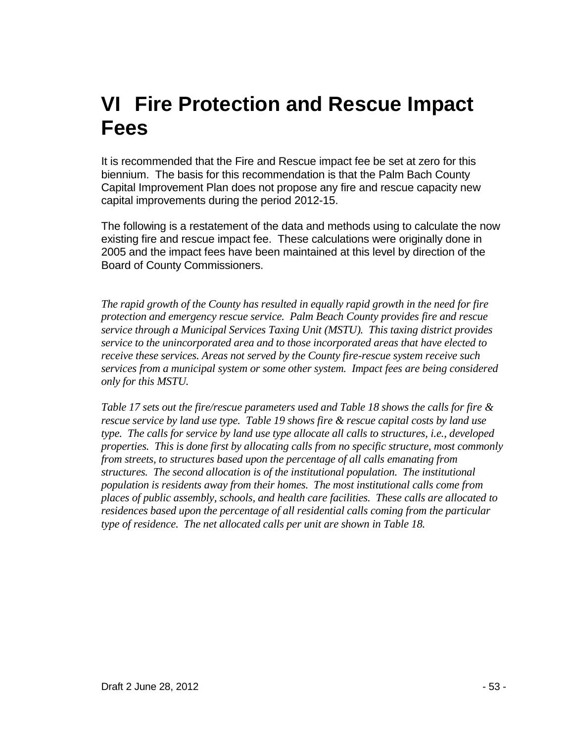# VI Fire Protection and Rescue Impact Fees

It is recommended that the Fire and Rescue impact fee be set at zero for this biennium. The basis for this recommendation is that the Palm Bach County Capital Improvement Plan does not propose any fire and rescue capacity new capital improvements during the period 2012-15.

The following is a restatement of the data and methods using to calculate the now existing fire and rescue impact fee. These calculations were originally done in 2005 and the impact fees have been maintained at this level by direction of the Board of County Commissioners.

*The rapid growth of the County has resulted in equally rapid growth in the need for fire protection and emergency rescue service. Palm Beach County provides fire and rescue service through a Municipal Services Taxing Unit (MSTU). This taxing district provides service to the unincorporated area and to those incorporated areas that have elected to receive these services. Areas not served by the County fire-rescue system receive such services from a municipal system or some other system. Impact fees are being considered only for this MSTU.*

*Table 17 sets out the fire/rescue parameters used and Table 18 shows the calls for fire & rescue service by land use type. Table 19 shows fire & rescue capital costs by land use type. The calls for service by land use type allocate all calls to structures, i.e., developed properties. This is done first by allocating calls from no specific structure, most commonly from streets, to structures based upon the percentage of all calls emanating from structures. The second allocation is of the institutional population. The institutional population is residents away from their homes. The most institutional calls come from places of public assembly, schools, and health care facilities. These calls are allocated to residences based upon the percentage of all residential calls coming from the particular type of residence. The net allocated calls per unit are shown in Table 18.*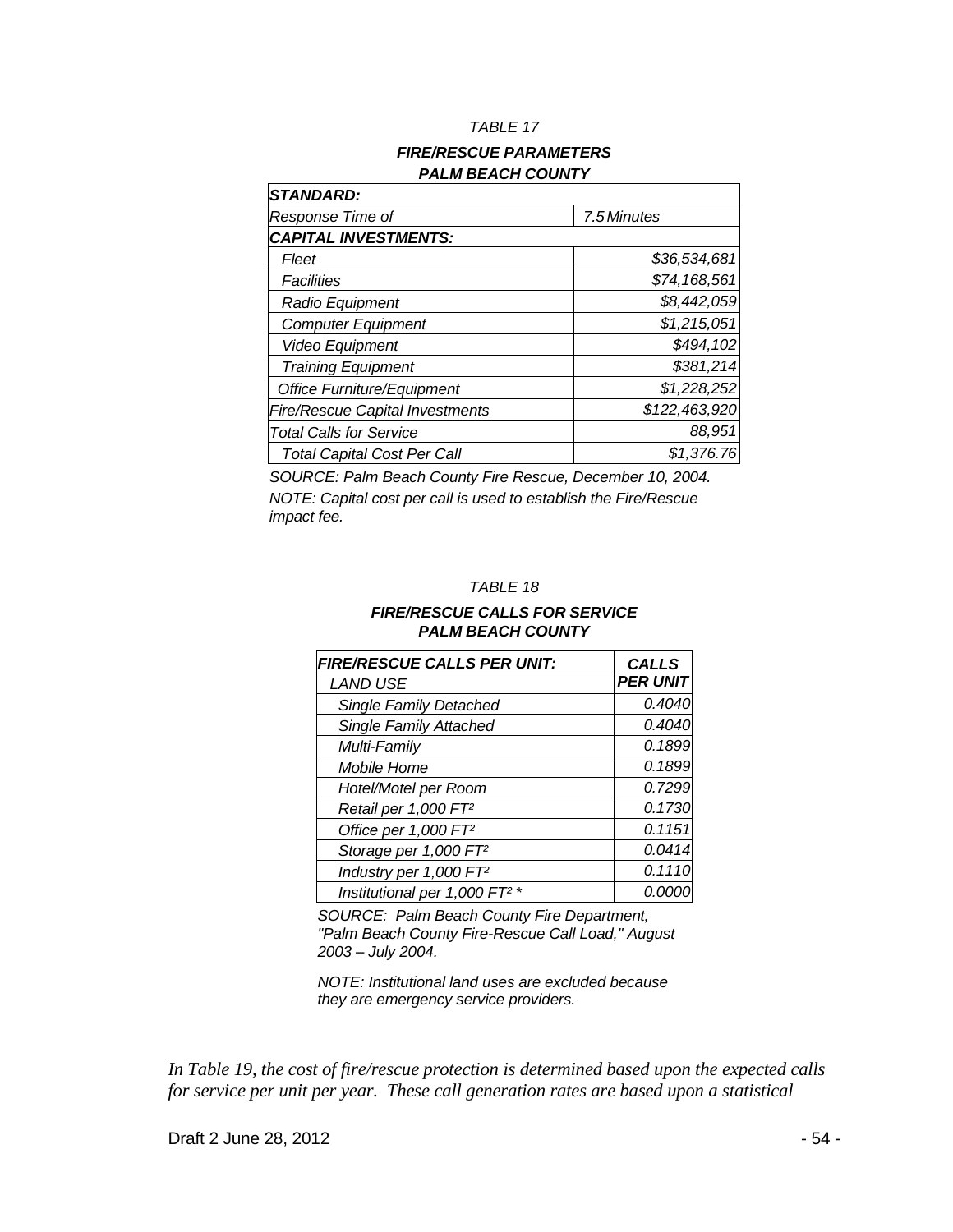*TABLE 17*

***FIRE/RESCUE PARAMETERS***
***PALM BEACH COUNTY***

| ***STANDARD:*** | |
|---|---|
| *Response Time of* | *7.5 Minutes* |
| ***CAPITAL INVESTMENTS:*** | |
| *Fleet* | *$36,534,681* |
| *Facilities* | *$74,168,561* |
| *Radio Equipment* | *$8,442,059* |
| *Computer Equipment* | *$1,215,051* |
| *Video Equipment* | *$494,102* |
| *Training Equipment* | *$381,214* |
| *Office Furniture/Equipment* | *$1,228,252* |
| *Fire/Rescue Capital Investments* | *$122,463,920* |
| *Total Calls for Service* | *88,951* |
| *Total Capital Cost Per Call* | *$1,376.76* |

*SOURCE: Palm Beach County Fire Rescue, December 10, 2004.*
*NOTE: Capital cost per call is used to establish the Fire/Rescue impact fee.*

*TABLE 18*

***FIRE/RESCUE CALLS FOR SERVICE***
***PALM BEACH COUNTY***

| ***FIRE/RESCUE CALLS PER UNIT:*** *LAND USE* | ***CALLS PER UNIT*** |
|---|---|
| *Single Family Detached* | *0.4040* |
| *Single Family Attached* | *0.4040* |
| *Multi-Family* | *0.1899* |
| *Mobile Home* | *0.1899* |
| *Hotel/Motel per Room* | *0.7299* |
| *Retail per 1,000 FT²* | *0.1730* |
| *Office per 1,000 FT²* | *0.1151* |
| *Storage per 1,000 FT²* | *0.0414* |
| *Industry per 1,000 FT²* | *0.1110* |
| *Institutional per 1,000 FT² ** | *0.0000* |

*SOURCE: Palm Beach County Fire Department, "Palm Beach County Fire-Rescue Call Load," August 2003 – July 2004.*

*NOTE: Institutional land uses are excluded because they are emergency service providers.*

*In Table 19, the cost of fire/rescue protection is determined based upon the expected calls for service per unit per year. These call generation rates are based upon a statistical*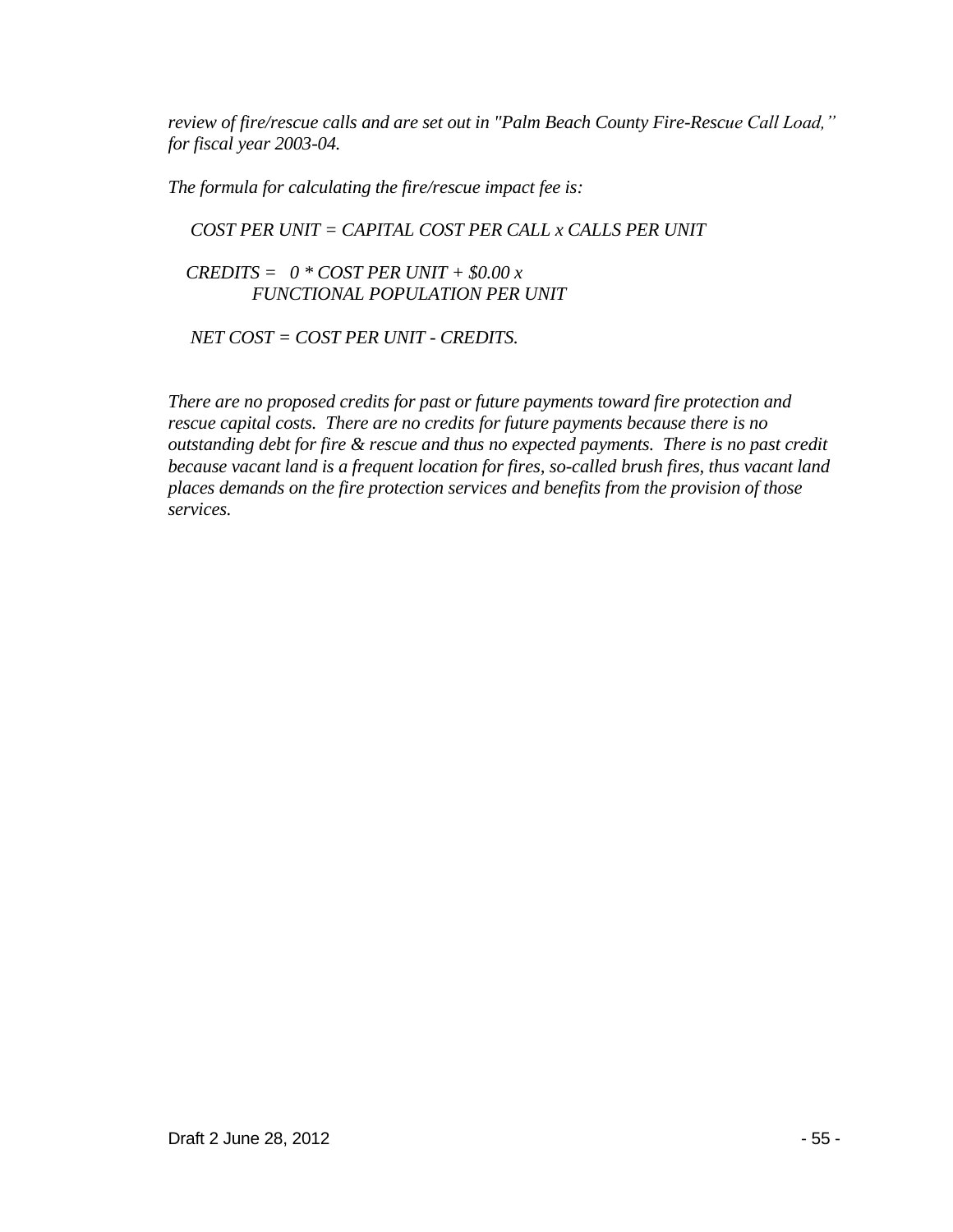*review of fire/rescue calls and are set out in "Palm Beach County Fire-Rescue Call Load," for fiscal year 2003-04.*

*The formula for calculating the fire/rescue impact fee is:*

*COST PER UNIT = CAPITAL COST PER CALL x CALLS PER UNIT*

*CREDITS = 0 * COST PER UNIT + $0.00 x FUNCTIONAL POPULATION PER UNIT*

*NET COST = COST PER UNIT - CREDITS.*

*There are no proposed credits for past or future payments toward fire protection and rescue capital costs. There are no credits for future payments because there is no outstanding debt for fire & rescue and thus no expected payments. There is no past credit because vacant land is a frequent location for fires, so-called brush fires, thus vacant land places demands on the fire protection services and benefits from the provision of those services.*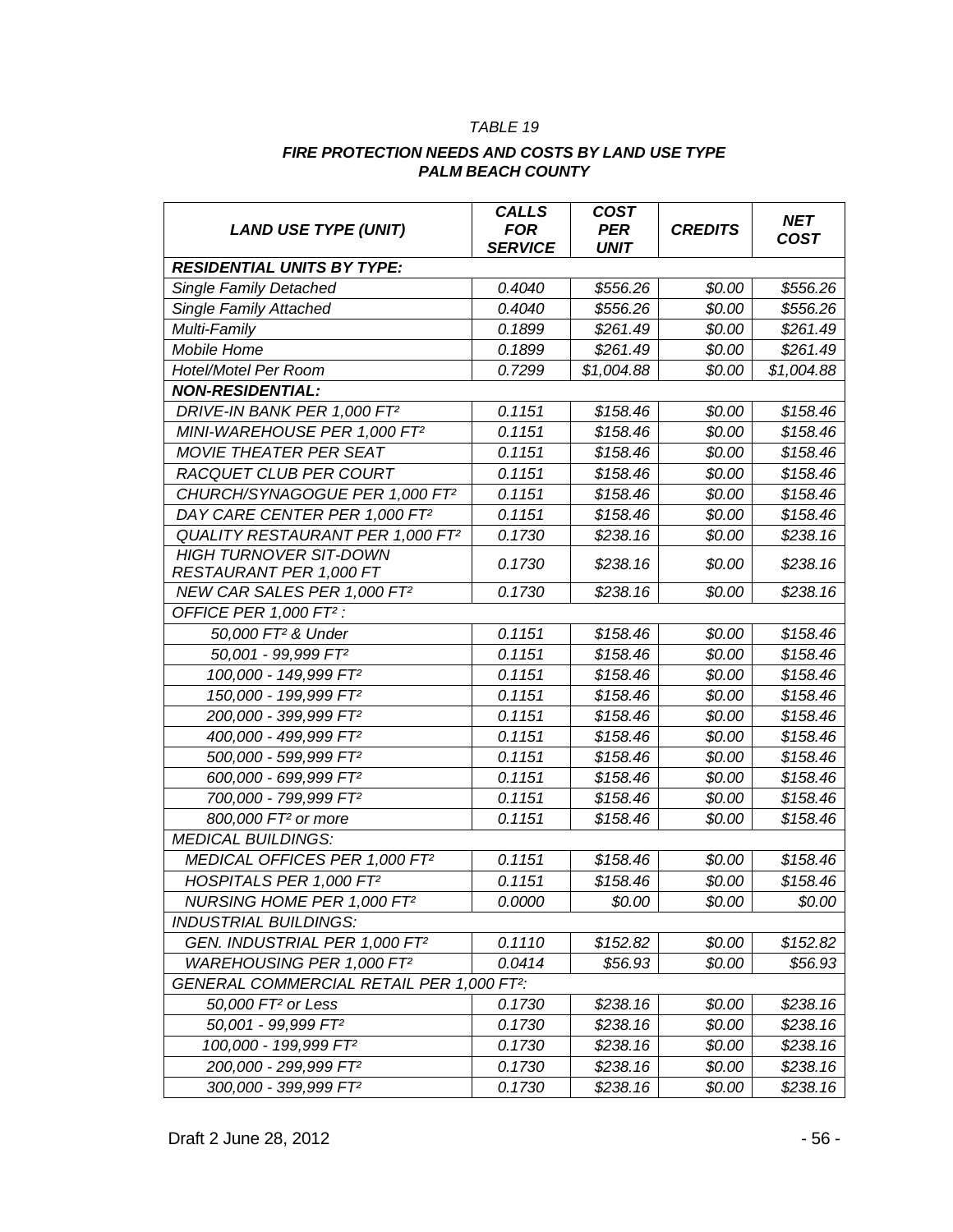*TABLE 19*

***FIRE PROTECTION NEEDS AND COSTS BY LAND USE TYPE***
***PALM BEACH COUNTY***

| ***LAND USE TYPE (UNIT)*** | ***CALLS FOR SERVICE*** | ***COST PER UNIT*** | ***CREDITS*** | ***NET COST*** |
|---|---|---|---|---|
| ***RESIDENTIAL UNITS BY TYPE:*** | | | | |
| *Single Family Detached* | *0.4040* | *$556.26* | *$0.00* | *$556.26* |
| *Single Family Attached* | *0.4040* | *$556.26* | *$0.00* | *$556.26* |
| *Multi-Family* | *0.1899* | *$261.49* | *$0.00* | *$261.49* |
| *Mobile Home* | *0.1899* | *$261.49* | *$0.00* | *$261.49* |
| *Hotel/Motel Per Room* | *0.7299* | *$1,004.88* | *$0.00* | *$1,004.88* |
| ***NON-RESIDENTIAL:*** | | | | |
| *DRIVE-IN BANK PER 1,000 FT²* | *0.1151* | *$158.46* | *$0.00* | *$158.46* |
| *MINI-WAREHOUSE PER 1,000 FT²* | *0.1151* | *$158.46* | *$0.00* | *$158.46* |
| *MOVIE THEATER PER SEAT* | *0.1151* | *$158.46* | *$0.00* | *$158.46* |
| *RACQUET CLUB PER COURT* | *0.1151* | *$158.46* | *$0.00* | *$158.46* |
| *CHURCH/SYNAGOGUE PER 1,000 FT²* | *0.1151* | *$158.46* | *$0.00* | *$158.46* |
| *DAY CARE CENTER PER 1,000 FT²* | *0.1151* | *$158.46* | *$0.00* | *$158.46* |
| *QUALITY RESTAURANT PER 1,000 FT²* | *0.1730* | *$238.16* | *$0.00* | *$238.16* |
| *HIGH TURNOVER SIT-DOWN RESTAURANT PER 1,000 FT* | *0.1730* | *$238.16* | *$0.00* | *$238.16* |
| *NEW CAR SALES PER 1,000 FT²* | *0.1730* | *$238.16* | *$0.00* | *$238.16* |
| *OFFICE PER 1,000 FT² :* | | | | |
| *50,000 FT² & Under* | *0.1151* | *$158.46* | *$0.00* | *$158.46* |
| *50,001 - 99,999 FT²* | *0.1151* | *$158.46* | *$0.00* | *$158.46* |
| *100,000 - 149,999 FT²* | *0.1151* | *$158.46* | *$0.00* | *$158.46* |
| *150,000 - 199,999 FT²* | *0.1151* | *$158.46* | *$0.00* | *$158.46* |
| *200,000 - 399,999 FT²* | *0.1151* | *$158.46* | *$0.00* | *$158.46* |
| *400,000 - 499,999 FT²* | *0.1151* | *$158.46* | *$0.00* | *$158.46* |
| *500,000 - 599,999 FT²* | *0.1151* | *$158.46* | *$0.00* | *$158.46* |
| *600,000 - 699,999 FT²* | *0.1151* | *$158.46* | *$0.00* | *$158.46* |
| *700,000 - 799,999 FT²* | *0.1151* | *$158.46* | *$0.00* | *$158.46* |
| *800,000 FT² or more* | *0.1151* | *$158.46* | *$0.00* | *$158.46* |
| *MEDICAL BUILDINGS:* | | | | |
| *MEDICAL OFFICES PER 1,000 FT²* | *0.1151* | *$158.46* | *$0.00* | *$158.46* |
| *HOSPITALS PER 1,000 FT²* | *0.1151* | *$158.46* | *$0.00* | *$158.46* |
| *NURSING HOME PER 1,000 FT²* | *0.0000* | *$0.00* | *$0.00* | *$0.00* |
| *INDUSTRIAL BUILDINGS:* | | | | |
| *GEN. INDUSTRIAL PER 1,000 FT²* | *0.1110* | *$152.82* | *$0.00* | *$152.82* |
| *WAREHOUSING PER 1,000 FT²* | *0.0414* | *$56.93* | *$0.00* | *$56.93* |
| *GENERAL COMMERCIAL RETAIL PER 1,000 FT²:* | | | | |
| *50,000 FT² or Less* | *0.1730* | *$238.16* | *$0.00* | *$238.16* |
| *50,001 - 99,999 FT²* | *0.1730* | *$238.16* | *$0.00* | *$238.16* |
| *100,000 - 199,999 FT²* | *0.1730* | *$238.16* | *$0.00* | *$238.16* |
| *200,000 - 299,999 FT²* | *0.1730* | *$238.16* | *$0.00* | *$238.16* |
| *300,000 - 399,999 FT²* | *0.1730* | *$238.16* | *$0.00* | *$238.16* |

Draft 2 June 28, 2012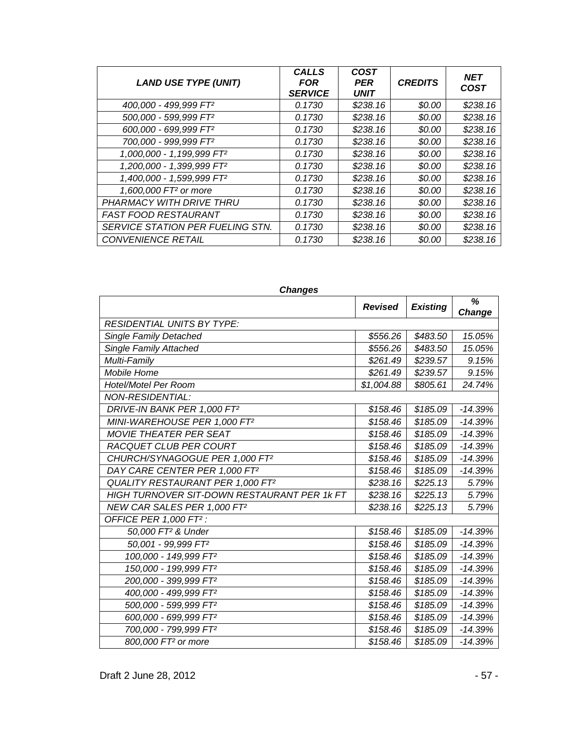| *LAND USE TYPE (UNIT)* | *CALLS FOR SERVICE* | *COST PER UNIT* | *CREDITS* | *NET COST* |
|---|---|---|---|---|
| *400,000 - 499,999 FT²* | *0.1730* | *$238.16* | *$0.00* | *$238.16* |
| *500,000 - 599,999 FT²* | *0.1730* | *$238.16* | *$0.00* | *$238.16* |
| *600,000 - 699,999 FT²* | *0.1730* | *$238.16* | *$0.00* | *$238.16* |
| *700,000 - 999,999 FT²* | *0.1730* | *$238.16* | *$0.00* | *$238.16* |
| *1,000,000 - 1,199,999 FT²* | *0.1730* | *$238.16* | *$0.00* | *$238.16* |
| *1,200,000 - 1,399,999 FT²* | *0.1730* | *$238.16* | *$0.00* | *$238.16* |
| *1,400,000 - 1,599,999 FT²* | *0.1730* | *$238.16* | *$0.00* | *$238.16* |
| *1,600,000 FT² or more* | *0.1730* | *$238.16* | *$0.00* | *$238.16* |
| *PHARMACY WITH DRIVE THRU* | *0.1730* | *$238.16* | *$0.00* | *$238.16* |
| *FAST FOOD RESTAURANT* | *0.1730* | *$238.16* | *$0.00* | *$238.16* |
| *SERVICE STATION PER FUELING STN.* | *0.1730* | *$238.16* | *$0.00* | *$238.16* |
| *CONVENIENCE RETAIL* | *0.1730* | *$238.16* | *$0.00* | *$238.16* |

***Changes***

| | *Revised* | *Existing* | *% Change* |
|---|---|---|---|
| *RESIDENTIAL UNITS BY TYPE:* | | | |
| *Single Family Detached* | *$556.26* | *$483.50* | *15.05%* |
| *Single Family Attached* | *$556.26* | *$483.50* | *15.05%* |
| *Multi-Family* | *$261.49* | *$239.57* | *9.15%* |
| *Mobile Home* | *$261.49* | *$239.57* | *9.15%* |
| *Hotel/Motel Per Room* | *$1,004.88* | *$805.61* | *24.74%* |
| *NON-RESIDENTIAL:* | | | |
| *DRIVE-IN BANK PER 1,000 FT²* | *$158.46* | *$185.09* | *-14.39%* |
| *MINI-WAREHOUSE PER 1,000 FT²* | *$158.46* | *$185.09* | *-14.39%* |
| *MOVIE THEATER PER SEAT* | *$158.46* | *$185.09* | *-14.39%* |
| *RACQUET CLUB PER COURT* | *$158.46* | *$185.09* | *-14.39%* |
| *CHURCH/SYNAGOGUE PER 1,000 FT²* | *$158.46* | *$185.09* | *-14.39%* |
| *DAY CARE CENTER PER 1,000 FT²* | *$158.46* | *$185.09* | *-14.39%* |
| *QUALITY RESTAURANT PER 1,000 FT²* | *$238.16* | *$225.13* | *5.79%* |
| *HIGH TURNOVER SIT-DOWN RESTAURANT PER 1k FT* | *$238.16* | *$225.13* | *5.79%* |
| *NEW CAR SALES PER 1,000 FT²* | *$238.16* | *$225.13* | *5.79%* |
| *OFFICE PER 1,000 FT² :* | | | |
| *50,000 FT² & Under* | *$158.46* | *$185.09* | *-14.39%* |
| *50,001 - 99,999 FT²* | *$158.46* | *$185.09* | *-14.39%* |
| *100,000 - 149,999 FT²* | *$158.46* | *$185.09* | *-14.39%* |
| *150,000 - 199,999 FT²* | *$158.46* | *$185.09* | *-14.39%* |
| *200,000 - 399,999 FT²* | *$158.46* | *$185.09* | *-14.39%* |
| *400,000 - 499,999 FT²* | *$158.46* | *$185.09* | *-14.39%* |
| *500,000 - 599,999 FT²* | *$158.46* | *$185.09* | *-14.39%* |
| *600,000 - 699,999 FT²* | *$158.46* | *$185.09* | *-14.39%* |
| *700,000 - 799,999 FT²* | *$158.46* | *$185.09* | *-14.39%* |
| *800,000 FT² or more* | *$158.46* | *$185.09* | *-14.39%* |

Draft 2 June 28, 2012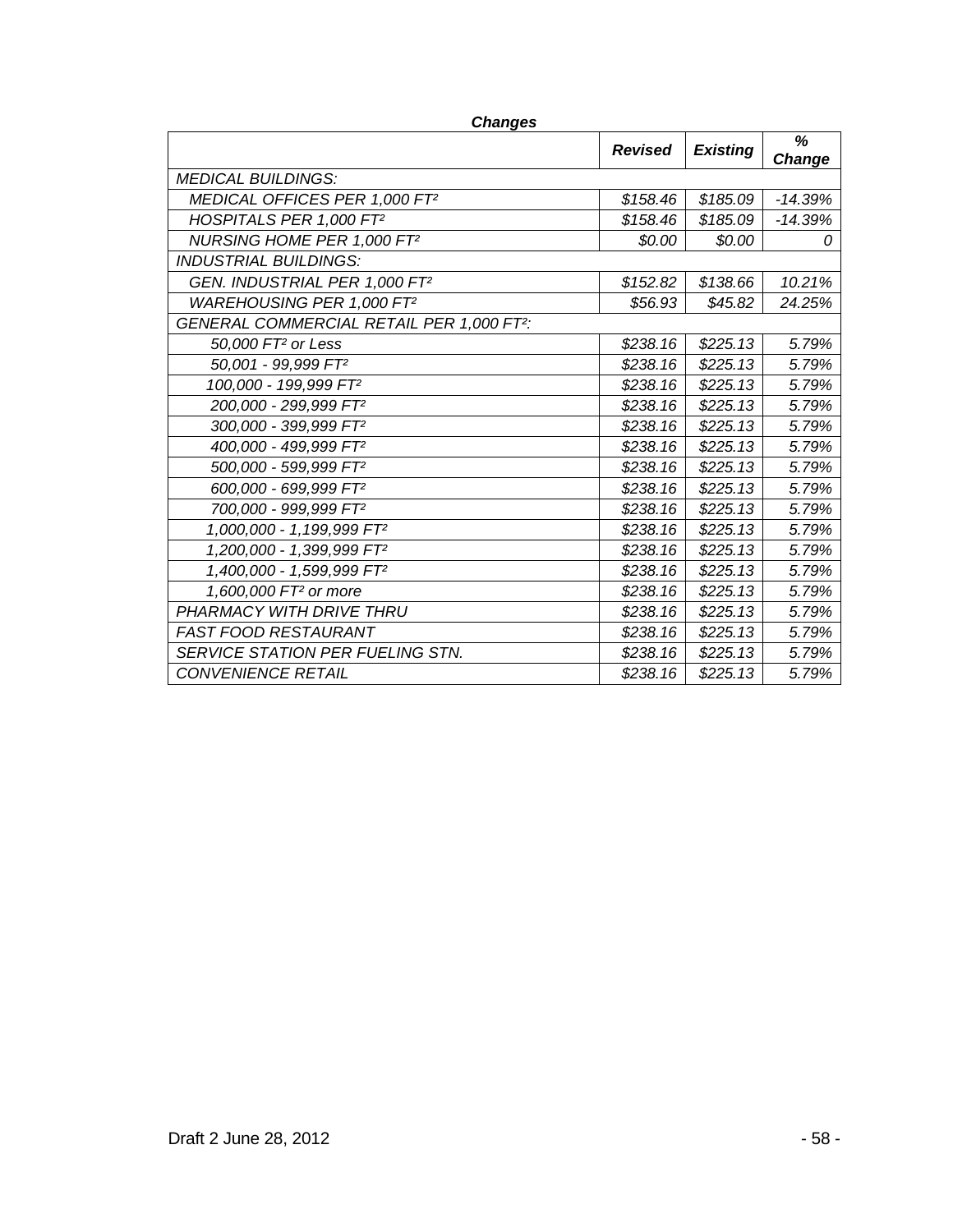***Changes***

| | *Revised* | *Existing* | *% Change* |
|---|---|---|---|
| *MEDICAL BUILDINGS:* | | | |
| *MEDICAL OFFICES PER 1,000 FT²* | *$158.46* | *$185.09* | *-14.39%* |
| *HOSPITALS PER 1,000 FT²* | *$158.46* | *$185.09* | *-14.39%* |
| *NURSING HOME PER 1,000 FT²* | *$0.00* | *$0.00* | *0* |
| *INDUSTRIAL BUILDINGS:* | | | |
| *GEN. INDUSTRIAL PER 1,000 FT²* | *$152.82* | *$138.66* | *10.21%* |
| *WAREHOUSING PER 1,000 FT²* | *$56.93* | *$45.82* | *24.25%* |
| *GENERAL COMMERCIAL RETAIL PER 1,000 FT²:* | | | |
| *50,000 FT² or Less* | *$238.16* | *$225.13* | *5.79%* |
| *50,001 - 99,999 FT²* | *$238.16* | *$225.13* | *5.79%* |
| *100,000 - 199,999 FT²* | *$238.16* | *$225.13* | *5.79%* |
| *200,000 - 299,999 FT²* | *$238.16* | *$225.13* | *5.79%* |
| *300,000 - 399,999 FT²* | *$238.16* | *$225.13* | *5.79%* |
| *400,000 - 499,999 FT²* | *$238.16* | *$225.13* | *5.79%* |
| *500,000 - 599,999 FT²* | *$238.16* | *$225.13* | *5.79%* |
| *600,000 - 699,999 FT²* | *$238.16* | *$225.13* | *5.79%* |
| *700,000 - 999,999 FT²* | *$238.16* | *$225.13* | *5.79%* |
| *1,000,000 - 1,199,999 FT²* | *$238.16* | *$225.13* | *5.79%* |
| *1,200,000 - 1,399,999 FT²* | *$238.16* | *$225.13* | *5.79%* |
| *1,400,000 - 1,599,999 FT²* | *$238.16* | *$225.13* | *5.79%* |
| *1,600,000 FT² or more* | *$238.16* | *$225.13* | *5.79%* |
| *PHARMACY WITH DRIVE THRU* | *$238.16* | *$225.13* | *5.79%* |
| *FAST FOOD RESTAURANT* | *$238.16* | *$225.13* | *5.79%* |
| *SERVICE STATION PER FUELING STN.* | *$238.16* | *$225.13* | *5.79%* |
| *CONVENIENCE RETAIL* | *$238.16* | *$225.13* | *5.79%* |

Draft 2 June 28, 2012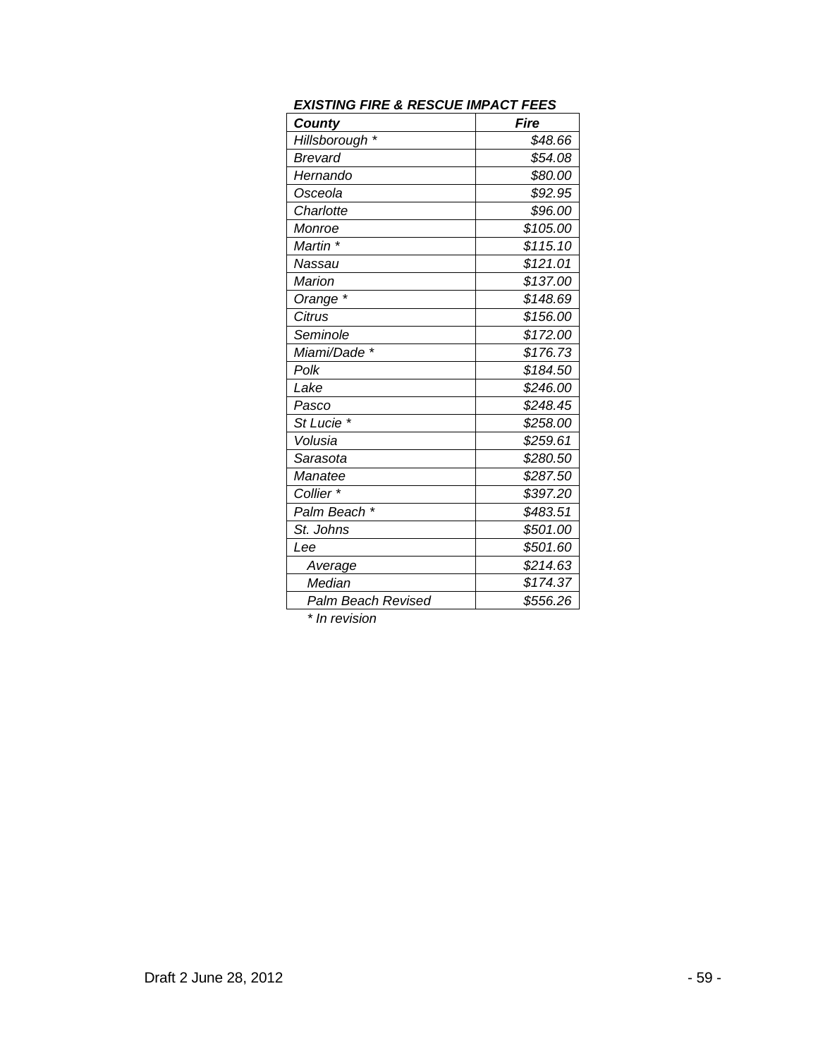***EXISTING FIRE & RESCUE IMPACT FEES***

| *County* | *Fire* |
|---|---|
| *Hillsborough* * | *$48.66* |
| *Brevard* | *$54.08* |
| *Hernando* | *$80.00* |
| *Osceola* | *$92.95* |
| *Charlotte* | *$96.00* |
| *Monroe* | *$105.00* |
| *Martin* * | *$115.10* |
| *Nassau* | *$121.01* |
| *Marion* | *$137.00* |
| *Orange* * | *$148.69* |
| *Citrus* | *$156.00* |
| *Seminole* | *$172.00* |
| *Miami/Dade* * | *$176.73* |
| *Polk* | *$184.50* |
| *Lake* | *$246.00* |
| *Pasco* | *$248.45* |
| *St Lucie* * | *$258.00* |
| *Volusia* | *$259.61* |
| *Sarasota* | *$280.50* |
| *Manatee* | *$287.50* |
| *Collier* * | *$397.20* |
| *Palm Beach* * | *$483.51* |
| *St. Johns* | *$501.00* |
| *Lee* | *$501.60* |
| *Average* | *$214.63* |
| *Median* | *$174.37* |
| *Palm Beach Revised* | *$556.26* |

*\* In revision*

Draft 2 June 28, 2012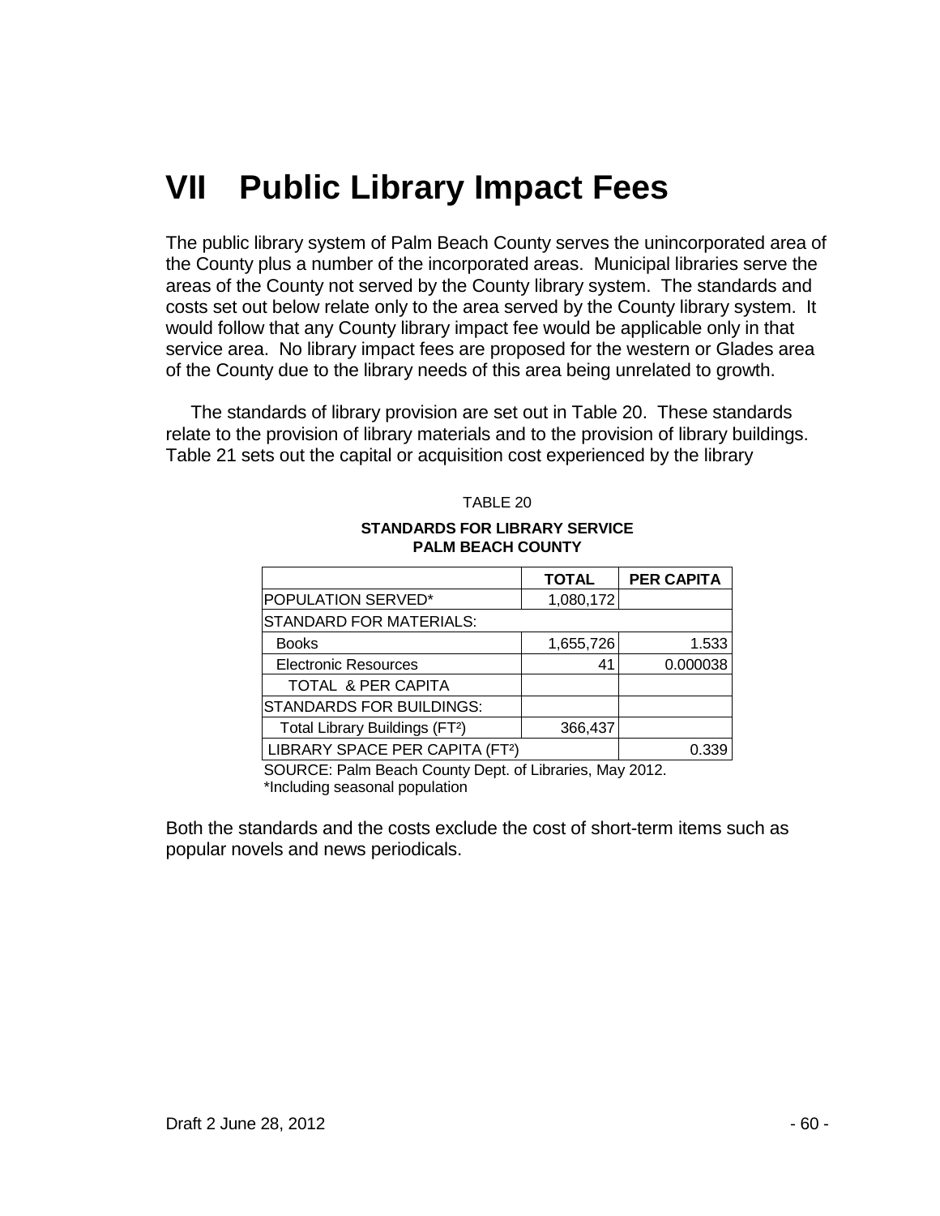# VII Public Library Impact Fees

The public library system of Palm Beach County serves the unincorporated area of the County plus a number of the incorporated areas. Municipal libraries serve the areas of the County not served by the County library system. The standards and costs set out below relate only to the area served by the County library system. It would follow that any County library impact fee would be applicable only in that service area. No library impact fees are proposed for the western or Glades area of the County due to the library needs of this area being unrelated to growth.

The standards of library provision are set out in Table 20. These standards relate to the provision of library materials and to the provision of library buildings. Table 21 sets out the capital or acquisition cost experienced by the library

TABLE 20

**STANDARDS FOR LIBRARY SERVICE**
**PALM BEACH COUNTY**

| | TOTAL | PER CAPITA |
|---|---|---|
| POPULATION SERVED* | 1,080,172 | |
| STANDARD FOR MATERIALS: | | |
| Books | 1,655,726 | 1.533 |
| Electronic Resources | 41 | 0.000038 |
| TOTAL & PER CAPITA | | |
| STANDARDS FOR BUILDINGS: | | |
| Total Library Buildings (FT²) | 366,437 | |
| LIBRARY SPACE PER CAPITA (FT²) | | 0.339 |

SOURCE: Palm Beach County Dept. of Libraries, May 2012.
*Including seasonal population

Both the standards and the costs exclude the cost of short-term items such as popular novels and news periodicals.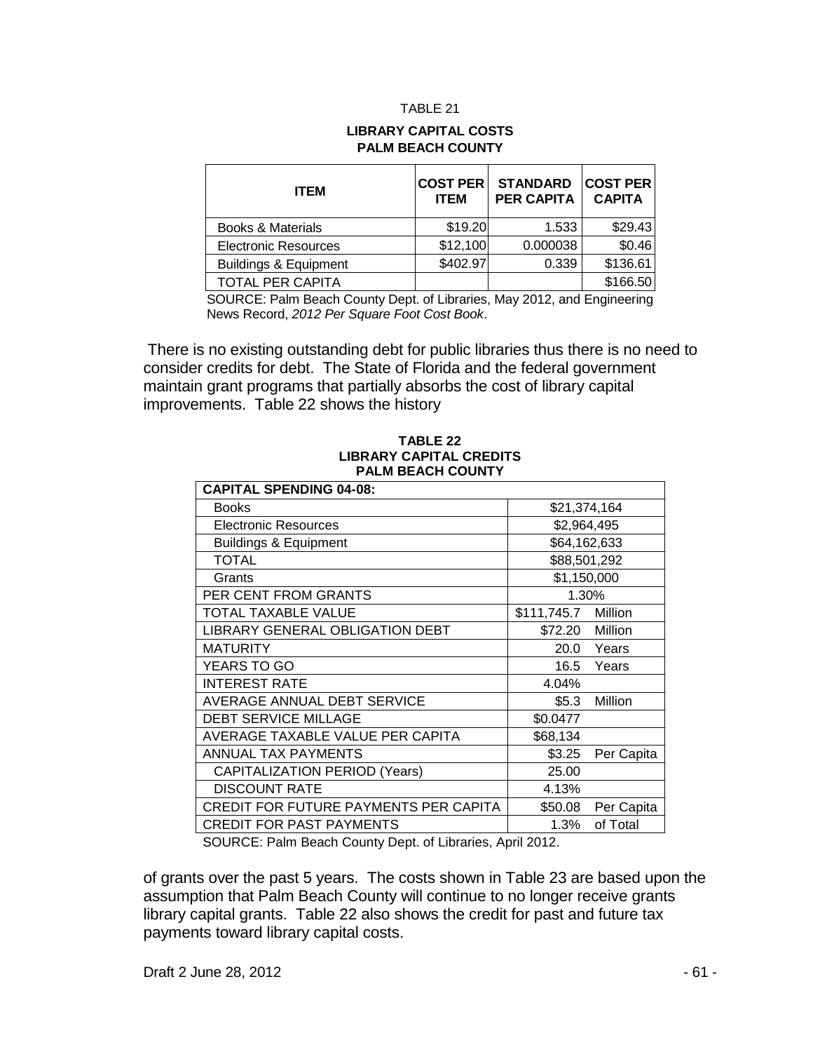TABLE 21

**LIBRARY CAPITAL COSTS**
**PALM BEACH COUNTY**

| ITEM | COST PER ITEM | STANDARD PER CAPITA | COST PER CAPITA |
|---|---|---|---|
| Books & Materials | $19.20 | 1.533 | $29.43 |
| Electronic Resources | $12,100 | 0.000038 | $0.46 |
| Buildings & Equipment | $402.97 | 0.339 | $136.61 |
| TOTAL PER CAPITA | | | $166.50 |

SOURCE: Palm Beach County Dept. of Libraries, May 2012, and Engineering News Record, *2012 Per Square Foot Cost Book*.

There is no existing outstanding debt for public libraries thus there is no need to consider credits for debt. The State of Florida and the federal government maintain grant programs that partially absorbs the cost of library capital improvements. Table 22 shows the history

**TABLE 22**
**LIBRARY CAPITAL CREDITS**
**PALM BEACH COUNTY**

| CAPITAL SPENDING 04-08: | | |
|---|---|---|
| Books | $21,374,164 | |
| Electronic Resources | $2,964,495 | |
| Buildings & Equipment | $64,162,633 | |
| TOTAL | $88,501,292 | |
| Grants | $1,150,000 | |
| PER CENT FROM GRANTS | 1.30% | |
| TOTAL TAXABLE VALUE | $111,745.7 | Million |
| LIBRARY GENERAL OBLIGATION DEBT | $72.20 | Million |
| MATURITY | 20.0 | Years |
| YEARS TO GO | 16.5 | Years |
| INTEREST RATE | 4.04% | |
| AVERAGE ANNUAL DEBT SERVICE | $5.3 | Million |
| DEBT SERVICE MILLAGE | $0.0477 | |
| AVERAGE TAXABLE VALUE PER CAPITA | $68,134 | |
| ANNUAL TAX PAYMENTS | $3.25 | Per Capita |
| CAPITALIZATION PERIOD (Years) | 25.00 | |
| DISCOUNT RATE | 4.13% | |
| CREDIT FOR FUTURE PAYMENTS PER CAPITA | $50.08 | Per Capita |
| CREDIT FOR PAST PAYMENTS | 1.3% | of Total |

SOURCE: Palm Beach County Dept. of Libraries, April 2012.

of grants over the past 5 years. The costs shown in Table 23 are based upon the assumption that Palm Beach County will continue to no longer receive grants library capital grants. Table 22 also shows the credit for past and future tax payments toward library capital costs.

Draft 2 June 28, 2012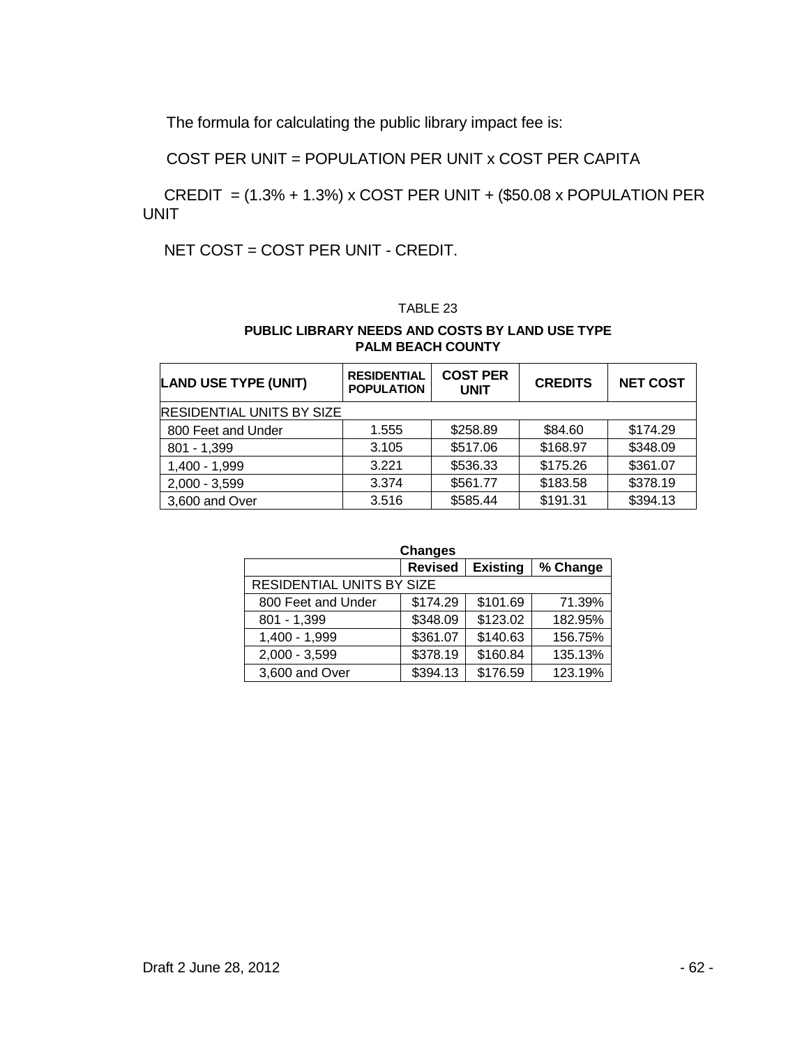The formula for calculating the public library impact fee is:

COST PER UNIT = POPULATION PER UNIT x COST PER CAPITA

CREDIT = (1.3% + 1.3%) x COST PER UNIT + ($50.08 x POPULATION PER UNIT

NET COST = COST PER UNIT - CREDIT.

TABLE 23

**PUBLIC LIBRARY NEEDS AND COSTS BY LAND USE TYPE**
**PALM BEACH COUNTY**

| LAND USE TYPE (UNIT) | RESIDENTIAL POPULATION | COST PER UNIT | CREDITS | NET COST |
|---|---|---|---|---|
| RESIDENTIAL UNITS BY SIZE | | | | |
| 800 Feet and Under | 1.555 | $258.89 | $84.60 | $174.29 |
| 801 - 1,399 | 3.105 | $517.06 | $168.97 | $348.09 |
| 1,400 - 1,999 | 3.221 | $536.33 | $175.26 | $361.07 |
| 2,000 - 3,599 | 3.374 | $561.77 | $183.58 | $378.19 |
| 3,600 and Over | 3.516 | $585.44 | $191.31 | $394.13 |

**Changes**

| | Revised | Existing | % Change |
|---|---|---|---|
| RESIDENTIAL UNITS BY SIZE | | | |
| 800 Feet and Under | $174.29 | $101.69 | 71.39% |
| 801 - 1,399 | $348.09 | $123.02 | 182.95% |
| 1,400 - 1,999 | $361.07 | $140.63 | 156.75% |
| 2,000 - 3,599 | $378.19 | $160.84 | 135.13% |
| 3,600 and Over | $394.13 | $176.59 | 123.19% |

Draft 2 June 28, 2012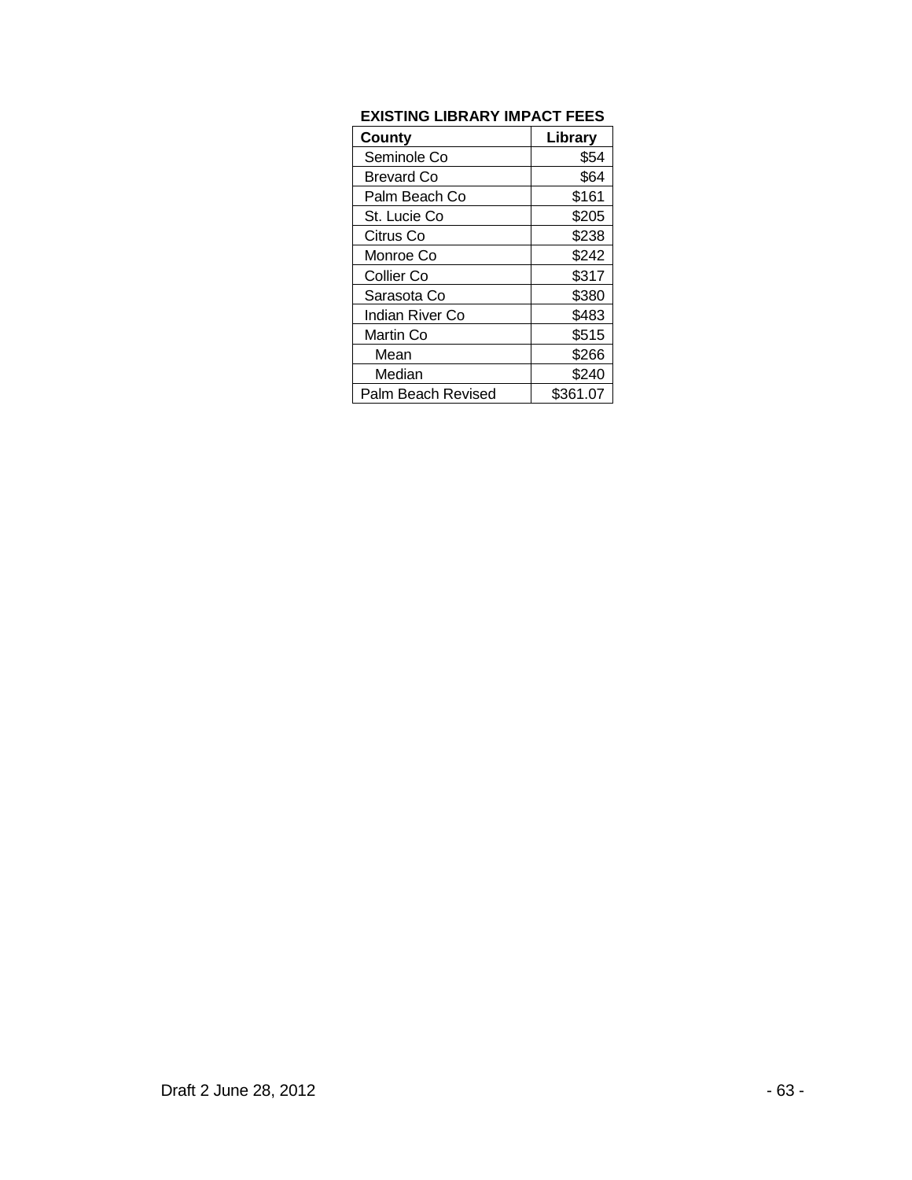**EXISTING LIBRARY IMPACT FEES**

| County | Library |
|---|---|
| Seminole Co | $54 |
| Brevard Co | $64 |
| Palm Beach Co | $161 |
| St. Lucie Co | $205 |
| Citrus Co | $238 |
| Monroe Co | $242 |
| Collier Co | $317 |
| Sarasota Co | $380 |
| Indian River Co | $483 |
| Martin Co | $515 |
| Mean | $266 |
| Median | $240 |
| Palm Beach Revised | $361.07 |

Draft 2 June 28, 2012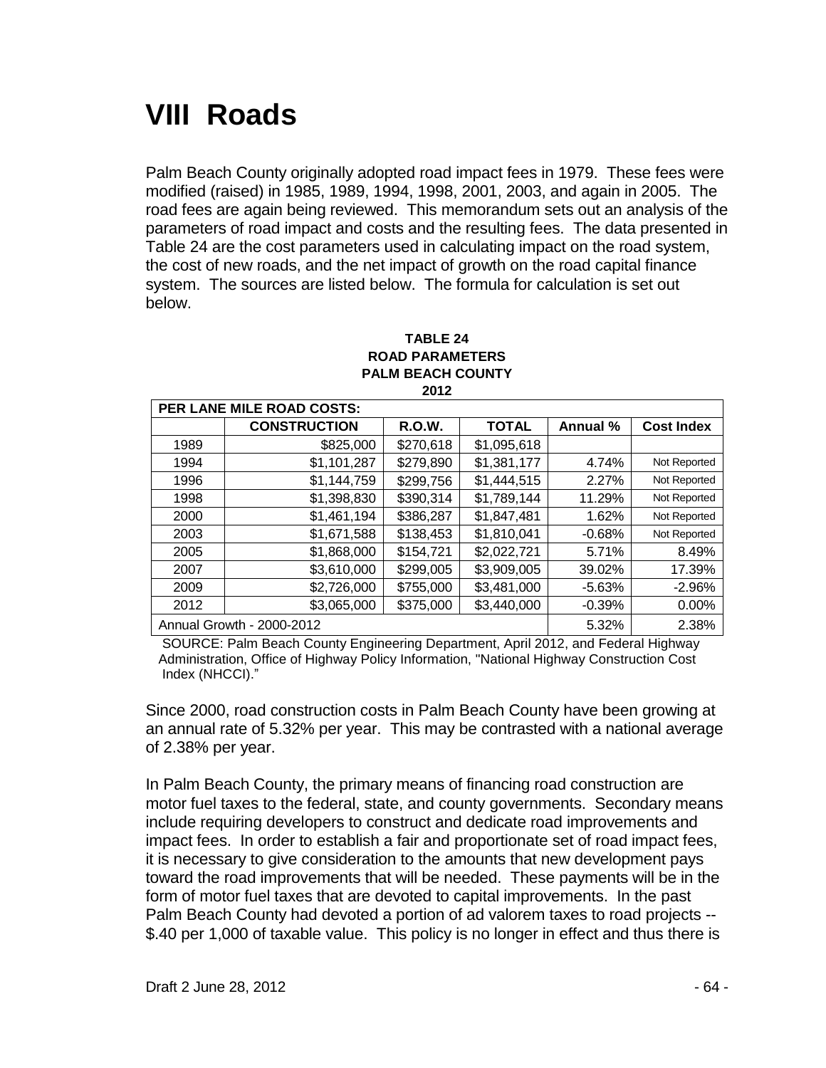# VIII Roads

Palm Beach County originally adopted road impact fees in 1979. These fees were modified (raised) in 1985, 1989, 1994, 1998, 2001, 2003, and again in 2005. The road fees are again being reviewed. This memorandum sets out an analysis of the parameters of road impact and costs and the resulting fees. The data presented in Table 24 are the cost parameters used in calculating impact on the road system, the cost of new roads, and the net impact of growth on the road capital finance system. The sources are listed below. The formula for calculation is set out below.

**TABLE 24**
**ROAD PARAMETERS**
**PALM BEACH COUNTY**
**2012**

| PER LANE MILE ROAD COSTS: | | | | | |
|---|---|---|---|---|---|
| | **CONSTRUCTION** | **R.O.W.** | **TOTAL** | **Annual %** | **Cost Index** |
| 1989 | $825,000 | $270,618 | $1,095,618 | | |
| 1994 | $1,101,287 | $279,890 | $1,381,177 | 4.74% | Not Reported |
| 1996 | $1,144,759 | $299,756 | $1,444,515 | 2.27% | Not Reported |
| 1998 | $1,398,830 | $390,314 | $1,789,144 | 11.29% | Not Reported |
| 2000 | $1,461,194 | $386,287 | $1,847,481 | 1.62% | Not Reported |
| 2003 | $1,671,588 | $138,453 | $1,810,041 | -0.68% | Not Reported |
| 2005 | $1,868,000 | $154,721 | $2,022,721 | 5.71% | 8.49% |
| 2007 | $3,610,000 | $299,005 | $3,909,005 | 39.02% | 17.39% |
| 2009 | $2,726,000 | $755,000 | $3,481,000 | -5.63% | -2.96% |
| 2012 | $3,065,000 | $375,000 | $3,440,000 | -0.39% | 0.00% |
| Annual Growth - 2000-2012 | | | | 5.32% | 2.38% |

SOURCE: Palm Beach County Engineering Department, April 2012, and Federal Highway Administration, Office of Highway Policy Information, "National Highway Construction Cost Index (NHCCI)."

Since 2000, road construction costs in Palm Beach County have been growing at an annual rate of 5.32% per year. This may be contrasted with a national average of 2.38% per year.

In Palm Beach County, the primary means of financing road construction are motor fuel taxes to the federal, state, and county governments. Secondary means include requiring developers to construct and dedicate road improvements and impact fees. In order to establish a fair and proportionate set of road impact fees, it is necessary to give consideration to the amounts that new development pays toward the road improvements that will be needed. These payments will be in the form of motor fuel taxes that are devoted to capital improvements. In the past Palm Beach County had devoted a portion of ad valorem taxes to road projects -- $.40 per 1,000 of taxable value. This policy is no longer in effect and thus there is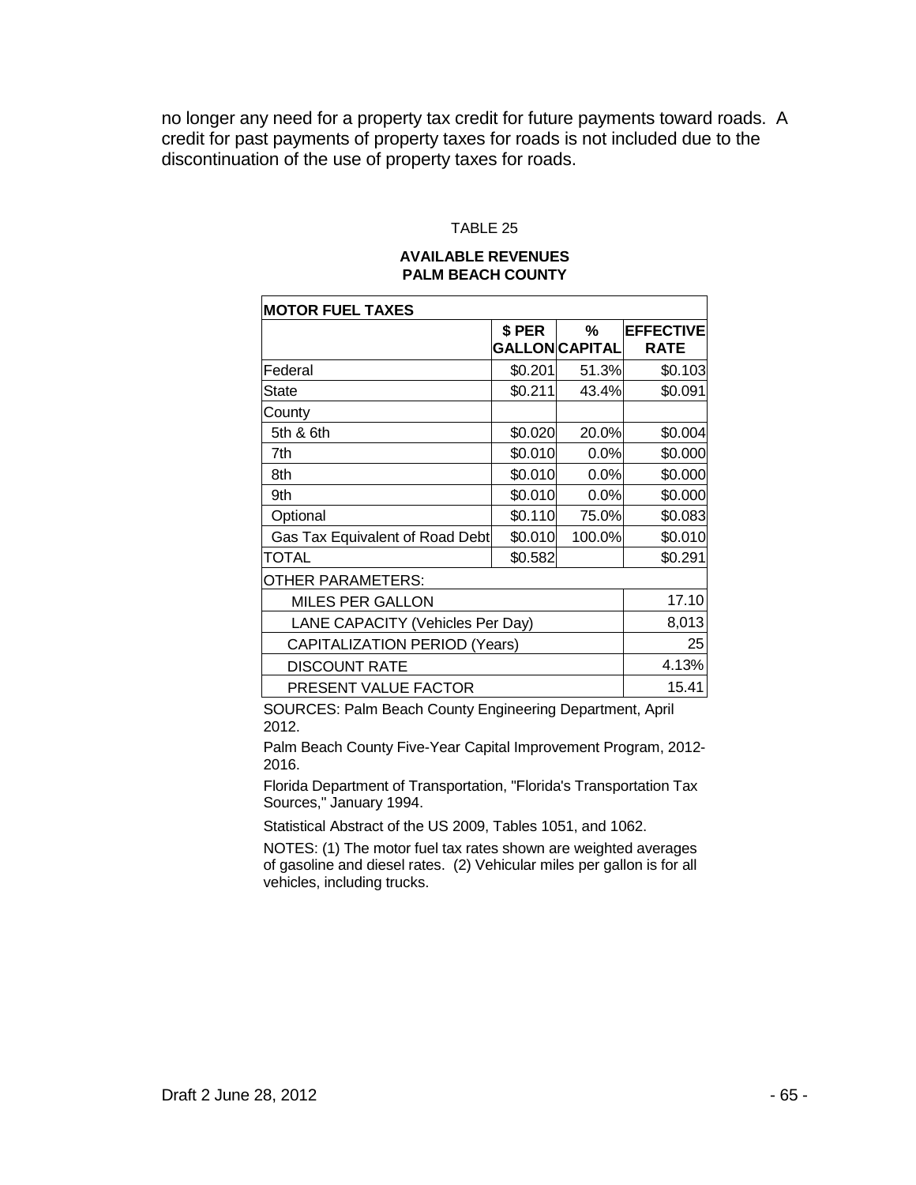no longer any need for a property tax credit for future payments toward roads. A credit for past payments of property taxes for roads is not included due to the discontinuation of the use of property taxes for roads.

TABLE 25

**AVAILABLE REVENUES**
**PALM BEACH COUNTY**

| **MOTOR FUEL TAXES** | | | |
|---|---|---|---|
| | **$ PER GALLON** | **% CAPITAL** | **EFFECTIVE RATE** |
| Federal | $0.201 | 51.3% | $0.103 |
| State | $0.211 | 43.4% | $0.091 |
| County | | | |
| 5th & 6th | $0.020 | 20.0% | $0.004 |
| 7th | $0.010 | 0.0% | $0.000 |
| 8th | $0.010 | 0.0% | $0.000 |
| 9th | $0.010 | 0.0% | $0.000 |
| Optional | $0.110 | 75.0% | $0.083 |
| Gas Tax Equivalent of Road Debt | $0.010 | 100.0% | $0.010 |
| TOTAL | $0.582 | | $0.291 |
| OTHER PARAMETERS: | | | |
| MILES PER GALLON | | | 17.10 |
| LANE CAPACITY (Vehicles Per Day) | | | 8,013 |
| CAPITALIZATION PERIOD (Years) | | | 25 |
| DISCOUNT RATE | | | 4.13% |
| PRESENT VALUE FACTOR | | | 15.41 |

SOURCES: Palm Beach County Engineering Department, April 2012.

Palm Beach County Five-Year Capital Improvement Program, 2012-2016.

Florida Department of Transportation, "Florida's Transportation Tax Sources," January 1994.

Statistical Abstract of the US 2009, Tables 1051, and 1062.

NOTES: (1) The motor fuel tax rates shown are weighted averages of gasoline and diesel rates. (2) Vehicular miles per gallon is for all vehicles, including trucks.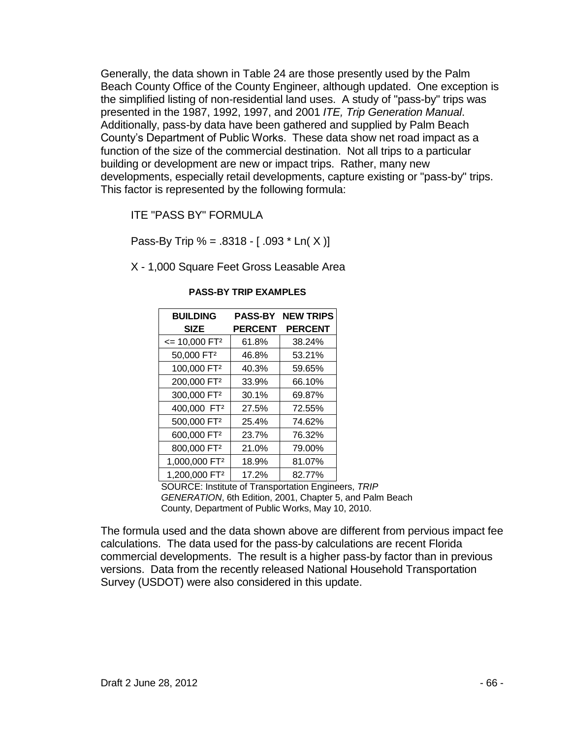Generally, the data shown in Table 24 are those presently used by the Palm Beach County Office of the County Engineer, although updated. One exception is the simplified listing of non-residential land uses. A study of "pass-by" trips was presented in the 1987, 1992, 1997, and 2001 *ITE, Trip Generation Manual*. Additionally, pass-by data have been gathered and supplied by Palm Beach County's Department of Public Works. These data show net road impact as a function of the size of the commercial destination. Not all trips to a particular building or development are new or impact trips. Rather, many new developments, especially retail developments, capture existing or "pass-by" trips. This factor is represented by the following formula:

ITE "PASS BY" FORMULA

Pass-By Trip % = .8318 - [ .093 * Ln( X )]

X - 1,000 Square Feet Gross Leasable Area

**PASS-BY TRIP EXAMPLES**

| BUILDING SIZE | PASS-BY PERCENT | NEW TRIPS PERCENT |
|---|---|---|
| <= 10,000 FT² | 61.8% | 38.24% |
| 50,000 FT² | 46.8% | 53.21% |
| 100,000 FT² | 40.3% | 59.65% |
| 200,000 FT² | 33.9% | 66.10% |
| 300,000 FT² | 30.1% | 69.87% |
| 400,000 FT² | 27.5% | 72.55% |
| 500,000 FT² | 25.4% | 74.62% |
| 600,000 FT² | 23.7% | 76.32% |
| 800,000 FT² | 21.0% | 79.00% |
| 1,000,000 FT² | 18.9% | 81.07% |
| 1,200,000 FT² | 17.2% | 82.77% |

SOURCE: Institute of Transportation Engineers, *TRIP GENERATION*, 6th Edition, 2001, Chapter 5, and Palm Beach County, Department of Public Works, May 10, 2010.

The formula used and the data shown above are different from pervious impact fee calculations. The data used for the pass-by calculations are recent Florida commercial developments. The result is a higher pass-by factor than in previous versions. Data from the recently released National Household Transportation Survey (USDOT) were also considered in this update.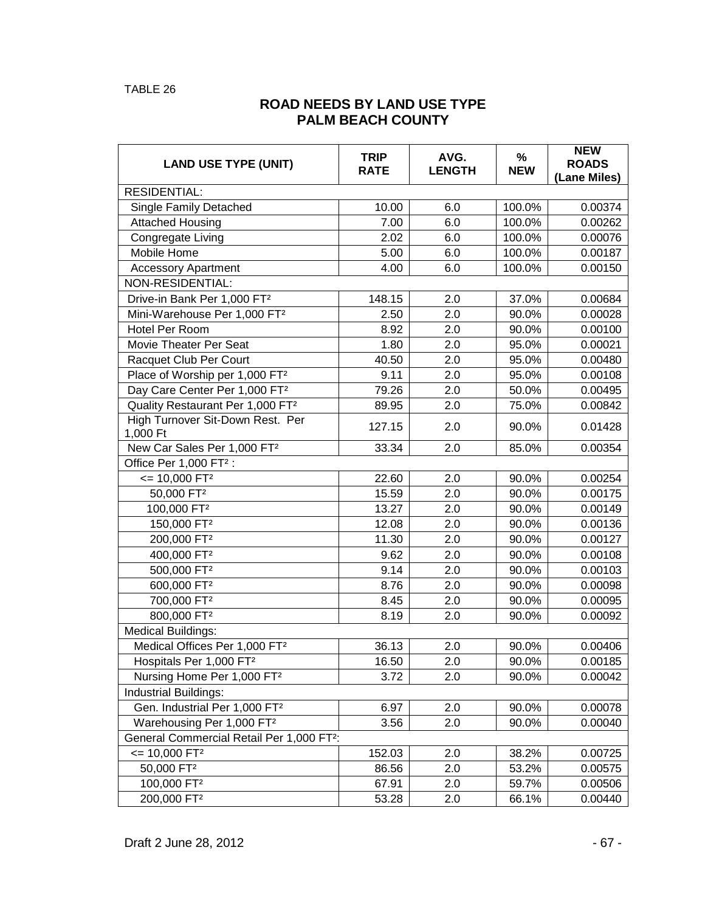TABLE 26

## ROAD NEEDS BY LAND USE TYPE
## PALM BEACH COUNTY

| LAND USE TYPE (UNIT) | TRIP RATE | AVG. LENGTH | % NEW | NEW ROADS (Lane Miles) |
|---|---|---|---|---|
| RESIDENTIAL: | | | | |
| Single Family Detached | 10.00 | 6.0 | 100.0% | 0.00374 |
| Attached Housing | 7.00 | 6.0 | 100.0% | 0.00262 |
| Congregate Living | 2.02 | 6.0 | 100.0% | 0.00076 |
| Mobile Home | 5.00 | 6.0 | 100.0% | 0.00187 |
| Accessory Apartment | 4.00 | 6.0 | 100.0% | 0.00150 |
| NON-RESIDENTIAL: | | | | |
| Drive-in Bank Per 1,000 FT² | 148.15 | 2.0 | 37.0% | 0.00684 |
| Mini-Warehouse Per 1,000 FT² | 2.50 | 2.0 | 90.0% | 0.00028 |
| Hotel Per Room | 8.92 | 2.0 | 90.0% | 0.00100 |
| Movie Theater Per Seat | 1.80 | 2.0 | 95.0% | 0.00021 |
| Racquet Club Per Court | 40.50 | 2.0 | 95.0% | 0.00480 |
| Place of Worship per 1,000 FT² | 9.11 | 2.0 | 95.0% | 0.00108 |
| Day Care Center Per 1,000 FT² | 79.26 | 2.0 | 50.0% | 0.00495 |
| Quality Restaurant Per 1,000 FT² | 89.95 | 2.0 | 75.0% | 0.00842 |
| High Turnover Sit-Down Rest. Per 1,000 Ft | 127.15 | 2.0 | 90.0% | 0.01428 |
| New Car Sales Per 1,000 FT² | 33.34 | 2.0 | 85.0% | 0.00354 |
| Office Per 1,000 FT² : | | | | |
| <= 10,000 FT² | 22.60 | 2.0 | 90.0% | 0.00254 |
| 50,000 FT² | 15.59 | 2.0 | 90.0% | 0.00175 |
| 100,000 FT² | 13.27 | 2.0 | 90.0% | 0.00149 |
| 150,000 FT² | 12.08 | 2.0 | 90.0% | 0.00136 |
| 200,000 FT² | 11.30 | 2.0 | 90.0% | 0.00127 |
| 400,000 FT² | 9.62 | 2.0 | 90.0% | 0.00108 |
| 500,000 FT² | 9.14 | 2.0 | 90.0% | 0.00103 |
| 600,000 FT² | 8.76 | 2.0 | 90.0% | 0.00098 |
| 700,000 FT² | 8.45 | 2.0 | 90.0% | 0.00095 |
| 800,000 FT² | 8.19 | 2.0 | 90.0% | 0.00092 |
| Medical Buildings: | | | | |
| Medical Offices Per 1,000 FT² | 36.13 | 2.0 | 90.0% | 0.00406 |
| Hospitals Per 1,000 FT² | 16.50 | 2.0 | 90.0% | 0.00185 |
| Nursing Home Per 1,000 FT² | 3.72 | 2.0 | 90.0% | 0.00042 |
| Industrial Buildings: | | | | |
| Gen. Industrial Per 1,000 FT² | 6.97 | 2.0 | 90.0% | 0.00078 |
| Warehousing Per 1,000 FT² | 3.56 | 2.0 | 90.0% | 0.00040 |
| General Commercial Retail Per 1,000 FT²: | | | | |
| <= 10,000 FT² | 152.03 | 2.0 | 38.2% | 0.00725 |
| 50,000 FT² | 86.56 | 2.0 | 53.2% | 0.00575 |
| 100,000 FT² | 67.91 | 2.0 | 59.7% | 0.00506 |
| 200,000 FT² | 53.28 | 2.0 | 66.1% | 0.00440 |

Draft 2 June 28, 2012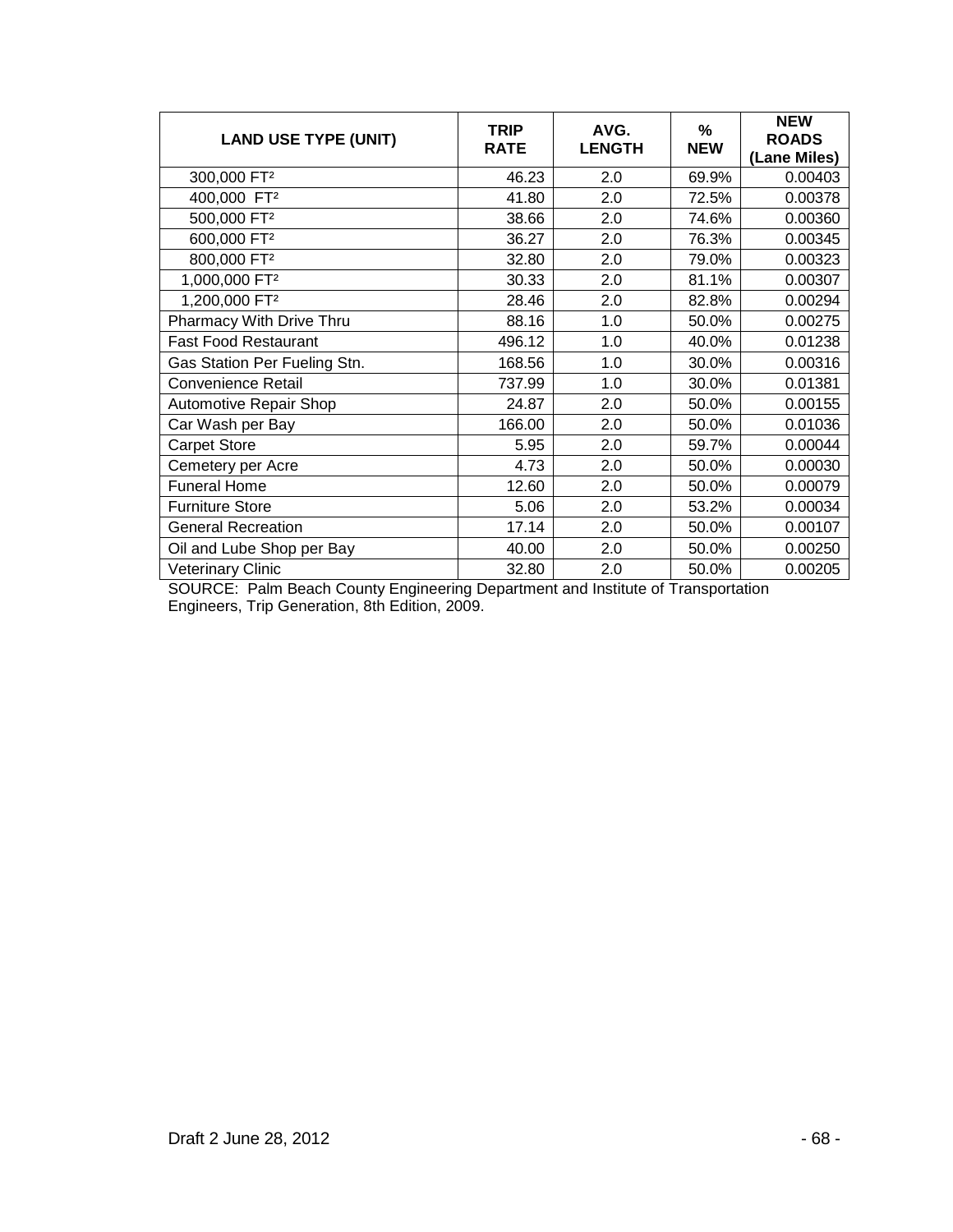| LAND USE TYPE (UNIT) | TRIP RATE | AVG. LENGTH | % NEW | NEW ROADS (Lane Miles) |
|---|---|---|---|---|
| 300,000 FT² | 46.23 | 2.0 | 69.9% | 0.00403 |
| 400,000 FT² | 41.80 | 2.0 | 72.5% | 0.00378 |
| 500,000 FT² | 38.66 | 2.0 | 74.6% | 0.00360 |
| 600,000 FT² | 36.27 | 2.0 | 76.3% | 0.00345 |
| 800,000 FT² | 32.80 | 2.0 | 79.0% | 0.00323 |
| 1,000,000 FT² | 30.33 | 2.0 | 81.1% | 0.00307 |
| 1,200,000 FT² | 28.46 | 2.0 | 82.8% | 0.00294 |
| Pharmacy With Drive Thru | 88.16 | 1.0 | 50.0% | 0.00275 |
| Fast Food Restaurant | 496.12 | 1.0 | 40.0% | 0.01238 |
| Gas Station Per Fueling Stn. | 168.56 | 1.0 | 30.0% | 0.00316 |
| Convenience Retail | 737.99 | 1.0 | 30.0% | 0.01381 |
| Automotive Repair Shop | 24.87 | 2.0 | 50.0% | 0.00155 |
| Car Wash per Bay | 166.00 | 2.0 | 50.0% | 0.01036 |
| Carpet Store | 5.95 | 2.0 | 59.7% | 0.00044 |
| Cemetery per Acre | 4.73 | 2.0 | 50.0% | 0.00030 |
| Funeral Home | 12.60 | 2.0 | 50.0% | 0.00079 |
| Furniture Store | 5.06 | 2.0 | 53.2% | 0.00034 |
| General Recreation | 17.14 | 2.0 | 50.0% | 0.00107 |
| Oil and Lube Shop per Bay | 40.00 | 2.0 | 50.0% | 0.00250 |
| Veterinary Clinic | 32.80 | 2.0 | 50.0% | 0.00205 |

SOURCE: Palm Beach County Engineering Department and Institute of Transportation Engineers, Trip Generation, 8th Edition, 2009.

Draft 2 June 28, 2012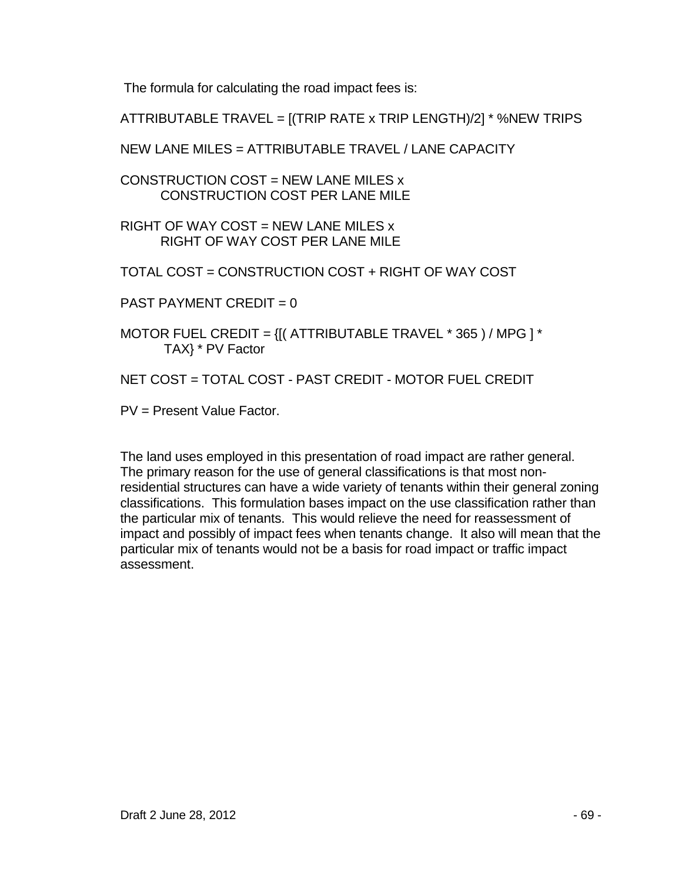The formula for calculating the road impact fees is:

ATTRIBUTABLE TRAVEL = [(TRIP RATE x TRIP LENGTH)/2] * %NEW TRIPS

NEW LANE MILES = ATTRIBUTABLE TRAVEL / LANE CAPACITY

CONSTRUCTION COST = NEW LANE MILES x
CONSTRUCTION COST PER LANE MILE

RIGHT OF WAY COST = NEW LANE MILES x
RIGHT OF WAY COST PER LANE MILE

TOTAL COST = CONSTRUCTION COST + RIGHT OF WAY COST

PAST PAYMENT CREDIT = 0

MOTOR FUEL CREDIT = {[( ATTRIBUTABLE TRAVEL * 365 ) / MPG ] *
TAX} * PV Factor

NET COST = TOTAL COST - PAST CREDIT - MOTOR FUEL CREDIT

PV = Present Value Factor.

The land uses employed in this presentation of road impact are rather general. The primary reason for the use of general classifications is that most non-residential structures can have a wide variety of tenants within their general zoning classifications. This formulation bases impact on the use classification rather than the particular mix of tenants. This would relieve the need for reassessment of impact and possibly of impact fees when tenants change. It also will mean that the particular mix of tenants would not be a basis for road impact or traffic impact assessment.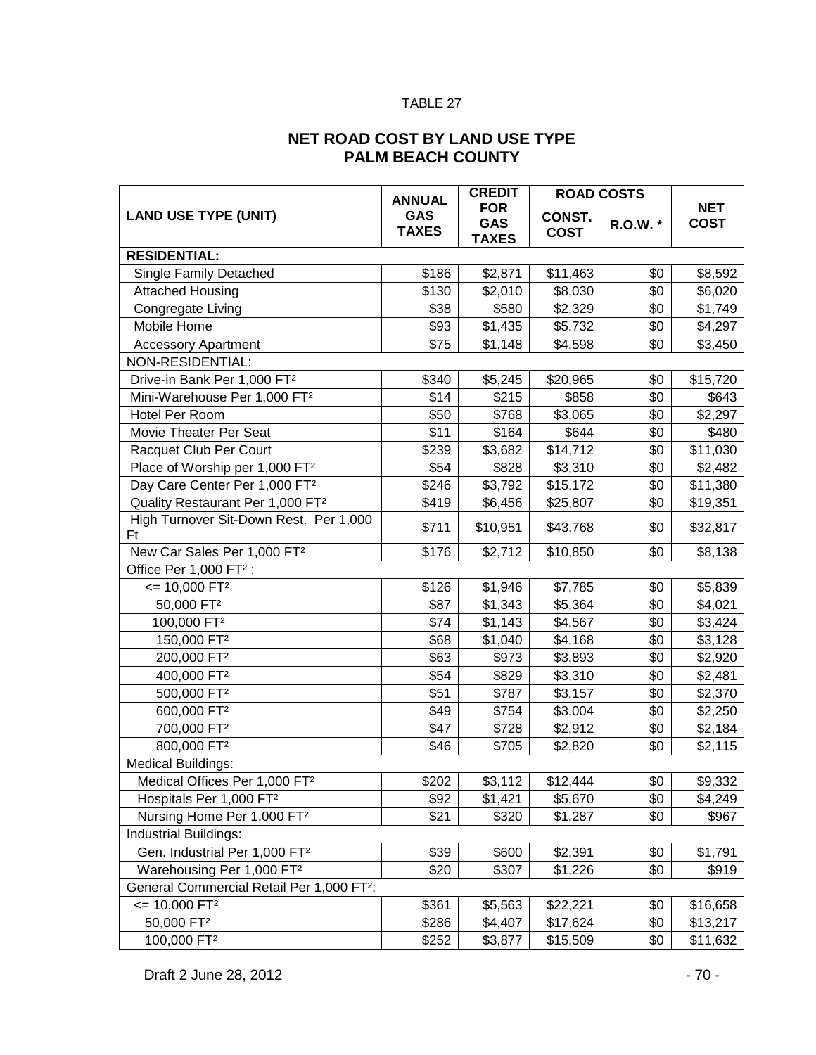TABLE 27

## NET ROAD COST BY LAND USE TYPE
## PALM BEACH COUNTY

| LAND USE TYPE (UNIT) | ANNUAL GAS TAXES | CREDIT FOR GAS TAXES | ROAD COSTS | | NET COST |
|---|---|---|---|---|---|
| | | | CONST. COST | R.O.W. * | |
| **RESIDENTIAL:** | | | | | |
| Single Family Detached | $186 | $2,871 | $11,463 | $0 | $8,592 |
| Attached Housing | $130 | $2,010 | $8,030 | $0 | $6,020 |
| Congregate Living | $38 | $580 | $2,329 | $0 | $1,749 |
| Mobile Home | $93 | $1,435 | $5,732 | $0 | $4,297 |
| Accessory Apartment | $75 | $1,148 | $4,598 | $0 | $3,450 |
| NON-RESIDENTIAL: | | | | | |
| Drive-in Bank Per 1,000 FT² | $340 | $5,245 | $20,965 | $0 | $15,720 |
| Mini-Warehouse Per 1,000 FT² | $14 | $215 | $858 | $0 | $643 |
| Hotel Per Room | $50 | $768 | $3,065 | $0 | $2,297 |
| Movie Theater Per Seat | $11 | $164 | $644 | $0 | $480 |
| Racquet Club Per Court | $239 | $3,682 | $14,712 | $0 | $11,030 |
| Place of Worship per 1,000 FT² | $54 | $828 | $3,310 | $0 | $2,482 |
| Day Care Center Per 1,000 FT² | $246 | $3,792 | $15,172 | $0 | $11,380 |
| Quality Restaurant Per 1,000 FT² | $419 | $6,456 | $25,807 | $0 | $19,351 |
| High Turnover Sit-Down Rest. Per 1,000 Ft | $711 | $10,951 | $43,768 | $0 | $32,817 |
| New Car Sales Per 1,000 FT² | $176 | $2,712 | $10,850 | $0 | $8,138 |
| Office Per 1,000 FT² : | | | | | |
| <= 10,000 FT² | $126 | $1,946 | $7,785 | $0 | $5,839 |
| 50,000 FT² | $87 | $1,343 | $5,364 | $0 | $4,021 |
| 100,000 FT² | $74 | $1,143 | $4,567 | $0 | $3,424 |
| 150,000 FT² | $68 | $1,040 | $4,168 | $0 | $3,128 |
| 200,000 FT² | $63 | $973 | $3,893 | $0 | $2,920 |
| 400,000 FT² | $54 | $829 | $3,310 | $0 | $2,481 |
| 500,000 FT² | $51 | $787 | $3,157 | $0 | $2,370 |
| 600,000 FT² | $49 | $754 | $3,004 | $0 | $2,250 |
| 700,000 FT² | $47 | $728 | $2,912 | $0 | $2,184 |
| 800,000 FT² | $46 | $705 | $2,820 | $0 | $2,115 |
| Medical Buildings: | | | | | |
| Medical Offices Per 1,000 FT² | $202 | $3,112 | $12,444 | $0 | $9,332 |
| Hospitals Per 1,000 FT² | $92 | $1,421 | $5,670 | $0 | $4,249 |
| Nursing Home Per 1,000 FT² | $21 | $320 | $1,287 | $0 | $967 |
| Industrial Buildings: | | | | | |
| Gen. Industrial Per 1,000 FT² | $39 | $600 | $2,391 | $0 | $1,791 |
| Warehousing Per 1,000 FT² | $20 | $307 | $1,226 | $0 | $919 |
| General Commercial Retail Per 1,000 FT²: | | | | | |
| <= 10,000 FT² | $361 | $5,563 | $22,221 | $0 | $16,658 |
| 50,000 FT² | $286 | $4,407 | $17,624 | $0 | $13,217 |
| 100,000 FT² | $252 | $3,877 | $15,509 | $0 | $11,632 |

Draft 2 June 28, 2012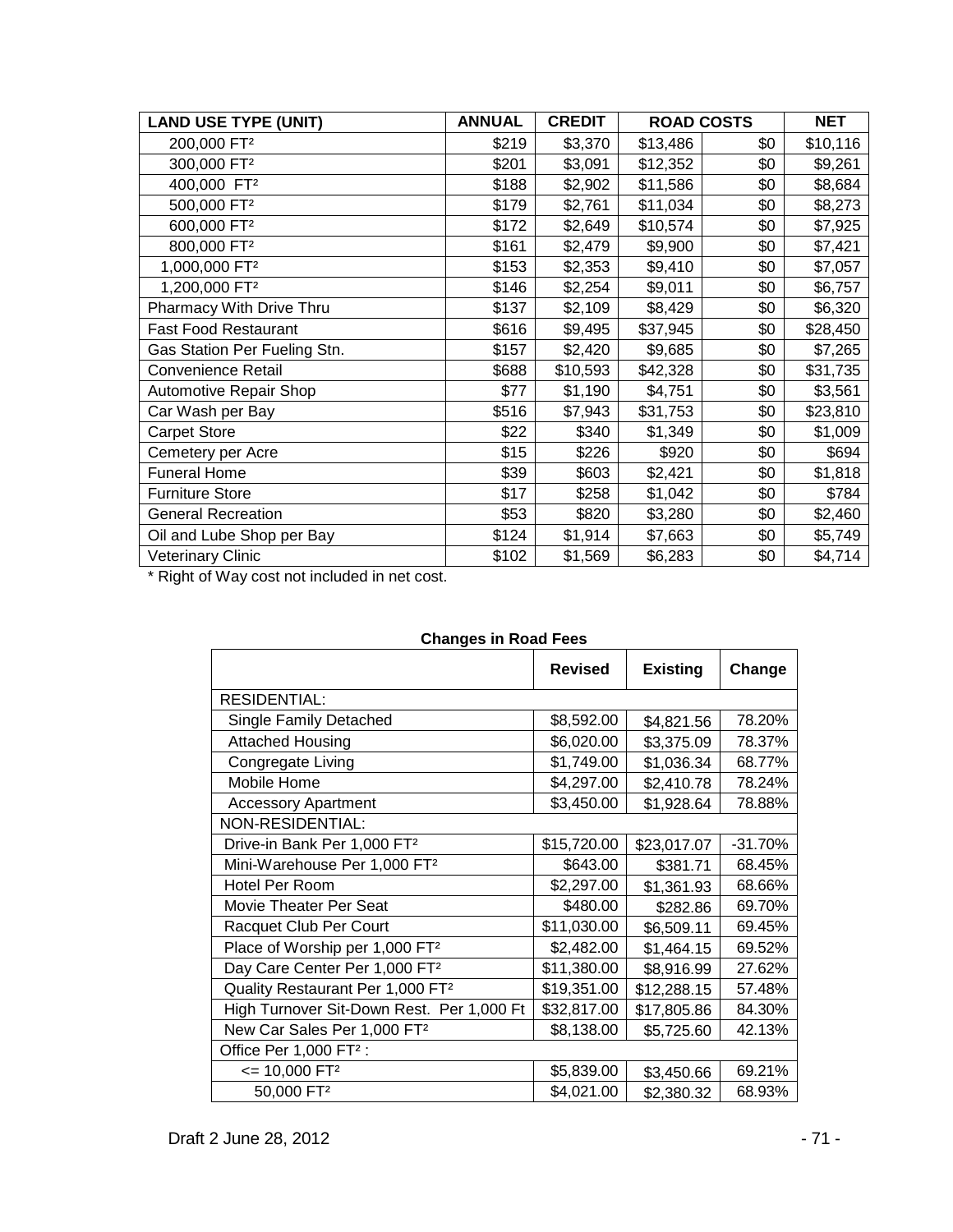| LAND USE TYPE (UNIT) | ANNUAL | CREDIT | ROAD COSTS | | NET |
|---|---|---|---|---|---|
| 200,000 FT² | $219 | $3,370 | $13,486 | $0 | $10,116 |
| 300,000 FT² | $201 | $3,091 | $12,352 | $0 | $9,261 |
| 400,000 FT² | $188 | $2,902 | $11,586 | $0 | $8,684 |
| 500,000 FT² | $179 | $2,761 | $11,034 | $0 | $8,273 |
| 600,000 FT² | $172 | $2,649 | $10,574 | $0 | $7,925 |
| 800,000 FT² | $161 | $2,479 | $9,900 | $0 | $7,421 |
| 1,000,000 FT² | $153 | $2,353 | $9,410 | $0 | $7,057 |
| 1,200,000 FT² | $146 | $2,254 | $9,011 | $0 | $6,757 |
| Pharmacy With Drive Thru | $137 | $2,109 | $8,429 | $0 | $6,320 |
| Fast Food Restaurant | $616 | $9,495 | $37,945 | $0 | $28,450 |
| Gas Station Per Fueling Stn. | $157 | $2,420 | $9,685 | $0 | $7,265 |
| Convenience Retail | $688 | $10,593 | $42,328 | $0 | $31,735 |
| Automotive Repair Shop | $77 | $1,190 | $4,751 | $0 | $3,561 |
| Car Wash per Bay | $516 | $7,943 | $31,753 | $0 | $23,810 |
| Carpet Store | $22 | $340 | $1,349 | $0 | $1,009 |
| Cemetery per Acre | $15 | $226 | $920 | $0 | $694 |
| Funeral Home | $39 | $603 | $2,421 | $0 | $1,818 |
| Furniture Store | $17 | $258 | $1,042 | $0 | $784 |
| General Recreation | $53 | $820 | $3,280 | $0 | $2,460 |
| Oil and Lube Shop per Bay | $124 | $1,914 | $7,663 | $0 | $5,749 |
| Veterinary Clinic | $102 | $1,569 | $6,283 | $0 | $4,714 |

* Right of Way cost not included in net cost.

**Changes in Road Fees**

| | Revised | Existing | Change |
|---|---|---|---|
| RESIDENTIAL: | | | |
| Single Family Detached | $8,592.00 | $4,821.56 | 78.20% |
| Attached Housing | $6,020.00 | $3,375.09 | 78.37% |
| Congregate Living | $1,749.00 | $1,036.34 | 68.77% |
| Mobile Home | $4,297.00 | $2,410.78 | 78.24% |
| Accessory Apartment | $3,450.00 | $1,928.64 | 78.88% |
| NON-RESIDENTIAL: | | | |
| Drive-in Bank Per 1,000 FT² | $15,720.00 | $23,017.07 | -31.70% |
| Mini-Warehouse Per 1,000 FT² | $643.00 | $381.71 | 68.45% |
| Hotel Per Room | $2,297.00 | $1,361.93 | 68.66% |
| Movie Theater Per Seat | $480.00 | $282.86 | 69.70% |
| Racquet Club Per Court | $11,030.00 | $6,509.11 | 69.45% |
| Place of Worship per 1,000 FT² | $2,482.00 | $1,464.15 | 69.52% |
| Day Care Center Per 1,000 FT² | $11,380.00 | $8,916.99 | 27.62% |
| Quality Restaurant Per 1,000 FT² | $19,351.00 | $12,288.15 | 57.48% |
| High Turnover Sit-Down Rest. Per 1,000 Ft | $32,817.00 | $17,805.86 | 84.30% |
| New Car Sales Per 1,000 FT² | $8,138.00 | $5,725.60 | 42.13% |
| Office Per 1,000 FT² : | | | |
| <= 10,000 FT² | $5,839.00 | $3,450.66 | 69.21% |
| 50,000 FT² | $4,021.00 | $2,380.32 | 68.93% |

Draft 2 June 28, 2012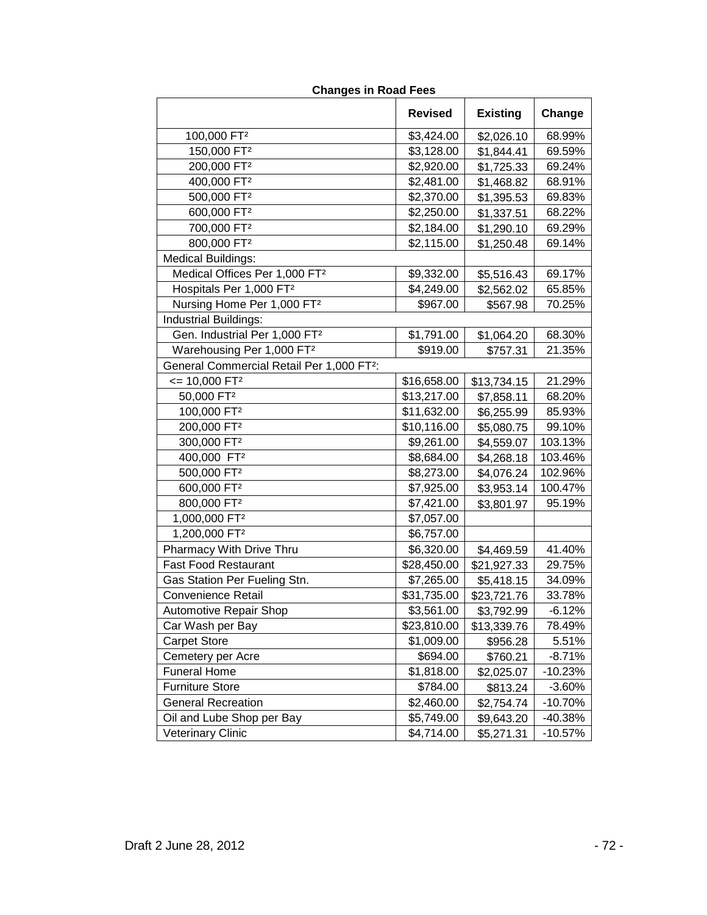**Changes in Road Fees**

| | Revised | Existing | Change |
|---|---|---|---|
| 100,000 FT² | $3,424.00 | $2,026.10 | 68.99% |
| 150,000 FT² | $3,128.00 | $1,844.41 | 69.59% |
| 200,000 FT² | $2,920.00 | $1,725.33 | 69.24% |
| 400,000 FT² | $2,481.00 | $1,468.82 | 68.91% |
| 500,000 FT² | $2,370.00 | $1,395.53 | 69.83% |
| 600,000 FT² | $2,250.00 | $1,337.51 | 68.22% |
| 700,000 FT² | $2,184.00 | $1,290.10 | 69.29% |
| 800,000 FT² | $2,115.00 | $1,250.48 | 69.14% |
| Medical Buildings: | | | |
| Medical Offices Per 1,000 FT² | $9,332.00 | $5,516.43 | 69.17% |
| Hospitals Per 1,000 FT² | $4,249.00 | $2,562.02 | 65.85% |
| Nursing Home Per 1,000 FT² | $967.00 | $567.98 | 70.25% |
| Industrial Buildings: | | | |
| Gen. Industrial Per 1,000 FT² | $1,791.00 | $1,064.20 | 68.30% |
| Warehousing Per 1,000 FT² | $919.00 | $757.31 | 21.35% |
| General Commercial Retail Per 1,000 FT²: | | | |
| <= 10,000 FT² | $16,658.00 | $13,734.15 | 21.29% |
| 50,000 FT² | $13,217.00 | $7,858.11 | 68.20% |
| 100,000 FT² | $11,632.00 | $6,255.99 | 85.93% |
| 200,000 FT² | $10,116.00 | $5,080.75 | 99.10% |
| 300,000 FT² | $9,261.00 | $4,559.07 | 103.13% |
| 400,000 FT² | $8,684.00 | $4,268.18 | 103.46% |
| 500,000 FT² | $8,273.00 | $4,076.24 | 102.96% |
| 600,000 FT² | $7,925.00 | $3,953.14 | 100.47% |
| 800,000 FT² | $7,421.00 | $3,801.97 | 95.19% |
| 1,000,000 FT² | $7,057.00 | | |
| 1,200,000 FT² | $6,757.00 | | |
| Pharmacy With Drive Thru | $6,320.00 | $4,469.59 | 41.40% |
| Fast Food Restaurant | $28,450.00 | $21,927.33 | 29.75% |
| Gas Station Per Fueling Stn. | $7,265.00 | $5,418.15 | 34.09% |
| Convenience Retail | $31,735.00 | $23,721.76 | 33.78% |
| Automotive Repair Shop | $3,561.00 | $3,792.99 | -6.12% |
| Car Wash per Bay | $23,810.00 | $13,339.76 | 78.49% |
| Carpet Store | $1,009.00 | $956.28 | 5.51% |
| Cemetery per Acre | $694.00 | $760.21 | -8.71% |
| Funeral Home | $1,818.00 | $2,025.07 | -10.23% |
| Furniture Store | $784.00 | $813.24 | -3.60% |
| General Recreation | $2,460.00 | $2,754.74 | -10.70% |
| Oil and Lube Shop per Bay | $5,749.00 | $9,643.20 | -40.38% |
| Veterinary Clinic | $4,714.00 | $5,271.31 | -10.57% |

Draft 2 June 28, 2012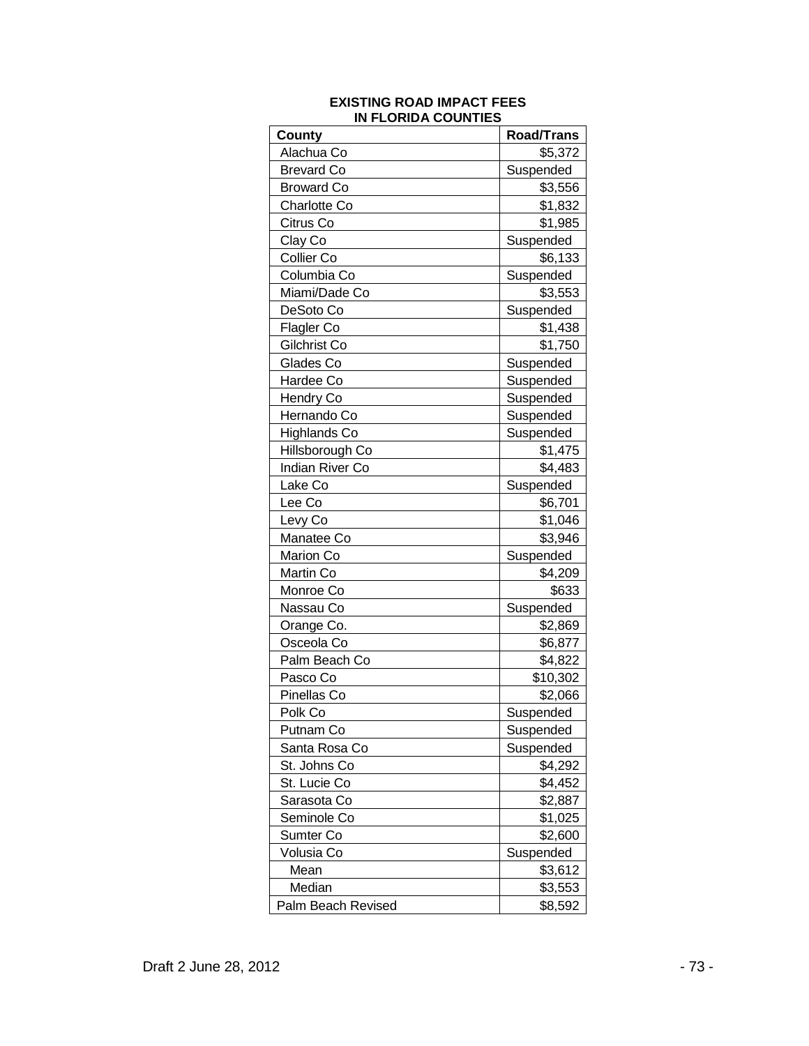**EXISTING ROAD IMPACT FEES IN FLORIDA COUNTIES**

| County | Road/Trans |
|---|---|
| Alachua Co | $5,372 |
| Brevard Co | Suspended |
| Broward Co | $3,556 |
| Charlotte Co | $1,832 |
| Citrus Co | $1,985 |
| Clay Co | Suspended |
| Collier Co | $6,133 |
| Columbia Co | Suspended |
| Miami/Dade Co | $3,553 |
| DeSoto Co | Suspended |
| Flagler Co | $1,438 |
| Gilchrist Co | $1,750 |
| Glades Co | Suspended |
| Hardee Co | Suspended |
| Hendry Co | Suspended |
| Hernando Co | Suspended |
| Highlands Co | Suspended |
| Hillsborough Co | $1,475 |
| Indian River Co | $4,483 |
| Lake Co | Suspended |
| Lee Co | $6,701 |
| Levy Co | $1,046 |
| Manatee Co | $3,946 |
| Marion Co | Suspended |
| Martin Co | $4,209 |
| Monroe Co | $633 |
| Nassau Co | Suspended |
| Orange Co. | $2,869 |
| Osceola Co | $6,877 |
| Palm Beach Co | $4,822 |
| Pasco Co | $10,302 |
| Pinellas Co | $2,066 |
| Polk Co | Suspended |
| Putnam Co | Suspended |
| Santa Rosa Co | Suspended |
| St. Johns Co | $4,292 |
| St. Lucie Co | $4,452 |
| Sarasota Co | $2,887 |
| Seminole Co | $1,025 |
| Sumter Co | $2,600 |
| Volusia Co | Suspended |
| Mean | $3,612 |
| Median | $3,553 |
| Palm Beach Revised | $8,592 |

Draft 2 June 28, 2012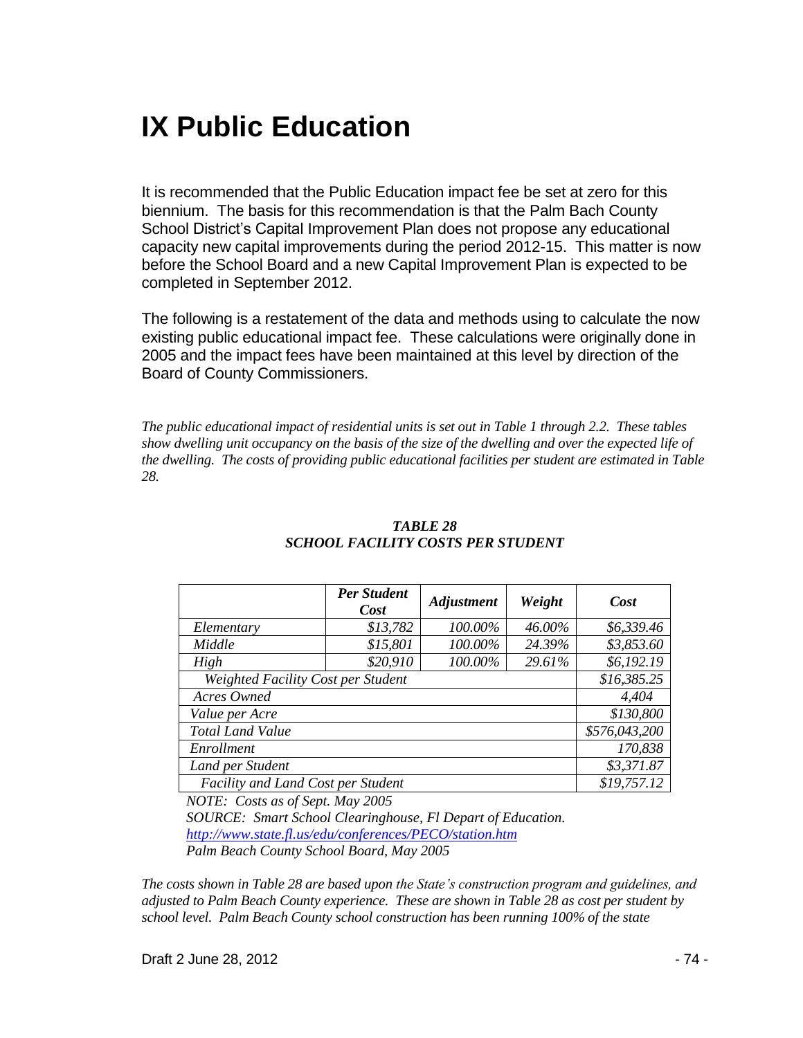# IX Public Education

It is recommended that the Public Education impact fee be set at zero for this biennium. The basis for this recommendation is that the Palm Bach County School District's Capital Improvement Plan does not propose any educational capacity new capital improvements during the period 2012-15. This matter is now before the School Board and a new Capital Improvement Plan is expected to be completed in September 2012.

The following is a restatement of the data and methods using to calculate the now existing public educational impact fee. These calculations were originally done in 2005 and the impact fees have been maintained at this level by direction of the Board of County Commissioners.

*The public educational impact of residential units is set out in Table 1 through 2.2. These tables show dwelling unit occupancy on the basis of the size of the dwelling and over the expected life of the dwelling. The costs of providing public educational facilities per student are estimated in Table 28.*

***TABLE 28***
***SCHOOL FACILITY COSTS PER STUDENT***

| | ***Per Student Cost*** | ***Adjustment*** | ***Weight*** | ***Cost*** |
|---|---|---|---|---|
| *Elementary* | *$13,782* | *100.00%* | *46.00%* | *$6,339.46* |
| *Middle* | *$15,801* | *100.00%* | *24.39%* | *$3,853.60* |
| *High* | *$20,910* | *100.00%* | *29.61%* | *$6,192.19* |
| *Weighted Facility Cost per Student* | | | | *$16,385.25* |
| *Acres Owned* | | | | *4,404* |
| *Value per Acre* | | | | *$130,800* |
| *Total Land Value* | | | | *$576,043,200* |
| *Enrollment* | | | | *170,838* |
| *Land per Student* | | | | *$3,371.87* |
| *Facility and Land Cost per Student* | | | | *$19,757.12* |

*NOTE: Costs as of Sept. May 2005*
*SOURCE: Smart School Clearinghouse, Fl Depart of Education.*
*http://www.state.fl.us/edu/conferences/PECO/station.htm*
*Palm Beach County School Board, May 2005*

*The costs shown in Table 28 are based upon the State's construction program and guidelines, and adjusted to Palm Beach County experience. These are shown in Table 28 as cost per student by school level. Palm Beach County school construction has been running 100% of the state*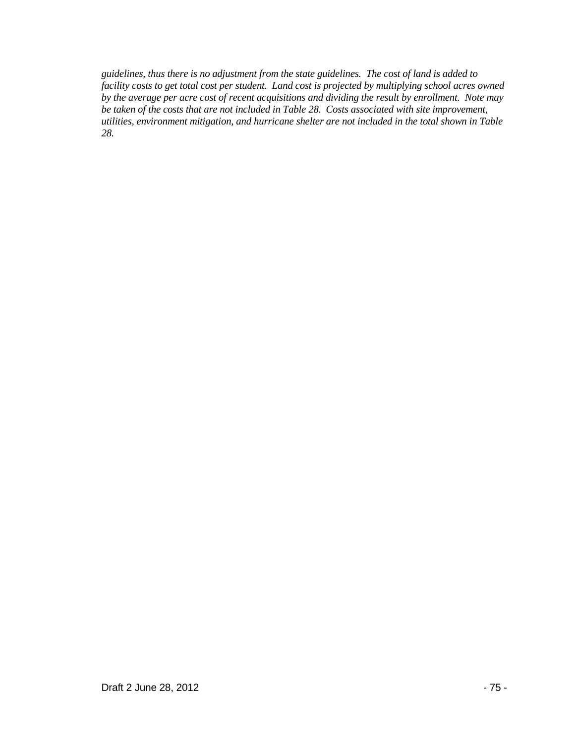*guidelines, thus there is no adjustment from the state guidelines. The cost of land is added to facility costs to get total cost per student. Land cost is projected by multiplying school acres owned by the average per acre cost of recent acquisitions and dividing the result by enrollment. Note may be taken of the costs that are not included in Table 28. Costs associated with site improvement, utilities, environment mitigation, and hurricane shelter are not included in the total shown in Table 28.*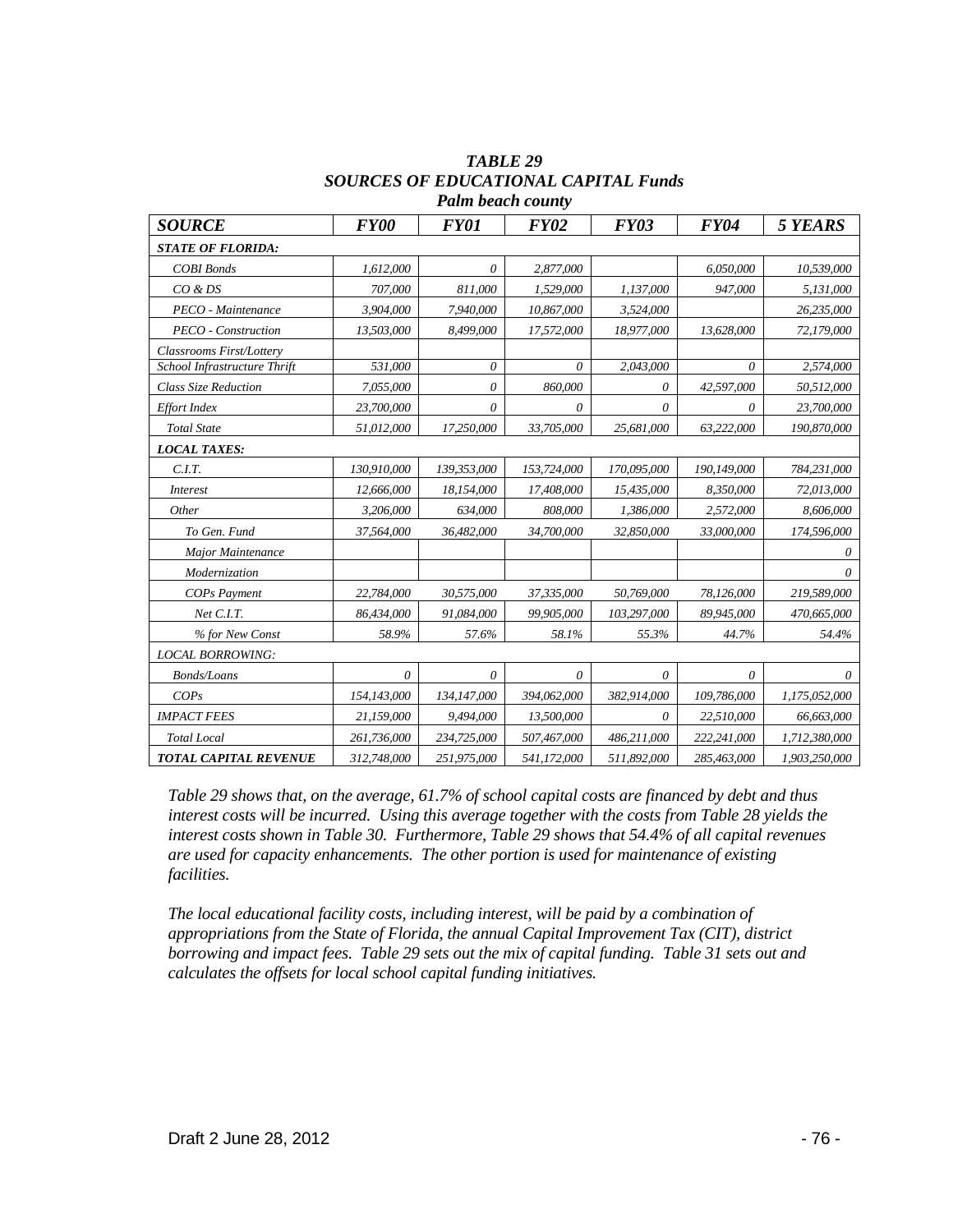***TABLE 29***
***SOURCES OF EDUCATIONAL CAPITAL Funds***
***Palm beach county***

| *SOURCE* | *FY00* | *FY01* | *FY02* | *FY03* | *FY04* | *5 YEARS* |
|---|---|---|---|---|---|---|
| ***STATE OF FLORIDA:*** | | | | | | |
| *COBI Bonds* | *1,612,000* | *0* | *2,877,000* | | *6,050,000* | *10,539,000* |
| *CO & DS* | *707,000* | *811,000* | *1,529,000* | *1,137,000* | *947,000* | *5,131,000* |
| *PECO - Maintenance* | *3,904,000* | *7,940,000* | *10,867,000* | *3,524,000* | | *26,235,000* |
| *PECO - Construction* | *13,503,000* | *8,499,000* | *17,572,000* | *18,977,000* | *13,628,000* | *72,179,000* |
| *Classrooms First/Lottery School Infrastructure Thrift* | *531,000* | *0* | *0* | *2,043,000* | *0* | *2,574,000* |
| *Class Size Reduction* | *7,055,000* | *0* | *860,000* | *0* | *42,597,000* | *50,512,000* |
| *Effort Index* | *23,700,000* | *0* | *0* | *0* | *0* | *23,700,000* |
| *Total State* | *51,012,000* | *17,250,000* | *33,705,000* | *25,681,000* | *63,222,000* | *190,870,000* |
| ***LOCAL TAXES:*** | | | | | | |
| *C.I.T.* | *130,910,000* | *139,353,000* | *153,724,000* | *170,095,000* | *190,149,000* | *784,231,000* |
| *Interest* | *12,666,000* | *18,154,000* | *17,408,000* | *15,435,000* | *8,350,000* | *72,013,000* |
| *Other* | *3,206,000* | *634,000* | *808,000* | *1,386,000* | *2,572,000* | *8,606,000* |
| *To Gen. Fund* | *37,564,000* | *36,482,000* | *34,700,000* | *32,850,000* | *33,000,000* | *174,596,000* |
| *Major Maintenance* | | | | | | *0* |
| *Modernization* | | | | | | *0* |
| *COPs Payment* | *22,784,000* | *30,575,000* | *37,335,000* | *50,769,000* | *78,126,000* | *219,589,000* |
| *Net C.I.T.* | *86,434,000* | *91,084,000* | *99,905,000* | *103,297,000* | *89,945,000* | *470,665,000* |
| *% for New Const* | *58.9%* | *57.6%* | *58.1%* | *55.3%* | *44.7%* | *54.4%* |
| *LOCAL BORROWING:* | | | | | | |
| *Bonds/Loans* | *0* | *0* | *0* | *0* | *0* | *0* |
| *COPs* | *154,143,000* | *134,147,000* | *394,062,000* | *382,914,000* | *109,786,000* | *1,175,052,000* |
| *IMPACT FEES* | *21,159,000* | *9,494,000* | *13,500,000* | *0* | *22,510,000* | *66,663,000* |
| *Total Local* | *261,736,000* | *234,725,000* | *507,467,000* | *486,211,000* | *222,241,000* | *1,712,380,000* |
| ***TOTAL CAPITAL REVENUE*** | *312,748,000* | *251,975,000* | *541,172,000* | *511,892,000* | *285,463,000* | *1,903,250,000* |

*Table 29 shows that, on the average, 61.7% of school capital costs are financed by debt and thus interest costs will be incurred. Using this average together with the costs from Table 28 yields the interest costs shown in Table 30. Furthermore, Table 29 shows that 54.4% of all capital revenues are used for capacity enhancements. The other portion is used for maintenance of existing facilities.*

*The local educational facility costs, including interest, will be paid by a combination of appropriations from the State of Florida, the annual Capital Improvement Tax (CIT), district borrowing and impact fees. Table 29 sets out the mix of capital funding. Table 31 sets out and calculates the offsets for local school capital funding initiatives.*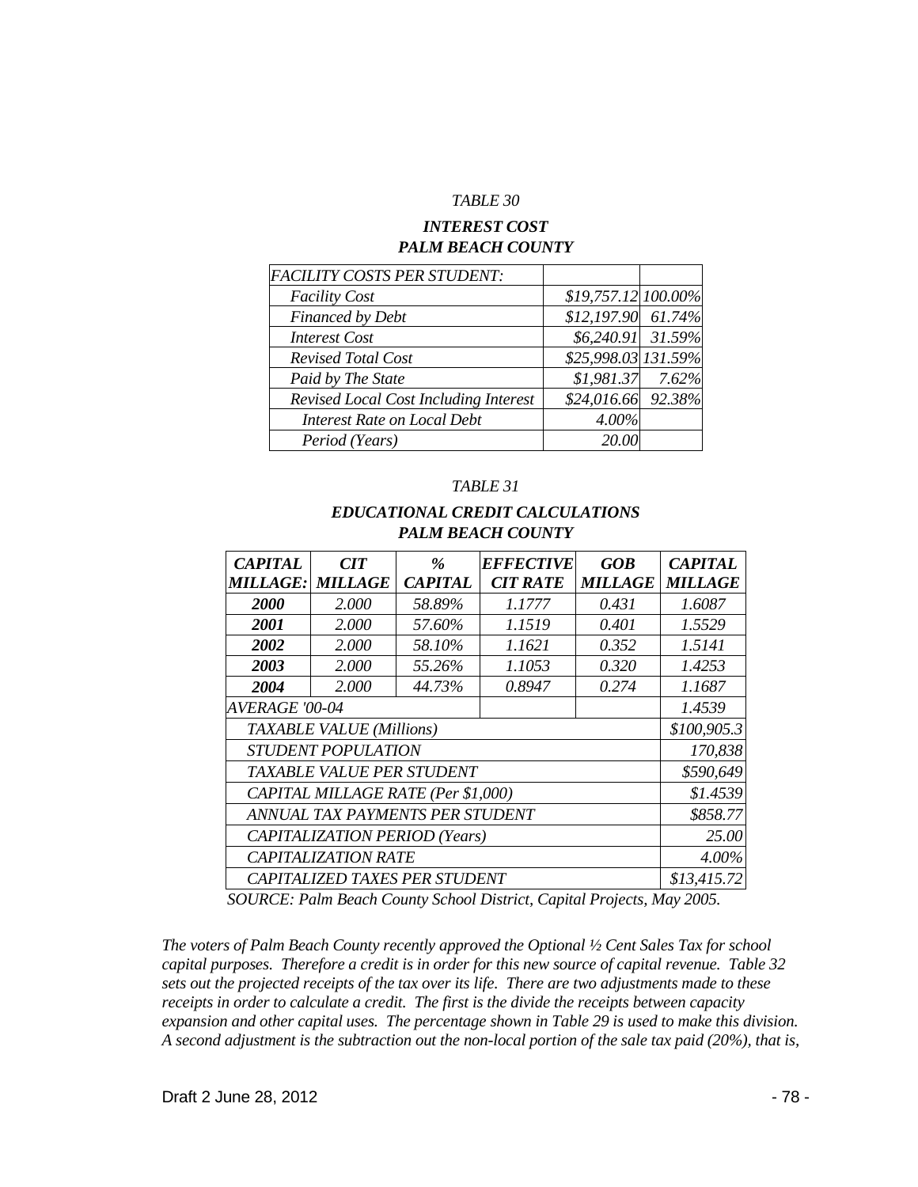*TABLE 30*

***INTEREST COST***
***PALM BEACH COUNTY***

| *FACILITY COSTS PER STUDENT:* | | |
|---|---|---|
| *Facility Cost* | *$19,757.12* | *100.00%* |
| *Financed by Debt* | *$12,197.90* | *61.74%* |
| *Interest Cost* | *$6,240.91* | *31.59%* |
| *Revised Total Cost* | *$25,998.03* | *131.59%* |
| *Paid by The State* | *$1,981.37* | *7.62%* |
| *Revised Local Cost Including Interest* | *$24,016.66* | *92.38%* |
| *Interest Rate on Local Debt* | *4.00%* | |
| *Period (Years)* | *20.00* | |

*TABLE 31*

***EDUCATIONAL CREDIT CALCULATIONS***
***PALM BEACH COUNTY***

| ***CAPITAL MILLAGE:*** | ***CIT MILLAGE*** | ***% CAPITAL*** | ***EFFECTIVE CIT RATE*** | ***GOB MILLAGE*** | ***CAPITAL MILLAGE*** |
|---|---|---|---|---|---|
| ***2000*** | *2.000* | *58.89%* | *1.1777* | *0.431* | *1.6087* |
| ***2001*** | *2.000* | *57.60%* | *1.1519* | *0.401* | *1.5529* |
| ***2002*** | *2.000* | *58.10%* | *1.1621* | *0.352* | *1.5141* |
| ***2003*** | *2.000* | *55.26%* | *1.1053* | *0.320* | *1.4253* |
| ***2004*** | *2.000* | *44.73%* | *0.8947* | *0.274* | *1.1687* |
| *AVERAGE '00-04* | | | | | *1.4539* |
| *TAXABLE VALUE (Millions)* | | | | | *$100,905.3* |
| *STUDENT POPULATION* | | | | | *170,838* |
| *TAXABLE VALUE PER STUDENT* | | | | | *$590,649* |
| *CAPITAL MILLAGE RATE (Per $1,000)* | | | | | *$1.4539* |
| *ANNUAL TAX PAYMENTS PER STUDENT* | | | | | *$858.77* |
| *CAPITALIZATION PERIOD (Years)* | | | | | *25.00* |
| *CAPITALIZATION RATE* | | | | | *4.00%* |
| *CAPITALIZED TAXES PER STUDENT* | | | | | *$13,415.72* |

*SOURCE: Palm Beach County School District, Capital Projects, May 2005.*

*The voters of Palm Beach County recently approved the Optional ½ Cent Sales Tax for school capital purposes. Therefore a credit is in order for this new source of capital revenue. Table 32 sets out the projected receipts of the tax over its life. There are two adjustments made to these receipts in order to calculate a credit. The first is the divide the receipts between capacity expansion and other capital uses. The percentage shown in Table 29 is used to make this division. A second adjustment is the subtraction out the non-local portion of the sale tax paid (20%), that is,*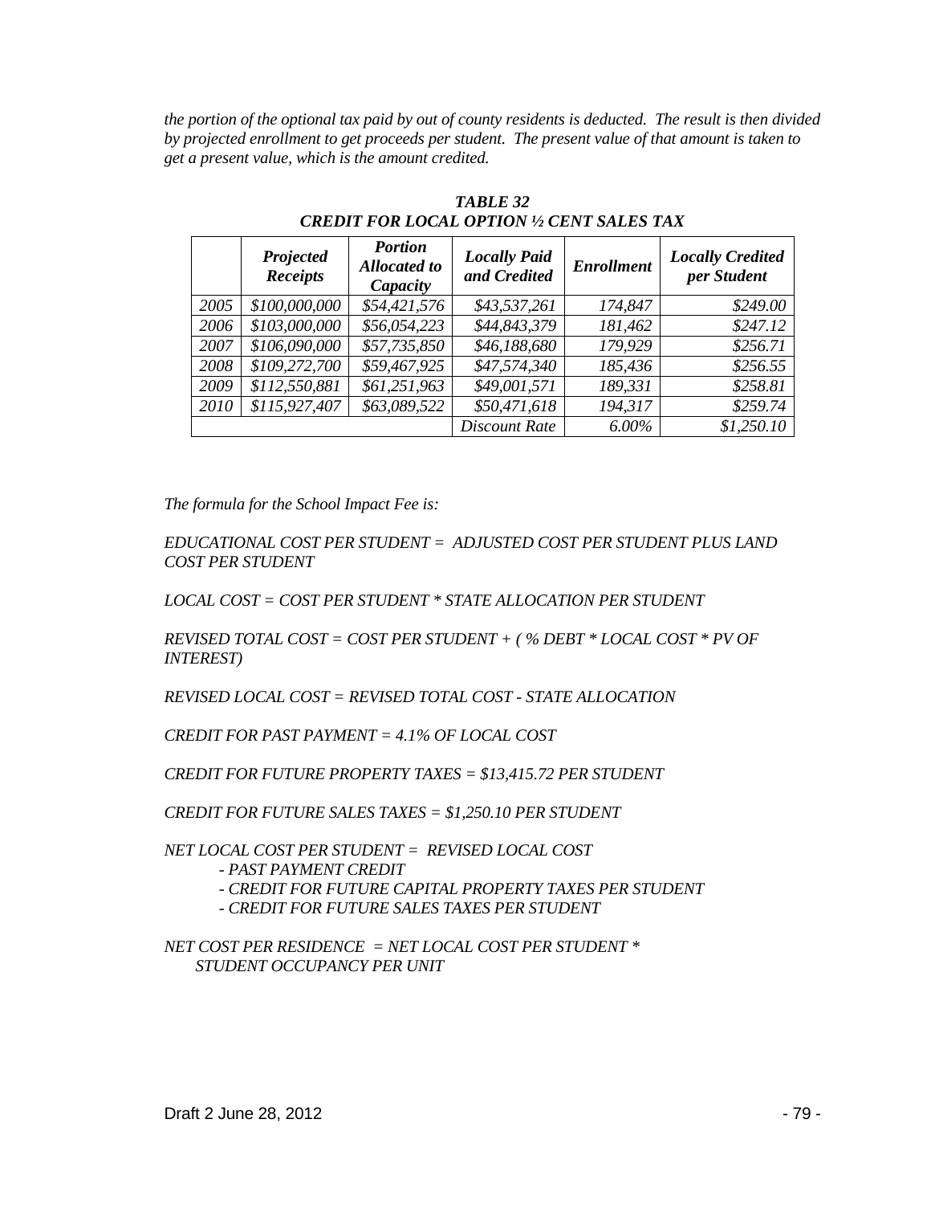*the portion of the optional tax paid by out of county residents is deducted. The result is then divided by projected enrollment to get proceeds per student. The present value of that amount is taken to get a present value, which is the amount credited.*

***TABLE 32***
***CREDIT FOR LOCAL OPTION ½ CENT SALES TAX***

| | *Projected Receipts* | *Portion Allocated to Capacity* | *Locally Paid and Credited* | *Enrollment* | *Locally Credited per Student* |
|---|---|---|---|---|---|
| *2005* | *$100,000,000* | *$54,421,576* | *$43,537,261* | *174,847* | *$249.00* |
| *2006* | *$103,000,000* | *$56,054,223* | *$44,843,379* | *181,462* | *$247.12* |
| *2007* | *$106,090,000* | *$57,735,850* | *$46,188,680* | *179,929* | *$256.71* |
| *2008* | *$109,272,700* | *$59,467,925* | *$47,574,340* | *185,436* | *$256.55* |
| *2009* | *$112,550,881* | *$61,251,963* | *$49,001,571* | *189,331* | *$258.81* |
| *2010* | *$115,927,407* | *$63,089,522* | *$50,471,618* | *194,317* | *$259.74* |
| | | | *Discount Rate* | *6.00%* | *$1,250.10* |

*The formula for the School Impact Fee is:*

*EDUCATIONAL COST PER STUDENT = ADJUSTED COST PER STUDENT PLUS LAND COST PER STUDENT*

*LOCAL COST = COST PER STUDENT * STATE ALLOCATION PER STUDENT*

*REVISED TOTAL COST = COST PER STUDENT + ( % DEBT * LOCAL COST * PV OF INTEREST)*

*REVISED LOCAL COST = REVISED TOTAL COST - STATE ALLOCATION*

*CREDIT FOR PAST PAYMENT = 4.1% OF LOCAL COST*

*CREDIT FOR FUTURE PROPERTY TAXES = $13,415.72 PER STUDENT*

*CREDIT FOR FUTURE SALES TAXES = $1,250.10 PER STUDENT*

*NET LOCAL COST PER STUDENT = REVISED LOCAL COST*
*- PAST PAYMENT CREDIT*
*- CREDIT FOR FUTURE CAPITAL PROPERTY TAXES PER STUDENT*
*- CREDIT FOR FUTURE SALES TAXES PER STUDENT*

*NET COST PER RESIDENCE = NET LOCAL COST PER STUDENT * STUDENT OCCUPANCY PER UNIT*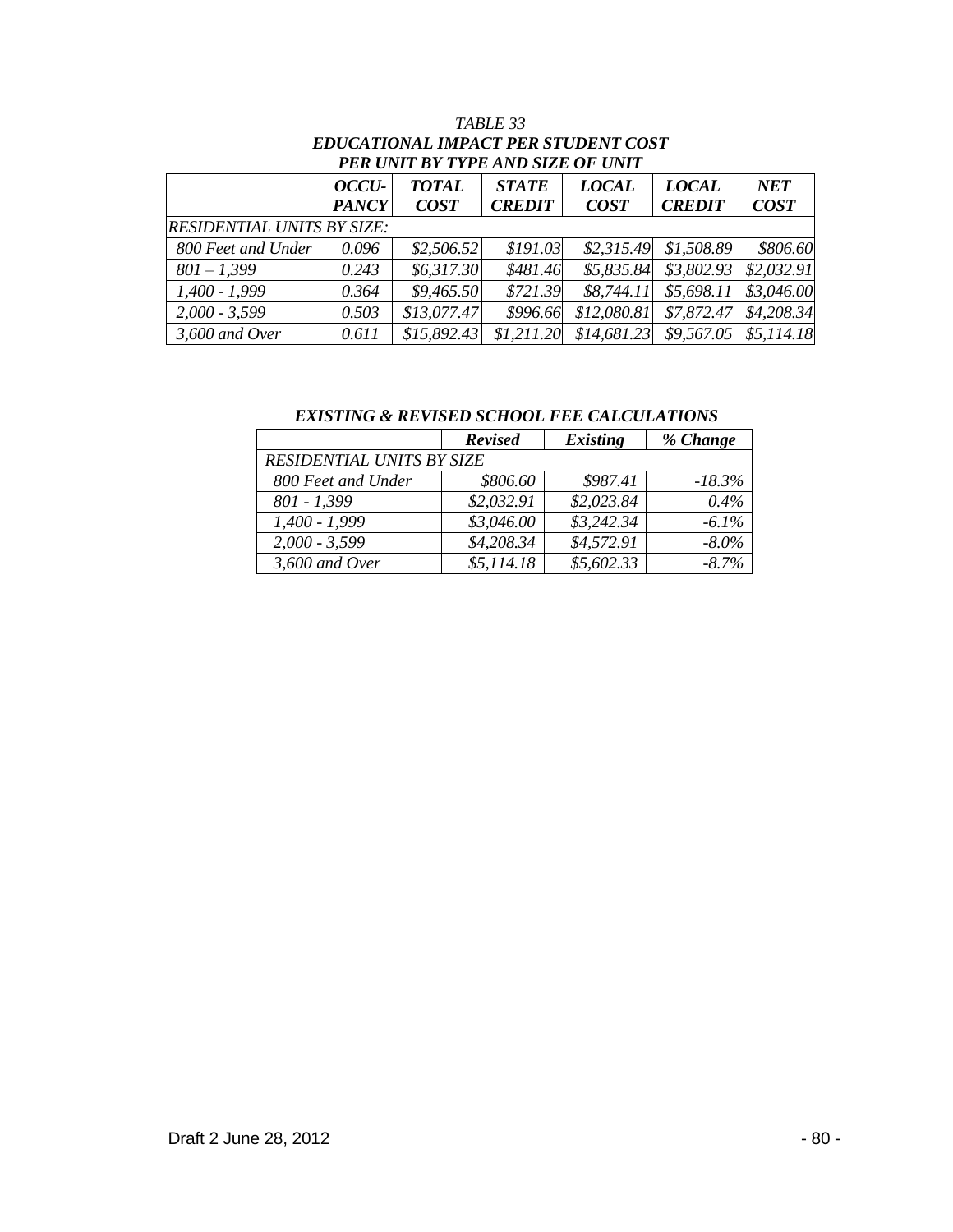*TABLE 33*

***EDUCATIONAL IMPACT PER STUDENT COST PER UNIT BY TYPE AND SIZE OF UNIT***

| | *OCCU-PANCY* | *TOTAL COST* | *STATE CREDIT* | *LOCAL COST* | *LOCAL CREDIT* | *NET COST* |
|---|---|---|---|---|---|---|
| *RESIDENTIAL UNITS BY SIZE:* | | | | | | |
| *800 Feet and Under* | *0.096* | *$2,506.52* | *$191.03* | *$2,315.49* | *$1,508.89* | *$806.60* |
| *801 – 1,399* | *0.243* | *$6,317.30* | *$481.46* | *$5,835.84* | *$3,802.93* | *$2,032.91* |
| *1,400 - 1,999* | *0.364* | *$9,465.50* | *$721.39* | *$8,744.11* | *$5,698.11* | *$3,046.00* |
| *2,000 - 3,599* | *0.503* | *$13,077.47* | *$996.66* | *$12,080.81* | *$7,872.47* | *$4,208.34* |
| *3,600 and Over* | *0.611* | *$15,892.43* | *$1,211.20* | *$14,681.23* | *$9,567.05* | *$5,114.18* |

***EXISTING & REVISED SCHOOL FEE CALCULATIONS***

| | *Revised* | *Existing* | *% Change* |
|---|---|---|---|
| *RESIDENTIAL UNITS BY SIZE* | | | |
| *800 Feet and Under* | *$806.60* | *$987.41* | *-18.3%* |
| *801 - 1,399* | *$2,032.91* | *$2,023.84* | *0.4%* |
| *1,400 - 1,999* | *$3,046.00* | *$3,242.34* | *-6.1%* |
| *2,000 - 3,599* | *$4,208.34* | *$4,572.91* | *-8.0%* |
| *3,600 and Over* | *$5,114.18* | *$5,602.33* | *-8.7%* |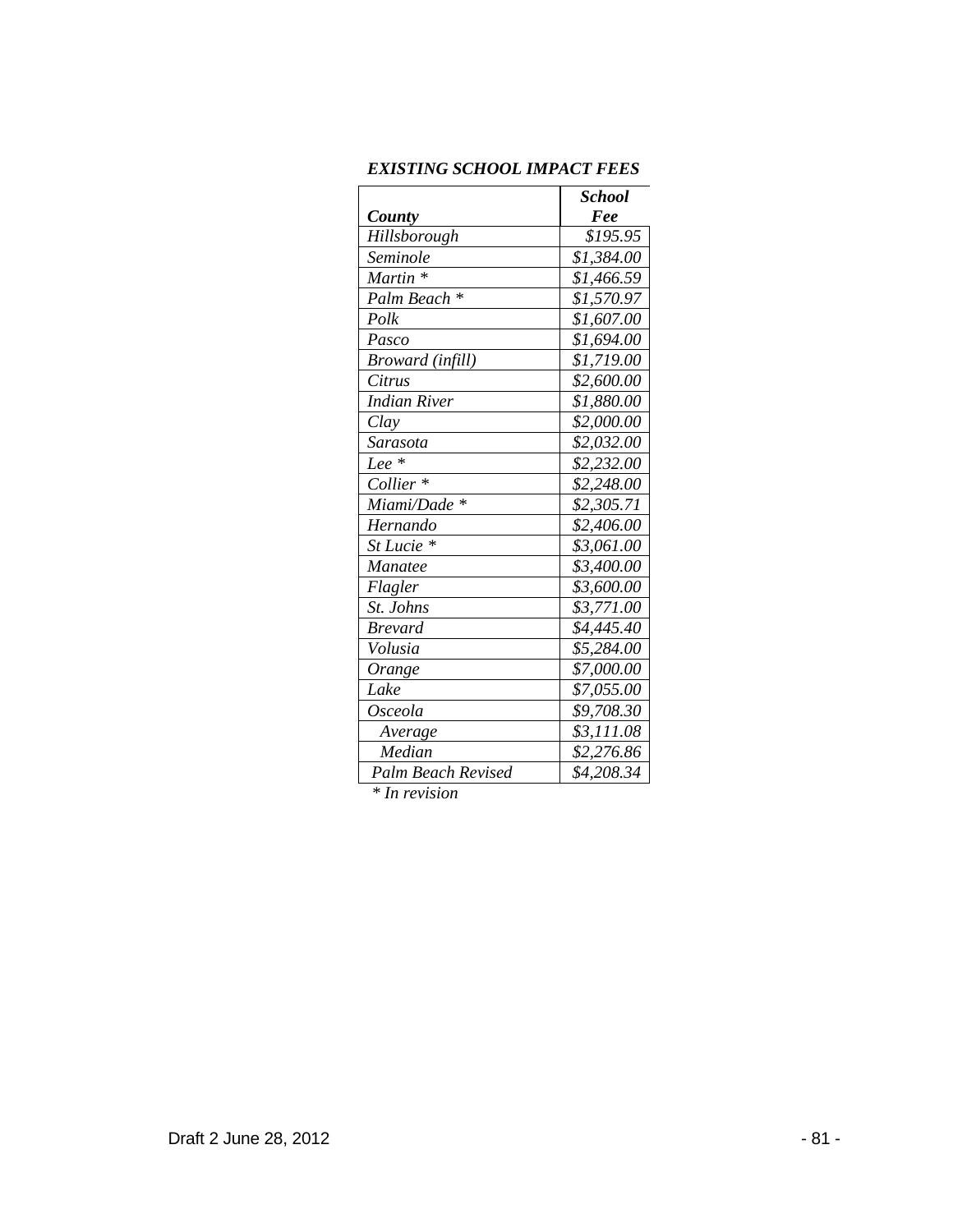***EXISTING SCHOOL IMPACT FEES***

| *County* | *School Fee* |
|---|---|
| *Hillsborough* | *$195.95* |
| *Seminole* | *$1,384.00* |
| *Martin ** | *$1,466.59* |
| *Palm Beach ** | *$1,570.97* |
| *Polk* | *$1,607.00* |
| *Pasco* | *$1,694.00* |
| *Broward (infill)* | *$1,719.00* |
| *Citrus* | *$2,600.00* |
| *Indian River* | *$1,880.00* |
| *Clay* | *$2,000.00* |
| *Sarasota* | *$2,032.00* |
| *Lee ** | *$2,232.00* |
| *Collier ** | *$2,248.00* |
| *Miami/Dade ** | *$2,305.71* |
| *Hernando* | *$2,406.00* |
| *St Lucie ** | *$3,061.00* |
| *Manatee* | *$3,400.00* |
| *Flagler* | *$3,600.00* |
| *St. Johns* | *$3,771.00* |
| *Brevard* | *$4,445.40* |
| *Volusia* | *$5,284.00* |
| *Orange* | *$7,000.00* |
| *Lake* | *$7,055.00* |
| *Osceola* | *$9,708.30* |
| *Average* | *$3,111.08* |
| *Median* | *$2,276.86* |
| *Palm Beach Revised* | *$4,208.34* |

** In revision*